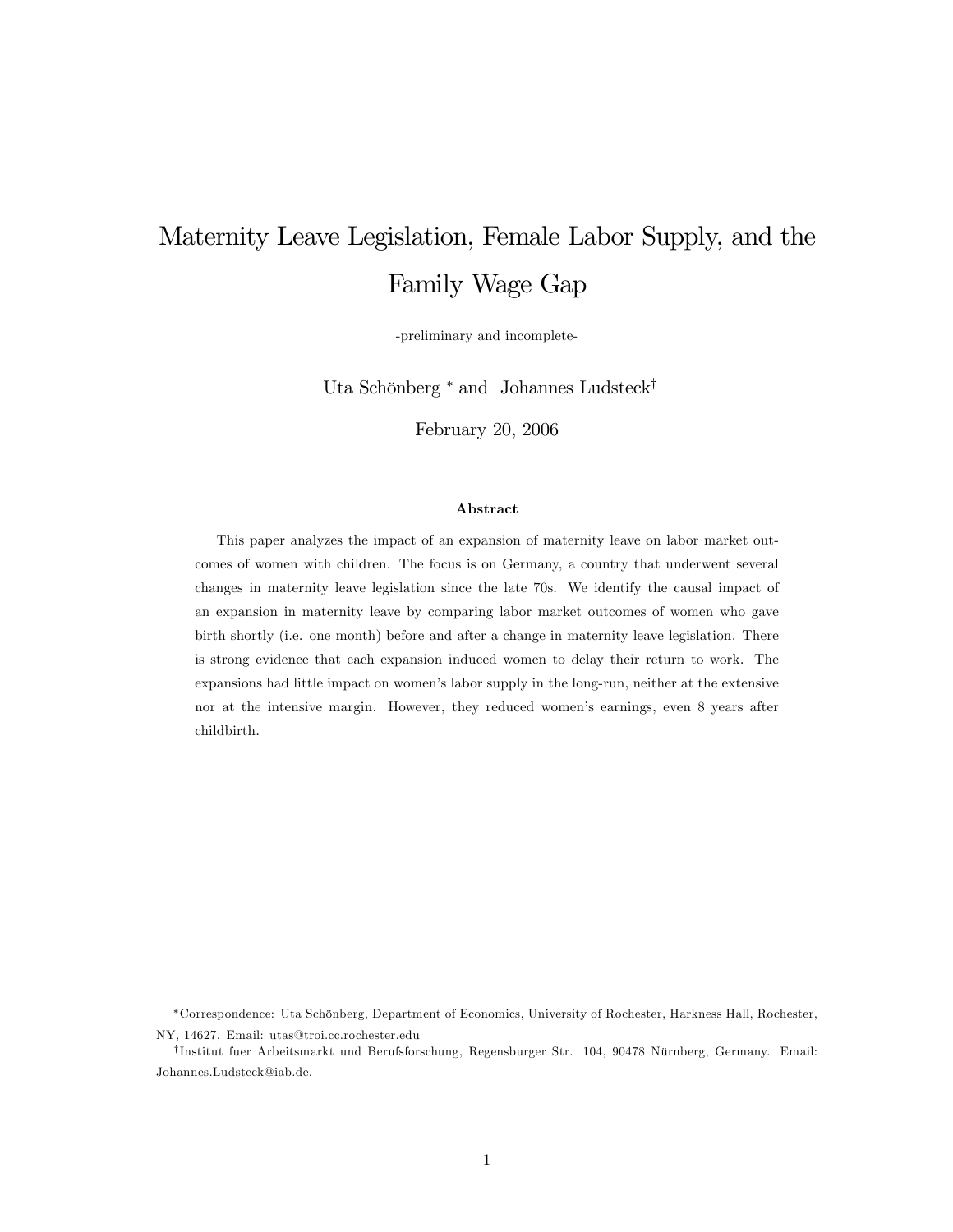# Maternity Leave Legislation, Female Labor Supply, and the Family Wage Gap

-preliminary and incomplete-

Uta Schönberg * and Johannes Ludsteck†

February 20, 2006

### Abstract

This paper analyzes the impact of an expansion of maternity leave on labor market outcomes of women with children. The focus is on Germany, a country that underwent several changes in maternity leave legislation since the late 70s. We identify the causal impact of an expansion in maternity leave by comparing labor market outcomes of women who gave birth shortly (i.e. one month) before and after a change in maternity leave legislation. There is strong evidence that each expansion induced women to delay their return to work. The expansions had little impact on women's labor supply in the long-run, neither at the extensive nor at the intensive margin. However, they reduced women's earnings, even 8 years after childbirth.

---

*Correspondence: Uta Schönberg, Department of Economics, University of Rochester, Harkness Hall, Rochester, NY, 14627. Email: utas@troi.cc.rochester.edu

†Institut fuer Arbeitsmarkt und Berufsforschung, Regensburger Str. 104, 90478 Nürnberg, Germany. Email: Johannes.Ludsteck@iab.de.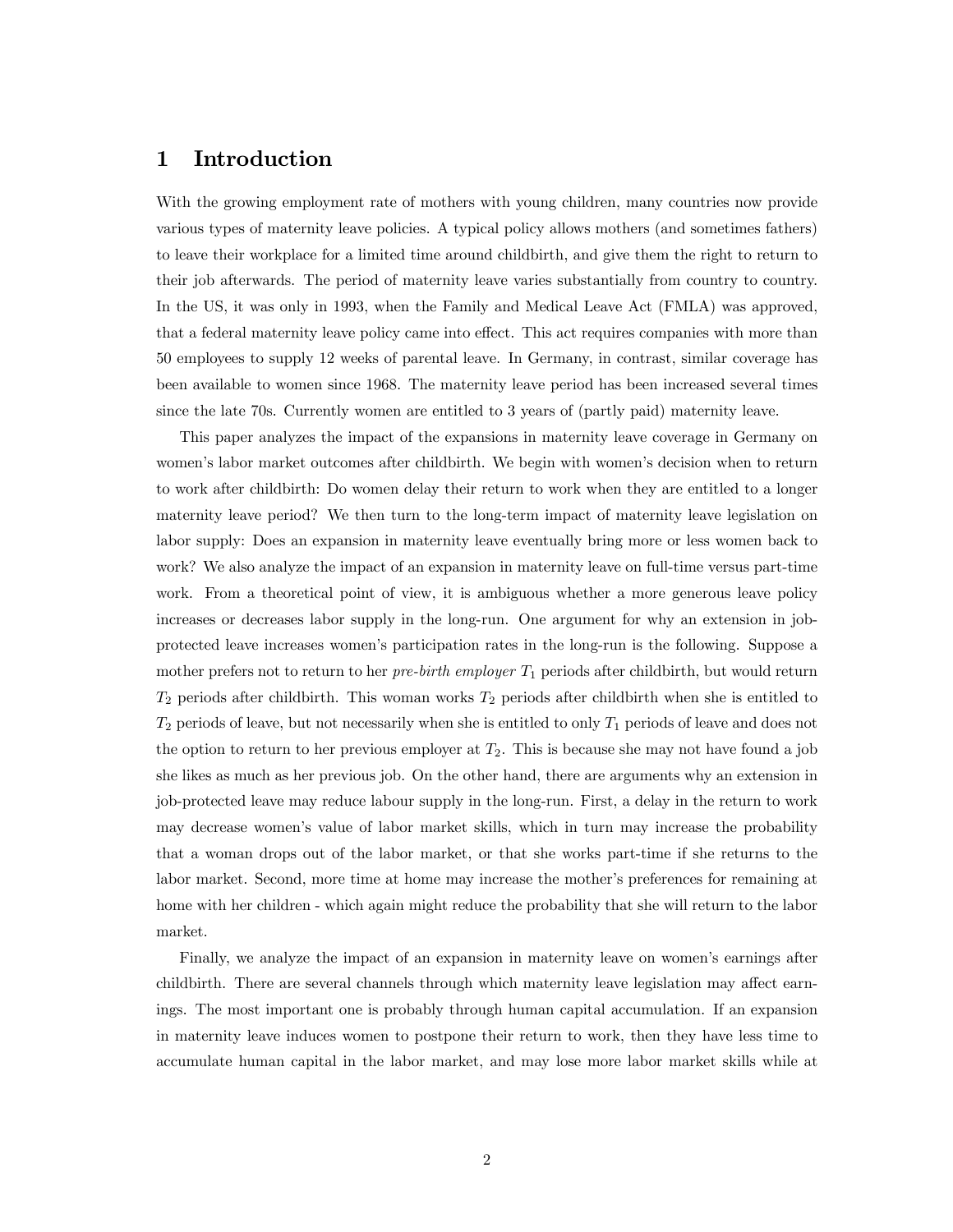# 1 Introduction

With the growing employment rate of mothers with young children, many countries now provide various types of maternity leave policies. A typical policy allows mothers (and sometimes fathers) to leave their workplace for a limited time around childbirth, and give them the right to return to their job afterwards. The period of maternity leave varies substantially from country to country. In the US, it was only in 1993, when the Family and Medical Leave Act (FMLA) was approved, that a federal maternity leave policy came into effect. This act requires companies with more than 50 employees to supply 12 weeks of parental leave. In Germany, in contrast, similar coverage has been available to women since 1968. The maternity leave period has been increased several times since the late 70s. Currently women are entitled to 3 years of (partly paid) maternity leave.

This paper analyzes the impact of the expansions in maternity leave coverage in Germany on women's labor market outcomes after childbirth. We begin with women's decision when to return to work after childbirth: Do women delay their return to work when they are entitled to a longer maternity leave period? We then turn to the long-term impact of maternity leave legislation on labor supply: Does an expansion in maternity leave eventually bring more or less women back to work? We also analyze the impact of an expansion in maternity leave on full-time versus part-time work. From a theoretical point of view, it is ambiguous whether a more generous leave policy increases or decreases labor supply in the long-run. One argument for why an extension in job-protected leave increases women's participation rates in the long-run is the following. Suppose a mother prefers not to return to her *pre-birth employer* $T_1$ periods after childbirth, but would return $T_2$ periods after childbirth. This woman works $T_2$ periods after childbirth when she is entitled to $T_2$ periods of leave, but not necessarily when she is entitled to only $T_1$ periods of leave and does not the option to return to her previous employer at $T_2$. This is because she may not have found a job she likes as much as her previous job. On the other hand, there are arguments why an extension in job-protected leave may reduce labour supply in the long-run. First, a delay in the return to work may decrease women's value of labor market skills, which in turn may increase the probability that a woman drops out of the labor market, or that she works part-time if she returns to the labor market. Second, more time at home may increase the mother's preferences for remaining at home with her children - which again might reduce the probability that she will return to the labor market.

Finally, we analyze the impact of an expansion in maternity leave on women's earnings after childbirth. There are several channels through which maternity leave legislation may affect earnings. The most important one is probably through human capital accumulation. If an expansion in maternity leave induces women to postpone their return to work, then they have less time to accumulate human capital in the labor market, and may lose more labor market skills while at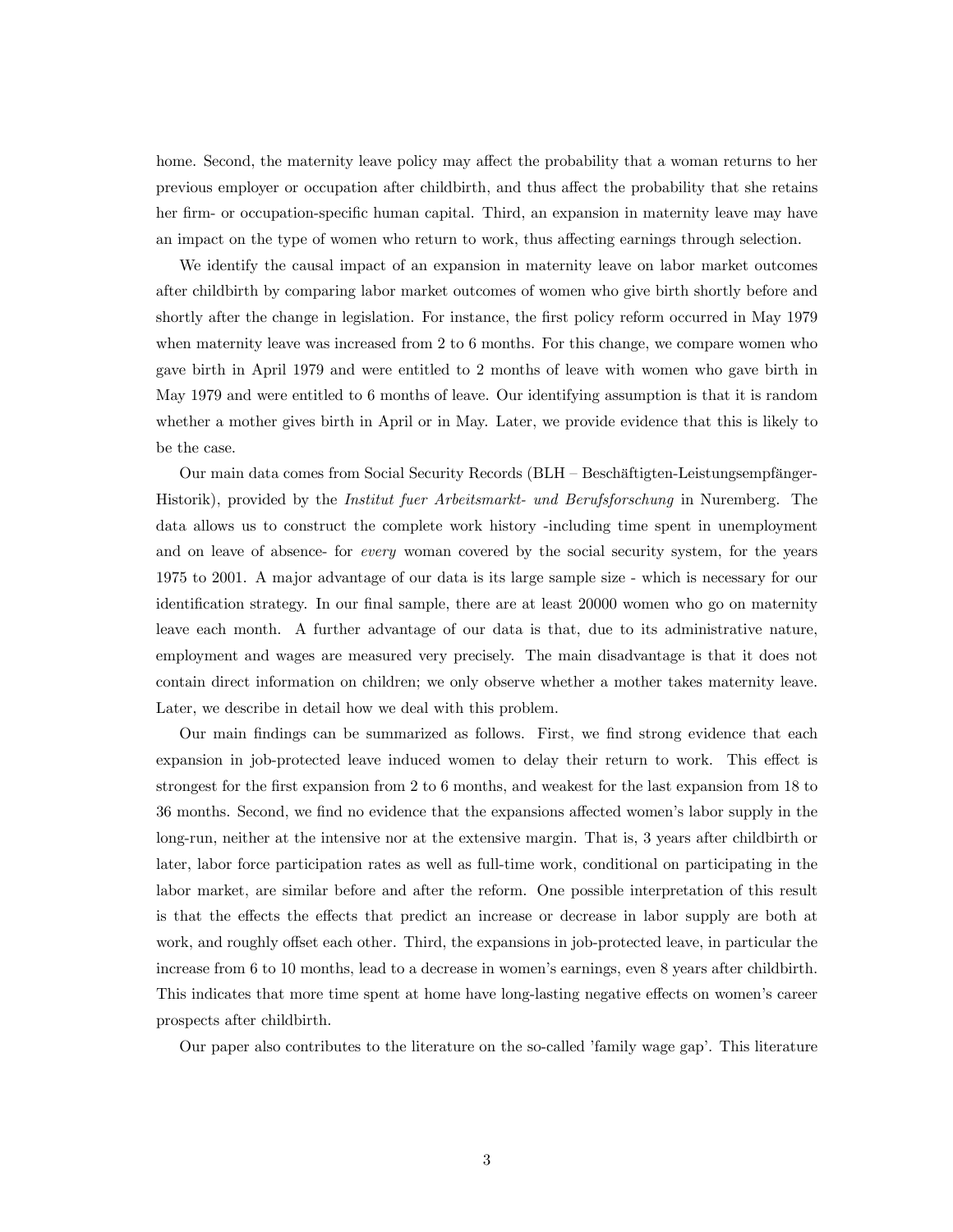home. Second, the maternity leave policy may affect the probability that a woman returns to her previous employer or occupation after childbirth, and thus affect the probability that she retains her firm- or occupation-specific human capital. Third, an expansion in maternity leave may have an impact on the type of women who return to work, thus affecting earnings through selection.

We identify the causal impact of an expansion in maternity leave on labor market outcomes after childbirth by comparing labor market outcomes of women who give birth shortly before and shortly after the change in legislation. For instance, the first policy reform occurred in May 1979 when maternity leave was increased from 2 to 6 months. For this change, we compare women who gave birth in April 1979 and were entitled to 2 months of leave with women who gave birth in May 1979 and were entitled to 6 months of leave. Our identifying assumption is that it is random whether a mother gives birth in April or in May. Later, we provide evidence that this is likely to be the case.

Our main data comes from Social Security Records (BLH – Beschäftigten-Leistungsempfänger-Historik), provided by the *Institut fuer Arbeitsmarkt- und Berufsforschung* in Nuremberg. The data allows us to construct the complete work history -including time spent in unemployment and on leave of absence- for *every* woman covered by the social security system, for the years 1975 to 2001. A major advantage of our data is its large sample size - which is necessary for our identification strategy. In our final sample, there are at least 20000 women who go on maternity leave each month. A further advantage of our data is that, due to its administrative nature, employment and wages are measured very precisely. The main disadvantage is that it does not contain direct information on children; we only observe whether a mother takes maternity leave. Later, we describe in detail how we deal with this problem.

Our main findings can be summarized as follows. First, we find strong evidence that each expansion in job-protected leave induced women to delay their return to work. This effect is strongest for the first expansion from 2 to 6 months, and weakest for the last expansion from 18 to 36 months. Second, we find no evidence that the expansions affected women's labor supply in the long-run, neither at the intensive nor at the extensive margin. That is, 3 years after childbirth or later, labor force participation rates as well as full-time work, conditional on participating in the labor market, are similar before and after the reform. One possible interpretation of this result is that the effects the effects that predict an increase or decrease in labor supply are both at work, and roughly offset each other. Third, the expansions in job-protected leave, in particular the increase from 6 to 10 months, lead to a decrease in women's earnings, even 8 years after childbirth. This indicates that more time spent at home have long-lasting negative effects on women's career prospects after childbirth.

Our paper also contributes to the literature on the so-called 'family wage gap'. This literature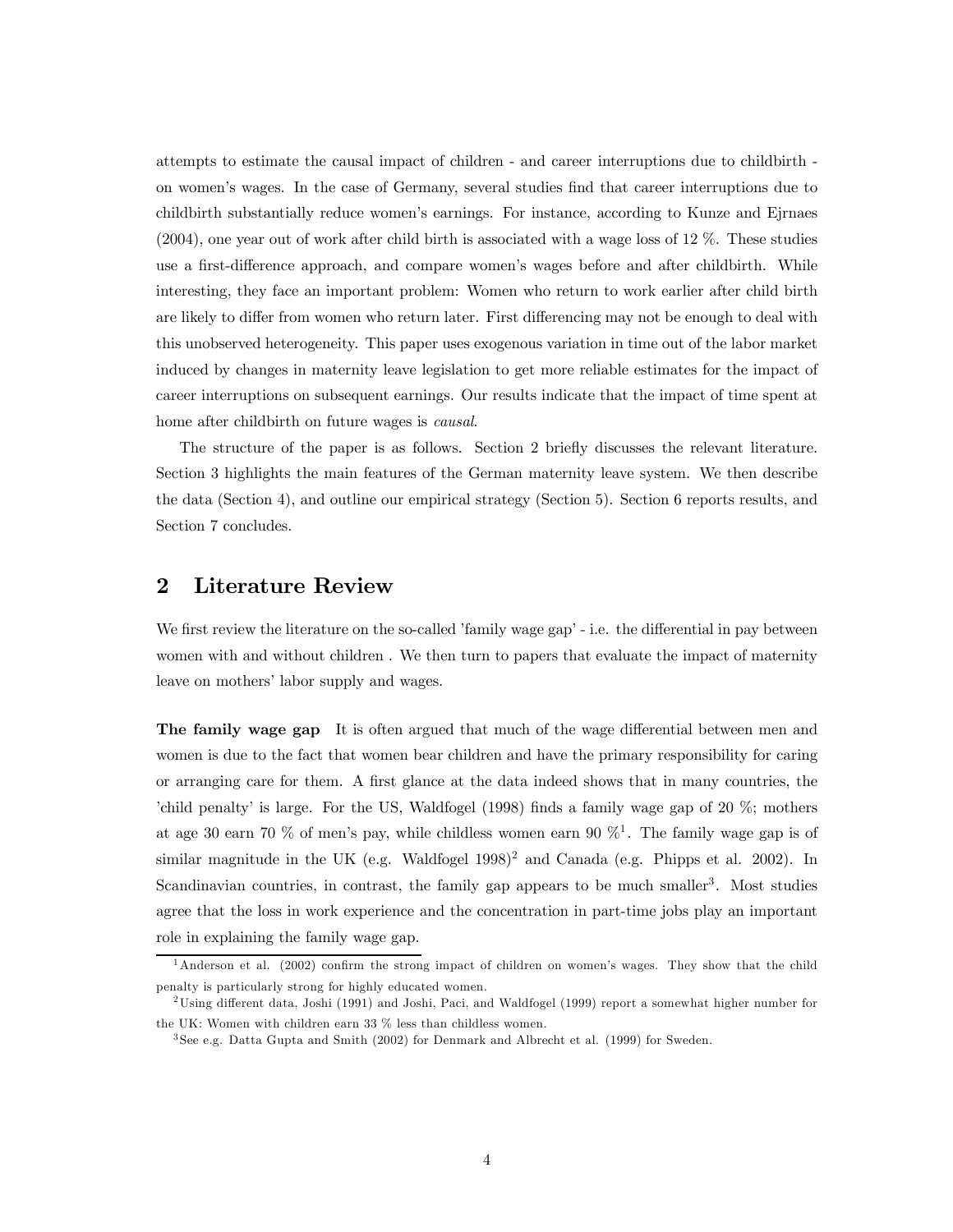attempts to estimate the causal impact of children - and career interruptions due to childbirth - on women's wages. In the case of Germany, several studies find that career interruptions due to childbirth substantially reduce women's earnings. For instance, according to Kunze and Ejrnaes (2004), one year out of work after child birth is associated with a wage loss of 12 %. These studies use a first-difference approach, and compare women's wages before and after childbirth. While interesting, they face an important problem: Women who return to work earlier after child birth are likely to differ from women who return later. First differencing may not be enough to deal with this unobserved heterogeneity. This paper uses exogenous variation in time out of the labor market induced by changes in maternity leave legislation to get more reliable estimates for the impact of career interruptions on subsequent earnings. Our results indicate that the impact of time spent at home after childbirth on future wages is *causal*.

The structure of the paper is as follows. Section 2 briefly discusses the relevant literature. Section 3 highlights the main features of the German maternity leave system. We then describe the data (Section 4), and outline our empirical strategy (Section 5). Section 6 reports results, and Section 7 concludes.

## 2 Literature Review

We first review the literature on the so-called 'family wage gap' - i.e. the differential in pay between women with and without children . We then turn to papers that evaluate the impact of maternity leave on mothers' labor supply and wages.

**The family wage gap** It is often argued that much of the wage differential between men and women is due to the fact that women bear children and have the primary responsibility for caring or arranging care for them. A first glance at the data indeed shows that in many countries, the 'child penalty' is large. For the US, Waldfogel (1998) finds a family wage gap of 20 %; mothers at age 30 earn 70 % of men's pay, while childless women earn 90 %[1]. The family wage gap is of similar magnitude in the UK (e.g. Waldfogel 1998)[2] and Canada (e.g. Phipps et al. 2002). In Scandinavian countries, in contrast, the family gap appears to be much smaller[3]. Most studies agree that the loss in work experience and the concentration in part-time jobs play an important role in explaining the family wage gap.

[1] Anderson et al. (2002) confirm the strong impact of children on women's wages. They show that the child penalty is particularly strong for highly educated women.

[2] Using different data, Joshi (1991) and Joshi, Paci, and Waldfogel (1999) report a somewhat higher number for the UK: Women with children earn 33 % less than childless women.

[3] See e.g. Datta Gupta and Smith (2002) for Denmark and Albrecht et al. (1999) for Sweden.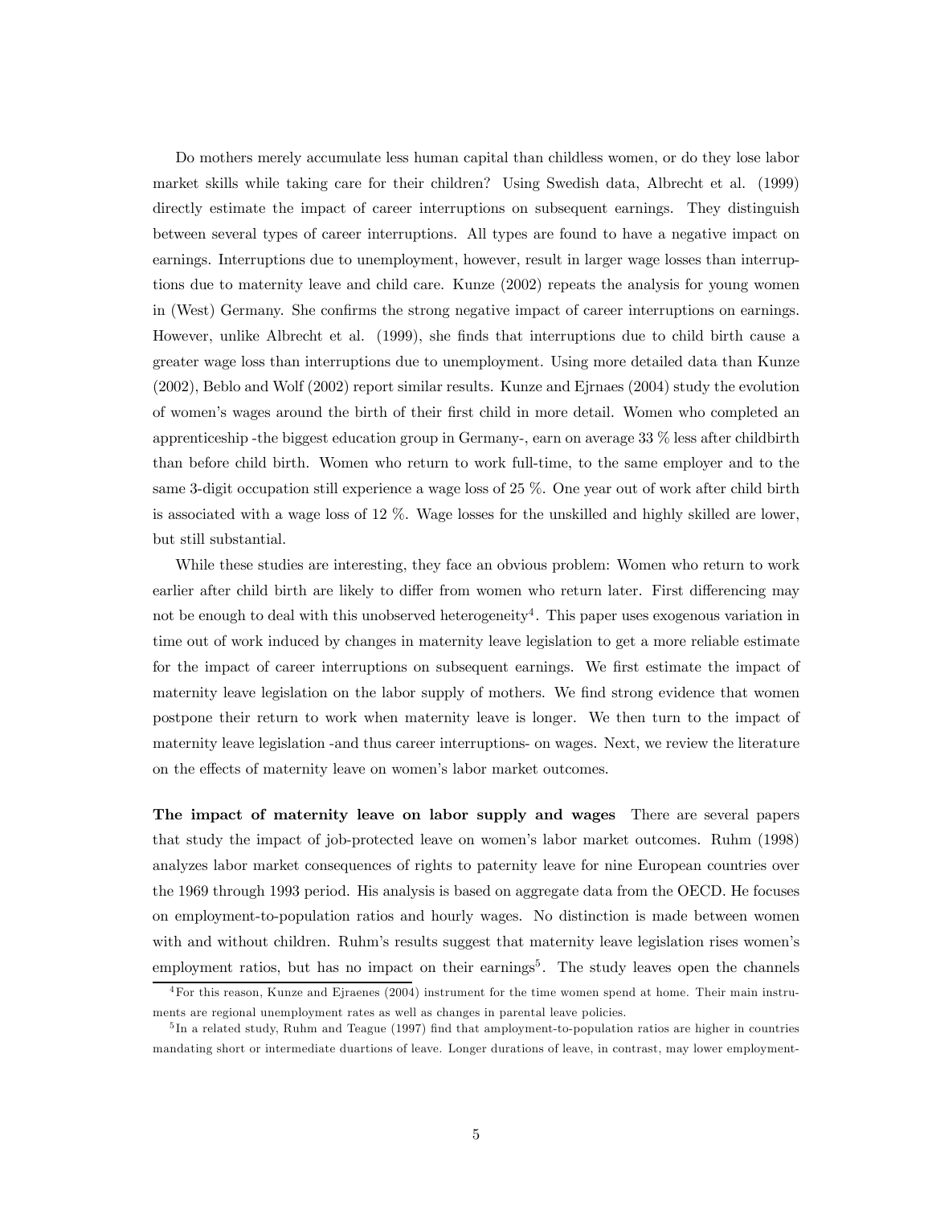Do mothers merely accumulate less human capital than childless women, or do they lose labor market skills while taking care for their children? Using Swedish data, Albrecht et al. (1999) directly estimate the impact of career interruptions on subsequent earnings. They distinguish between several types of career interruptions. All types are found to have a negative impact on earnings. Interruptions due to unemployment, however, result in larger wage losses than interruptions due to maternity leave and child care. Kunze (2002) repeats the analysis for young women in (West) Germany. She confirms the strong negative impact of career interruptions on earnings. However, unlike Albrecht et al. (1999), she finds that interruptions due to child birth cause a greater wage loss than interruptions due to unemployment. Using more detailed data than Kunze (2002), Beblo and Wolf (2002) report similar results. Kunze and Ejrnaes (2004) study the evolution of women's wages around the birth of their first child in more detail. Women who completed an apprenticeship -the biggest education group in Germany-, earn on average 33 % less after childbirth than before child birth. Women who return to work full-time, to the same employer and to the same 3-digit occupation still experience a wage loss of 25 %. One year out of work after child birth is associated with a wage loss of 12 %. Wage losses for the unskilled and highly skilled are lower, but still substantial.

While these studies are interesting, they face an obvious problem: Women who return to work earlier after child birth are likely to differ from women who return later. First differencing may not be enough to deal with this unobserved heterogeneity[4]. This paper uses exogenous variation in time out of work induced by changes in maternity leave legislation to get a more reliable estimate for the impact of career interruptions on subsequent earnings. We first estimate the impact of maternity leave legislation on the labor supply of mothers. We find strong evidence that women postpone their return to work when maternity leave is longer. We then turn to the impact of maternity leave legislation -and thus career interruptions- on wages. Next, we review the literature on the effects of maternity leave on women's labor market outcomes.

**The impact of maternity leave on labor supply and wages** There are several papers that study the impact of job-protected leave on women's labor market outcomes. Ruhm (1998) analyzes labor market consequences of rights to paternity leave for nine European countries over the 1969 through 1993 period. His analysis is based on aggregate data from the OECD. He focuses on employment-to-population ratios and hourly wages. No distinction is made between women with and without children. Ruhm's results suggest that maternity leave legislation rises women's employment ratios, but has no impact on their earnings[5]. The study leaves open the channels

[4] For this reason, Kunze and Ejraenes (2004) instrument for the time women spend at home. Their main instruments are regional unemployment rates as well as changes in parental leave policies.

[5] In a related study, Ruhm and Teague (1997) find that amployment-to-population ratios are higher in countries mandating short or intermediate duartions of leave. Longer durations of leave, in contrast, may lower employment-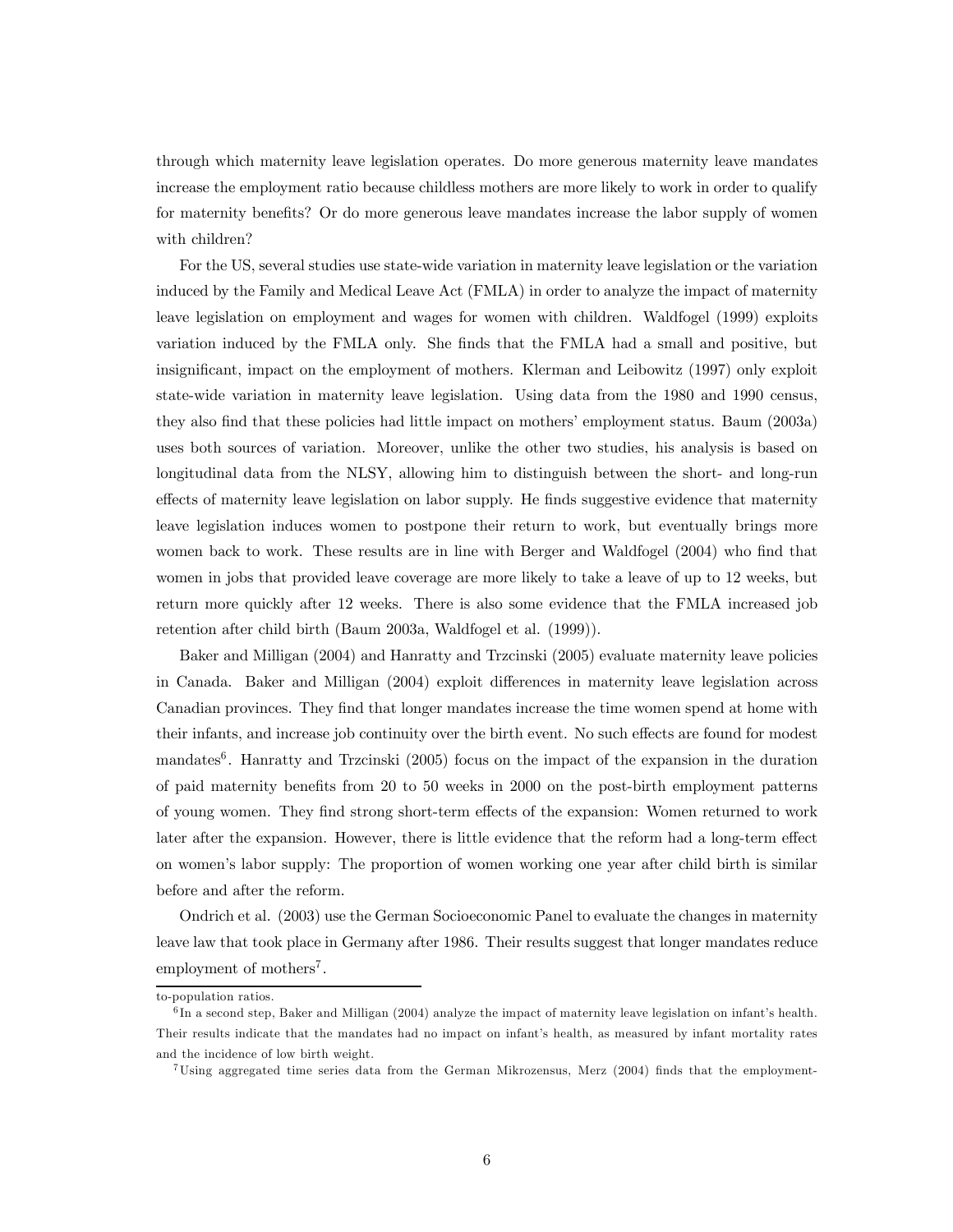through which maternity leave legislation operates. Do more generous maternity leave mandates increase the employment ratio because childless mothers are more likely to work in order to qualify for maternity benefits? Or do more generous leave mandates increase the labor supply of women with children?

For the US, several studies use state-wide variation in maternity leave legislation or the variation induced by the Family and Medical Leave Act (FMLA) in order to analyze the impact of maternity leave legislation on employment and wages for women with children. Waldfogel (1999) exploits variation induced by the FMLA only. She finds that the FMLA had a small and positive, but insignificant, impact on the employment of mothers. Klerman and Leibowitz (1997) only exploit state-wide variation in maternity leave legislation. Using data from the 1980 and 1990 census, they also find that these policies had little impact on mothers' employment status. Baum (2003a) uses both sources of variation. Moreover, unlike the other two studies, his analysis is based on longitudinal data from the NLSY, allowing him to distinguish between the short- and long-run effects of maternity leave legislation on labor supply. He finds suggestive evidence that maternity leave legislation induces women to postpone their return to work, but eventually brings more women back to work. These results are in line with Berger and Waldfogel (2004) who find that women in jobs that provided leave coverage are more likely to take a leave of up to 12 weeks, but return more quickly after 12 weeks. There is also some evidence that the FMLA increased job retention after child birth (Baum 2003a, Waldfogel et al. (1999)).

Baker and Milligan (2004) and Hanratty and Trzcinski (2005) evaluate maternity leave policies in Canada. Baker and Milligan (2004) exploit differences in maternity leave legislation across Canadian provinces. They find that longer mandates increase the time women spend at home with their infants, and increase job continuity over the birth event. No such effects are found for modest mandates[6]. Hanratty and Trzcinski (2005) focus on the impact of the expansion in the duration of paid maternity benefits from 20 to 50 weeks in 2000 on the post-birth employment patterns of young women. They find strong short-term effects of the expansion: Women returned to work later after the expansion. However, there is little evidence that the reform had a long-term effect on women's labor supply: The proportion of women working one year after child birth is similar before and after the reform.

Ondrich et al. (2003) use the German Socioeconomic Panel to evaluate the changes in maternity leave law that took place in Germany after 1986. Their results suggest that longer mandates reduce employment of mothers[7].

---

to-population ratios.

[6] In a second step, Baker and Milligan (2004) analyze the impact of maternity leave legislation on infant's health. Their results indicate that the mandates had no impact on infant's health, as measured by infant mortality rates and the incidence of low birth weight.

[7] Using aggregated time series data from the German Mikrozensus, Merz (2004) finds that the employment-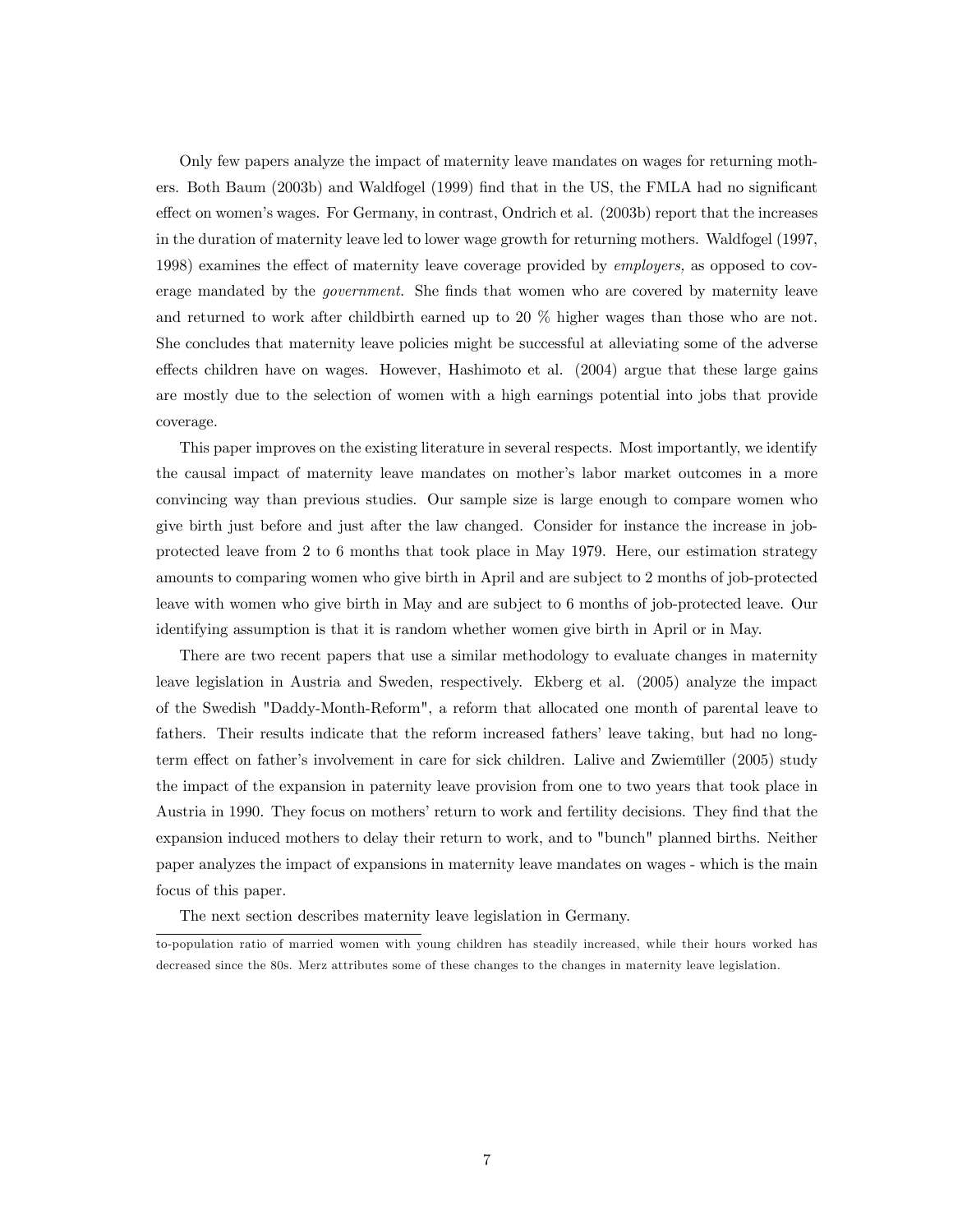Only few papers analyze the impact of maternity leave mandates on wages for returning mothers. Both Baum (2003b) and Waldfogel (1999) find that in the US, the FMLA had no significant effect on women's wages. For Germany, in contrast, Ondrich et al. (2003b) report that the increases in the duration of maternity leave led to lower wage growth for returning mothers. Waldfogel (1997, 1998) examines the effect of maternity leave coverage provided by *employers,* as opposed to coverage mandated by the *government*. She finds that women who are covered by maternity leave and returned to work after childbirth earned up to 20 % higher wages than those who are not. She concludes that maternity leave policies might be successful at alleviating some of the adverse effects children have on wages. However, Hashimoto et al. (2004) argue that these large gains are mostly due to the selection of women with a high earnings potential into jobs that provide coverage.

This paper improves on the existing literature in several respects. Most importantly, we identify the causal impact of maternity leave mandates on mother's labor market outcomes in a more convincing way than previous studies. Our sample size is large enough to compare women who give birth just before and just after the law changed. Consider for instance the increase in job-protected leave from 2 to 6 months that took place in May 1979. Here, our estimation strategy amounts to comparing women who give birth in April and are subject to 2 months of job-protected leave with women who give birth in May and are subject to 6 months of job-protected leave. Our identifying assumption is that it is random whether women give birth in April or in May.

There are two recent papers that use a similar methodology to evaluate changes in maternity leave legislation in Austria and Sweden, respectively. Ekberg et al. (2005) analyze the impact of the Swedish "Daddy-Month-Reform", a reform that allocated one month of parental leave to fathers. Their results indicate that the reform increased fathers' leave taking, but had no long-term effect on father's involvement in care for sick children. Lalive and Zwiemüller (2005) study the impact of the expansion in paternity leave provision from one to two years that took place in Austria in 1990. They focus on mothers' return to work and fertility decisions. They find that the expansion induced mothers to delay their return to work, and to "bunch" planned births. Neither paper analyzes the impact of expansions in maternity leave mandates on wages - which is the main focus of this paper.

The next section describes maternity leave legislation in Germany.

to-population ratio of married women with young children has steadily increased, while their hours worked has decreased since the 80s. Merz attributes some of these changes to the changes in maternity leave legislation.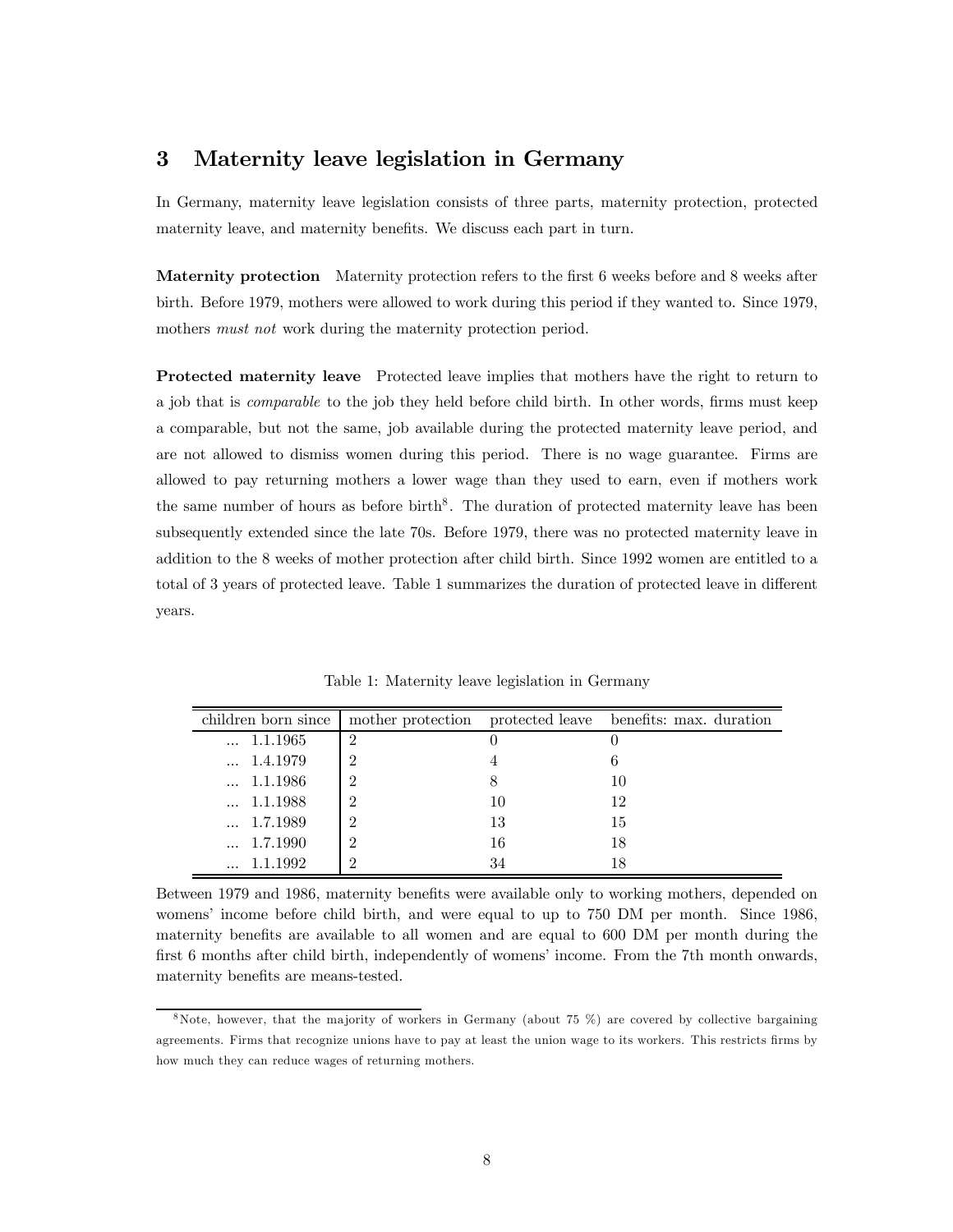## 3 Maternity leave legislation in Germany

In Germany, maternity leave legislation consists of three parts, maternity protection, protected maternity leave, and maternity benefits. We discuss each part in turn.

**Maternity protection** Maternity protection refers to the first 6 weeks before and 8 weeks after birth. Before 1979, mothers were allowed to work during this period if they wanted to. Since 1979, mothers *must not* work during the maternity protection period.

**Protected maternity leave** Protected leave implies that mothers have the right to return to a job that is *comparable* to the job they held before child birth. In other words, firms must keep a comparable, but not the same, job available during the protected maternity leave period, and are not allowed to dismiss women during this period. There is no wage guarantee. Firms are allowed to pay returning mothers a lower wage than they used to earn, even if mothers work the same number of hours as before birth[8]. The duration of protected maternity leave has been subsequently extended since the late 70s. Before 1979, there was no protected maternity leave in addition to the 8 weeks of mother protection after child birth. Since 1992 women are entitled to a total of 3 years of protected leave. Table 1 summarizes the duration of protected leave in different years.

Table 1: Maternity leave legislation in Germany

| children born since | mother protection | protected leave | benefits: max. duration |
|---|---|---|---|
| ... 1.1.1965 | 2 | 0 | 0 |
| ... 1.4.1979 | 2 | 4 | 6 |
| ... 1.1.1986 | 2 | 8 | 10 |
| ... 1.1.1988 | 2 | 10 | 12 |
| ... 1.7.1989 | 2 | 13 | 15 |
| ... 1.7.1990 | 2 | 16 | 18 |
| ... 1.1.1992 | 2 | 34 | 18 |

Between 1979 and 1986, maternity benefits were available only to working mothers, depended on womens' income before child birth, and were equal to up to 750 DM per month. Since 1986, maternity benefits are available to all women and are equal to 600 DM per month during the first 6 months after child birth, independently of womens' income. From the 7th month onwards, maternity benefits are means-tested.

[8] Note, however, that the majority of workers in Germany (about 75 %) are covered by collective bargaining agreements. Firms that recognize unions have to pay at least the union wage to its workers. This restricts firms by how much they can reduce wages of returning mothers.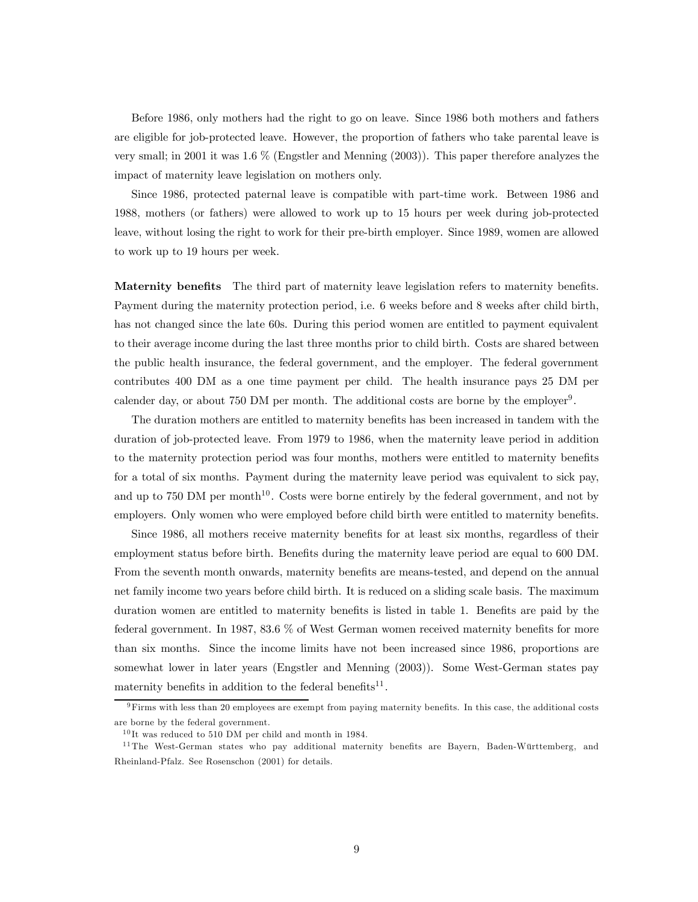Before 1986, only mothers had the right to go on leave. Since 1986 both mothers and fathers are eligible for job-protected leave. However, the proportion of fathers who take parental leave is very small; in 2001 it was 1.6 % (Engstler and Menning (2003)). This paper therefore analyzes the impact of maternity leave legislation on mothers only.

Since 1986, protected paternal leave is compatible with part-time work. Between 1986 and 1988, mothers (or fathers) were allowed to work up to 15 hours per week during job-protected leave, without losing the right to work for their pre-birth employer. Since 1989, women are allowed to work up to 19 hours per week.

**Maternity benefits** The third part of maternity leave legislation refers to maternity benefits. Payment during the maternity protection period, i.e. 6 weeks before and 8 weeks after child birth, has not changed since the late 60s. During this period women are entitled to payment equivalent to their average income during the last three months prior to child birth. Costs are shared between the public health insurance, the federal government, and the employer. The federal government contributes 400 DM as a one time payment per child. The health insurance pays 25 DM per calender day, or about 750 DM per month. The additional costs are borne by the employer[9].

The duration mothers are entitled to maternity benefits has been increased in tandem with the duration of job-protected leave. From 1979 to 1986, when the maternity leave period in addition to the maternity protection period was four months, mothers were entitled to maternity benefits for a total of six months. Payment during the maternity leave period was equivalent to sick pay, and up to 750 DM per month[10]. Costs were borne entirely by the federal government, and not by employers. Only women who were employed before child birth were entitled to maternity benefits.

Since 1986, all mothers receive maternity benefits for at least six months, regardless of their employment status before birth. Benefits during the maternity leave period are equal to 600 DM. From the seventh month onwards, maternity benefits are means-tested, and depend on the annual net family income two years before child birth. It is reduced on a sliding scale basis. The maximum duration women are entitled to maternity benefits is listed in table 1. Benefits are paid by the federal government. In 1987, 83.6 % of West German women received maternity benefits for more than six months. Since the income limits have not been increased since 1986, proportions are somewhat lower in later years (Engstler and Menning (2003)). Some West-German states pay maternity benefits in addition to the federal benefits[11].

[9] Firms with less than 20 employees are exempt from paying maternity benefits. In this case, the additional costs are borne by the federal government.

[10] It was reduced to 510 DM per child and month in 1984.

[11] The West-German states who pay additional maternity benefits are Bayern, Baden-Württemberg, and Rheinland-Pfalz. See Rosenschon (2001) for details.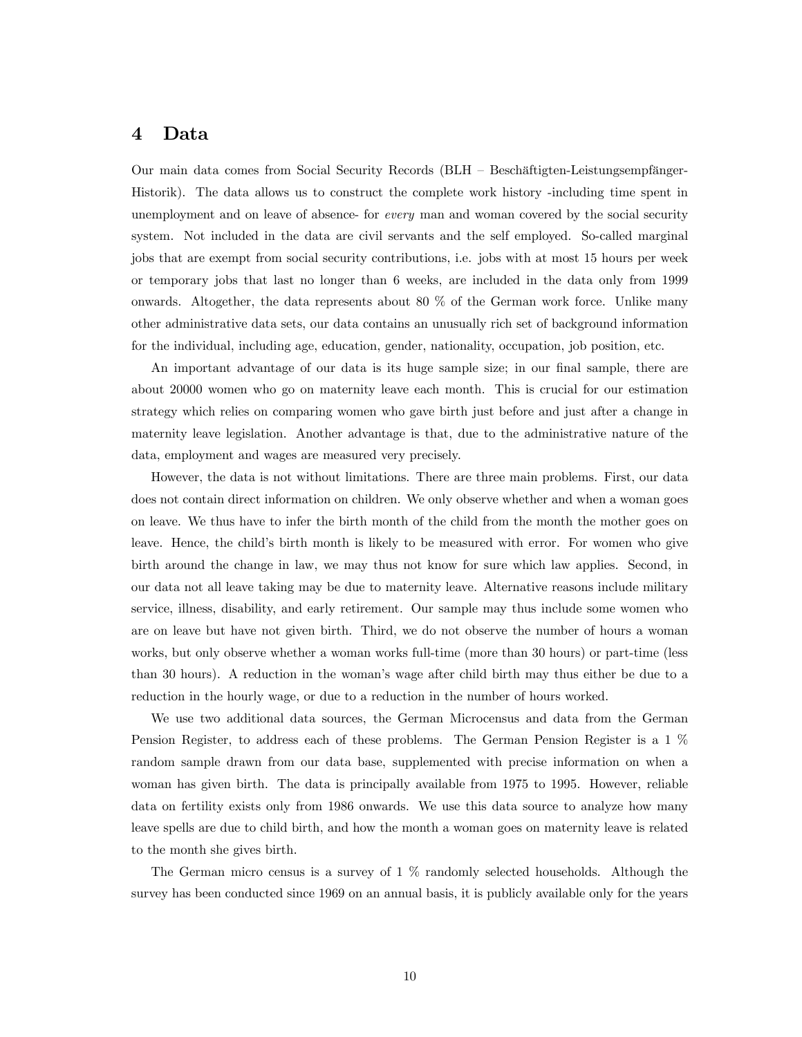## 4 Data

Our main data comes from Social Security Records (BLH – Beschäftigten-Leistungsempfänger-Historik). The data allows us to construct the complete work history -including time spent in unemployment and on leave of absence- for *every* man and woman covered by the social security system. Not included in the data are civil servants and the self employed. So-called marginal jobs that are exempt from social security contributions, i.e. jobs with at most 15 hours per week or temporary jobs that last no longer than 6 weeks, are included in the data only from 1999 onwards. Altogether, the data represents about 80 % of the German work force. Unlike many other administrative data sets, our data contains an unusually rich set of background information for the individual, including age, education, gender, nationality, occupation, job position, etc.

An important advantage of our data is its huge sample size; in our final sample, there are about 20000 women who go on maternity leave each month. This is crucial for our estimation strategy which relies on comparing women who gave birth just before and just after a change in maternity leave legislation. Another advantage is that, due to the administrative nature of the data, employment and wages are measured very precisely.

However, the data is not without limitations. There are three main problems. First, our data does not contain direct information on children. We only observe whether and when a woman goes on leave. We thus have to infer the birth month of the child from the month the mother goes on leave. Hence, the child's birth month is likely to be measured with error. For women who give birth around the change in law, we may thus not know for sure which law applies. Second, in our data not all leave taking may be due to maternity leave. Alternative reasons include military service, illness, disability, and early retirement. Our sample may thus include some women who are on leave but have not given birth. Third, we do not observe the number of hours a woman works, but only observe whether a woman works full-time (more than 30 hours) or part-time (less than 30 hours). A reduction in the woman's wage after child birth may thus either be due to a reduction in the hourly wage, or due to a reduction in the number of hours worked.

We use two additional data sources, the German Microcensus and data from the German Pension Register, to address each of these problems. The German Pension Register is a 1 % random sample drawn from our data base, supplemented with precise information on when a woman has given birth. The data is principally available from 1975 to 1995. However, reliable data on fertility exists only from 1986 onwards. We use this data source to analyze how many leave spells are due to child birth, and how the month a woman goes on maternity leave is related to the month she gives birth.

The German micro census is a survey of 1 % randomly selected households. Although the survey has been conducted since 1969 on an annual basis, it is publicly available only for the years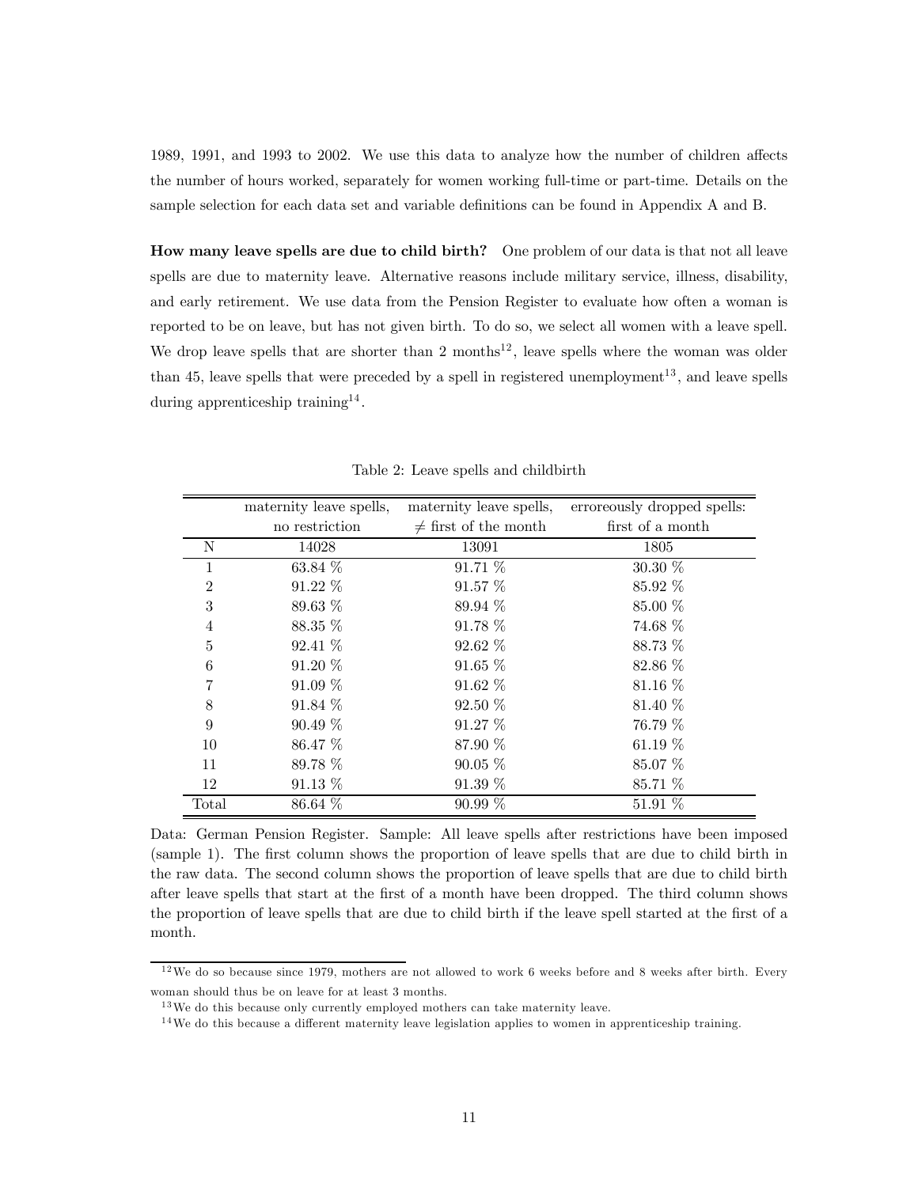1989, 1991, and 1993 to 2002. We use this data to analyze how the number of children affects the number of hours worked, separately for women working full-time or part-time. Details on the sample selection for each data set and variable definitions can be found in Appendix A and B.

**How many leave spells are due to child birth?** One problem of our data is that not all leave spells are due to maternity leave. Alternative reasons include military service, illness, disability, and early retirement. We use data from the Pension Register to evaluate how often a woman is reported to be on leave, but has not given birth. To do so, we select all women with a leave spell. We drop leave spells that are shorter than 2 months[12], leave spells where the woman was older than 45, leave spells that were preceded by a spell in registered unemployment[13], and leave spells during apprenticeship training[14].

Table 2: Leave spells and childbirth

| | maternity leave spells, no restriction | maternity leave spells, $\neq$ first of the month | erroreously dropped spells: first of a month |
|---|---|---|---|
| N | 14028 | 13091 | 1805 |
| 1 | 63.84 % | 91.71 % | 30.30 % |
| 2 | 91.22 % | 91.57 % | 85.92 % |
| 3 | 89.63 % | 89.94 % | 85.00 % |
| 4 | 88.35 % | 91.78 % | 74.68 % |
| 5 | 92.41 % | 92.62 % | 88.73 % |
| 6 | 91.20 % | 91.65 % | 82.86 % |
| 7 | 91.09 % | 91.62 % | 81.16 % |
| 8 | 91.84 % | 92.50 % | 81.40 % |
| 9 | 90.49 % | 91.27 % | 76.79 % |
| 10 | 86.47 % | 87.90 % | 61.19 % |
| 11 | 89.78 % | 90.05 % | 85.07 % |
| 12 | 91.13 % | 91.39 % | 85.71 % |
| Total | 86.64 % | 90.99 % | 51.91 % |

Data: German Pension Register. Sample: All leave spells after restrictions have been imposed (sample 1). The first column shows the proportion of leave spells that are due to child birth in the raw data. The second column shows the proportion of leave spells that are due to child birth after leave spells that start at the first of a month have been dropped. The third column shows the proportion of leave spells that are due to child birth if the leave spell started at the first of a month.

[12] We do so because since 1979, mothers are not allowed to work 6 weeks before and 8 weeks after birth. Every woman should thus be on leave for at least 3 months.

[13] We do this because only currently employed mothers can take maternity leave.

[14] We do this because a different maternity leave legislation applies to women in apprenticeship training.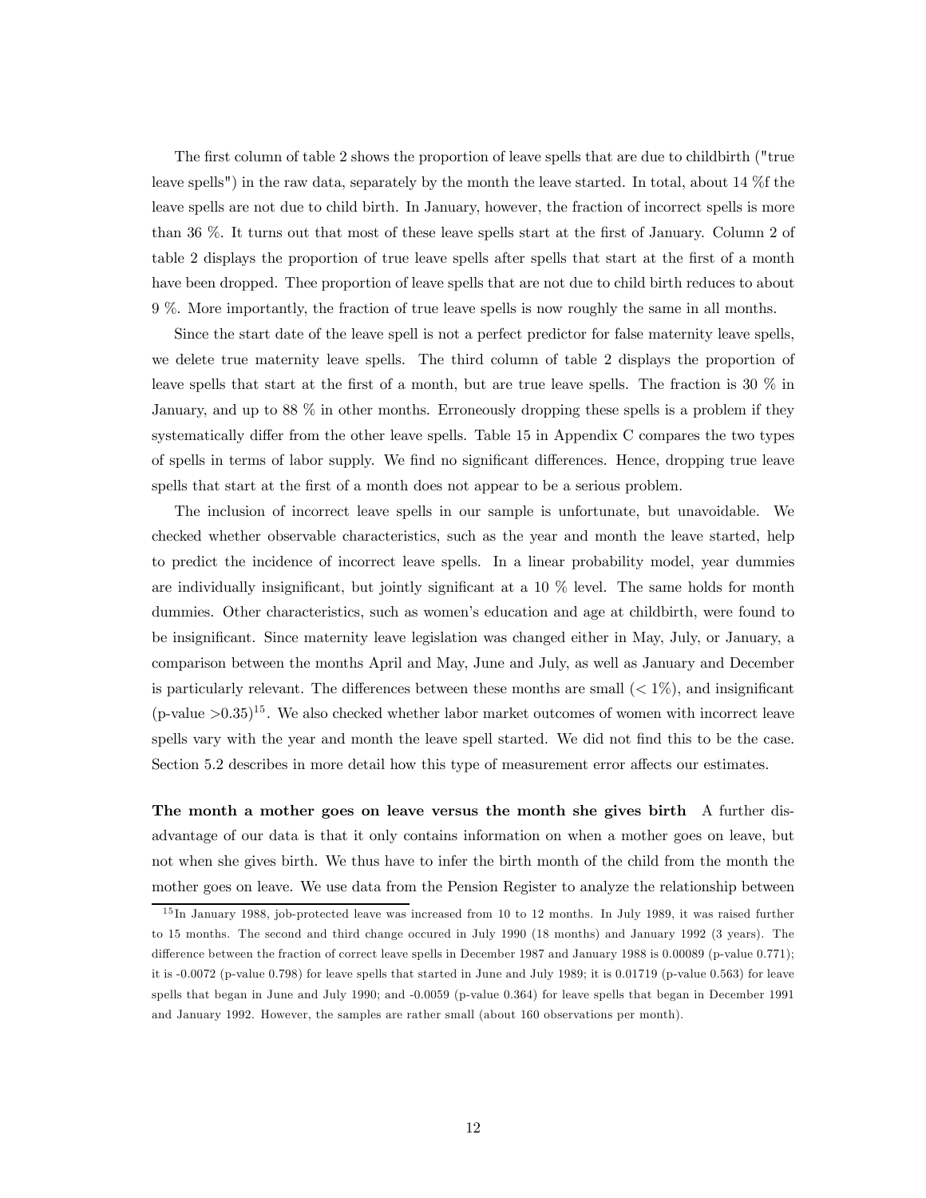The first column of table 2 shows the proportion of leave spells that are due to childbirth ("true leave spells") in the raw data, separately by the month the leave started. In total, about 14 %f the leave spells are not due to child birth. In January, however, the fraction of incorrect spells is more than 36 %. It turns out that most of these leave spells start at the first of January. Column 2 of table 2 displays the proportion of true leave spells after spells that start at the first of a month have been dropped. Thee proportion of leave spells that are not due to child birth reduces to about 9 %. More importantly, the fraction of true leave spells is now roughly the same in all months.

Since the start date of the leave spell is not a perfect predictor for false maternity leave spells, we delete true maternity leave spells. The third column of table 2 displays the proportion of leave spells that start at the first of a month, but are true leave spells. The fraction is 30 % in January, and up to 88 % in other months. Erroneously dropping these spells is a problem if they systematically differ from the other leave spells. Table 15 in Appendix C compares the two types of spells in terms of labor supply. We find no significant differences. Hence, dropping true leave spells that start at the first of a month does not appear to be a serious problem.

The inclusion of incorrect leave spells in our sample is unfortunate, but unavoidable. We checked whether observable characteristics, such as the year and month the leave started, help to predict the incidence of incorrect leave spells. In a linear probability model, year dummies are individually insignificant, but jointly significant at a 10 % level. The same holds for month dummies. Other characteristics, such as women's education and age at childbirth, were found to be insignificant. Since maternity leave legislation was changed either in May, July, or January, a comparison between the months April and May, June and July, as well as January and December is particularly relevant. The differences between these months are small ($< 1\%$), and insignificant (p-value $>0.35$)[15]. We also checked whether labor market outcomes of women with incorrect leave spells vary with the year and month the leave spell started. We did not find this to be the case. Section 5.2 describes in more detail how this type of measurement error affects our estimates.

**The month a mother goes on leave versus the month she gives birth** A further disadvantage of our data is that it only contains information on when a mother goes on leave, but not when she gives birth. We thus have to infer the birth month of the child from the month the mother goes on leave. We use data from the Pension Register to analyze the relationship between

[15] In January 1988, job-protected leave was increased from 10 to 12 months. In July 1989, it was raised further to 15 months. The second and third change occured in July 1990 (18 months) and January 1992 (3 years). The difference between the fraction of correct leave spells in December 1987 and January 1988 is 0.00089 (p-value 0.771); it is -0.0072 (p-value 0.798) for leave spells that started in June and July 1989; it is 0.01719 (p-value 0.563) for leave spells that began in June and July 1990; and -0.0059 (p-value 0.364) for leave spells that began in December 1991 and January 1992. However, the samples are rather small (about 160 observations per month).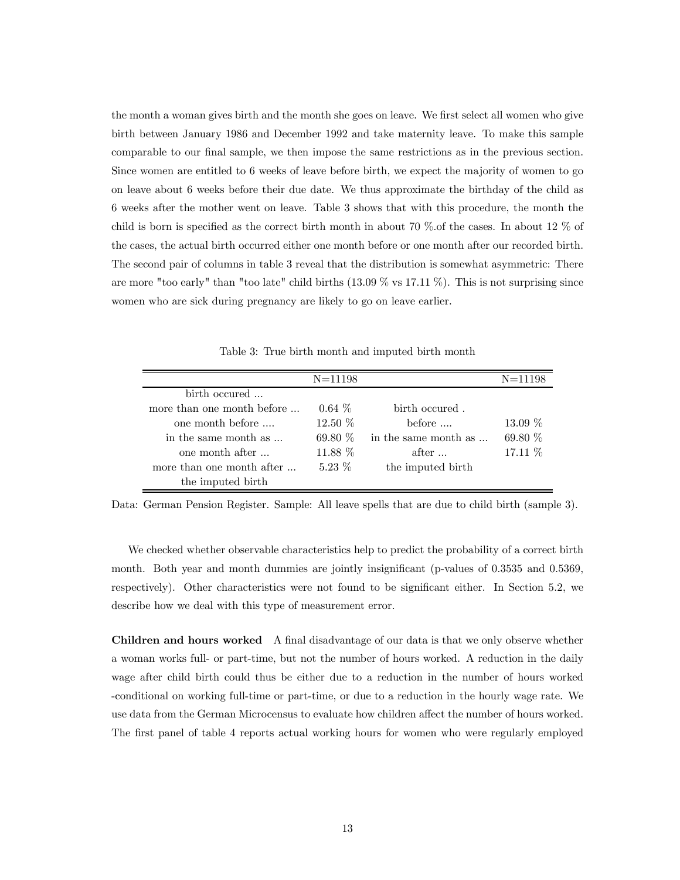the month a woman gives birth and the month she goes on leave. We first select all women who give birth between January 1986 and December 1992 and take maternity leave. To make this sample comparable to our final sample, we then impose the same restrictions as in the previous section. Since women are entitled to 6 weeks of leave before birth, we expect the majority of women to go on leave about 6 weeks before their due date. We thus approximate the birthday of the child as 6 weeks after the mother went on leave. Table 3 shows that with this procedure, the month the child is born is specified as the correct birth month in about 70 %.of the cases. In about 12 % of the cases, the actual birth occurred either one month before or one month after our recorded birth. The second pair of columns in table 3 reveal that the distribution is somewhat asymmetric: There are more "too early" than "too late" child births (13.09 % vs 17.11 %). This is not surprising since women who are sick during pregnancy are likely to go on leave earlier.

Table 3: True birth month and imputed birth month

| | N=11198 | | N=11198 |
|---|---|---|---|
| birth occured ... | | | |
| more than one month before ... | 0.64 % | birth occured . | |
| one month before .... | 12.50 % | before .... | 13.09 % |
| in the same month as ... | 69.80 % | in the same month as ... | 69.80 % |
| one month after ... | 11.88 % | after ... | 17.11 % |
| more than one month after ... | 5.23 % | the imputed birth | |
| the imputed birth | | | |

Data: German Pension Register. Sample: All leave spells that are due to child birth (sample 3).

We checked whether observable characteristics help to predict the probability of a correct birth month. Both year and month dummies are jointly insignificant (p-values of 0.3535 and 0.5369, respectively). Other characteristics were not found to be significant either. In Section 5.2, we describe how we deal with this type of measurement error.

**Children and hours worked** A final disadvantage of our data is that we only observe whether a woman works full- or part-time, but not the number of hours worked. A reduction in the daily wage after child birth could thus be either due to a reduction in the number of hours worked -conditional on working full-time or part-time, or due to a reduction in the hourly wage rate. We use data from the German Microcensus to evaluate how children affect the number of hours worked. The first panel of table 4 reports actual working hours for women who were regularly employed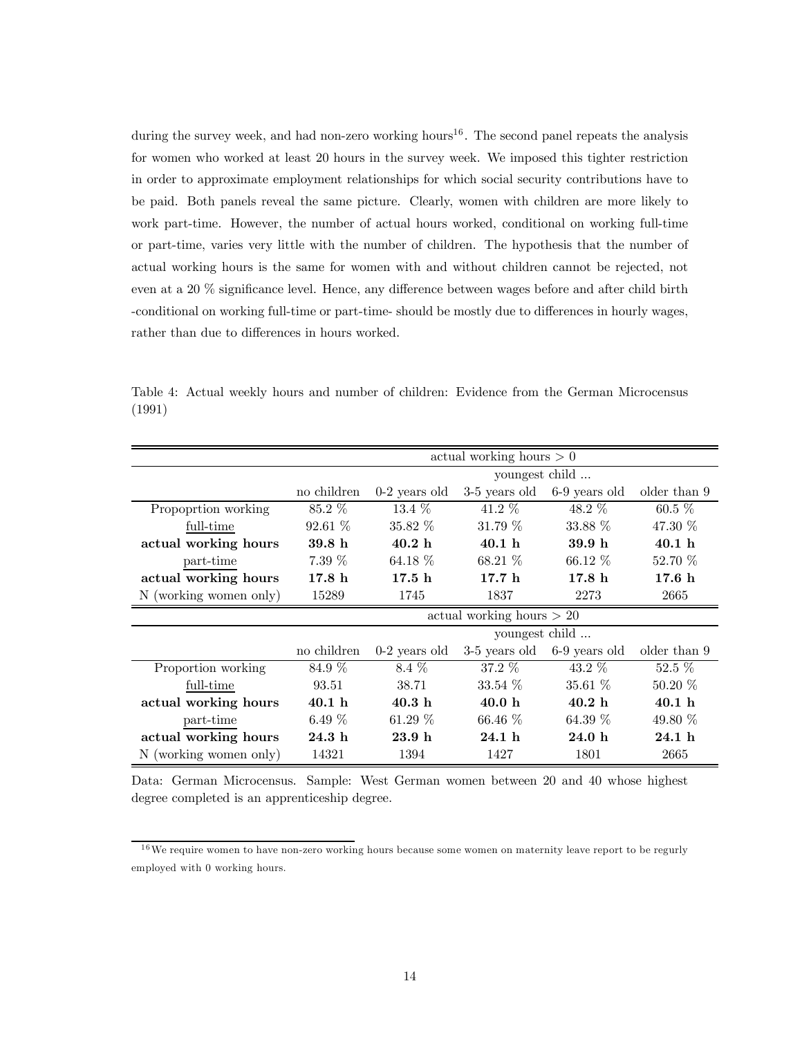during the survey week, and had non-zero working hours[16]. The second panel repeats the analysis for women who worked at least 20 hours in the survey week. We imposed this tighter restriction in order to approximate employment relationships for which social security contributions have to be paid. Both panels reveal the same picture. Clearly, women with children are more likely to work part-time. However, the number of actual hours worked, conditional on working full-time or part-time, varies very little with the number of children. The hypothesis that the number of actual working hours is the same for women with and without children cannot be rejected, not even at a 20 % significance level. Hence, any difference between wages before and after child birth -conditional on working full-time or part-time- should be mostly due to differences in hourly wages, rather than due to differences in hours worked.

Table 4: Actual weekly hours and number of children: Evidence from the German Microcensus (1991)

| | actual working hours > 0 | | | | |
|---|---|---|---|---|---|
| | | youngest child ... | | | |
| | no children | 0-2 years old | 3-5 years old | 6-9 years old | older than 9 |
| Propoprtion working | 85.2 % | 13.4 % | 41.2 % | 48.2 % | 60.5 % |
| full-time | 92.61 % | 35.82 % | 31.79 % | 33.88 % | 47.30 % |
| **actual working hours** | **39.8 h** | **40.2 h** | **40.1 h** | **39.9 h** | **40.1 h** |
| part-time | 7.39 % | 64.18 % | 68.21 % | 66.12 % | 52.70 % |
| **actual working hours** | **17.8 h** | **17.5 h** | **17.7 h** | **17.8 h** | **17.6 h** |
| N (working women only) | 15289 | 1745 | 1837 | 2273 | 2665 |
| | actual working hours > 20 | | | | |
| | | youngest child ... | | | |
| | no children | 0-2 years old | 3-5 years old | 6-9 years old | older than 9 |
| Proportion working | 84.9 % | 8.4 % | 37.2 % | 43.2 % | 52.5 % |
| full-time | 93.51 | 38.71 | 33.54 % | 35.61 % | 50.20 % |
| **actual working hours** | **40.1 h** | **40.3 h** | **40.0 h** | **40.2 h** | **40.1 h** |
| part-time | 6.49 % | 61.29 % | 66.46 % | 64.39 % | 49.80 % |
| **actual working hours** | **24.3 h** | **23.9 h** | **24.1 h** | **24.0 h** | **24.1 h** |
| N (working women only) | 14321 | 1394 | 1427 | 1801 | 2665 |

Data: German Microcensus. Sample: West German women between 20 and 40 whose highest degree completed is an apprenticeship degree.

[16] We require women to have non-zero working hours because some women on maternity leave report to be regurly employed with 0 working hours.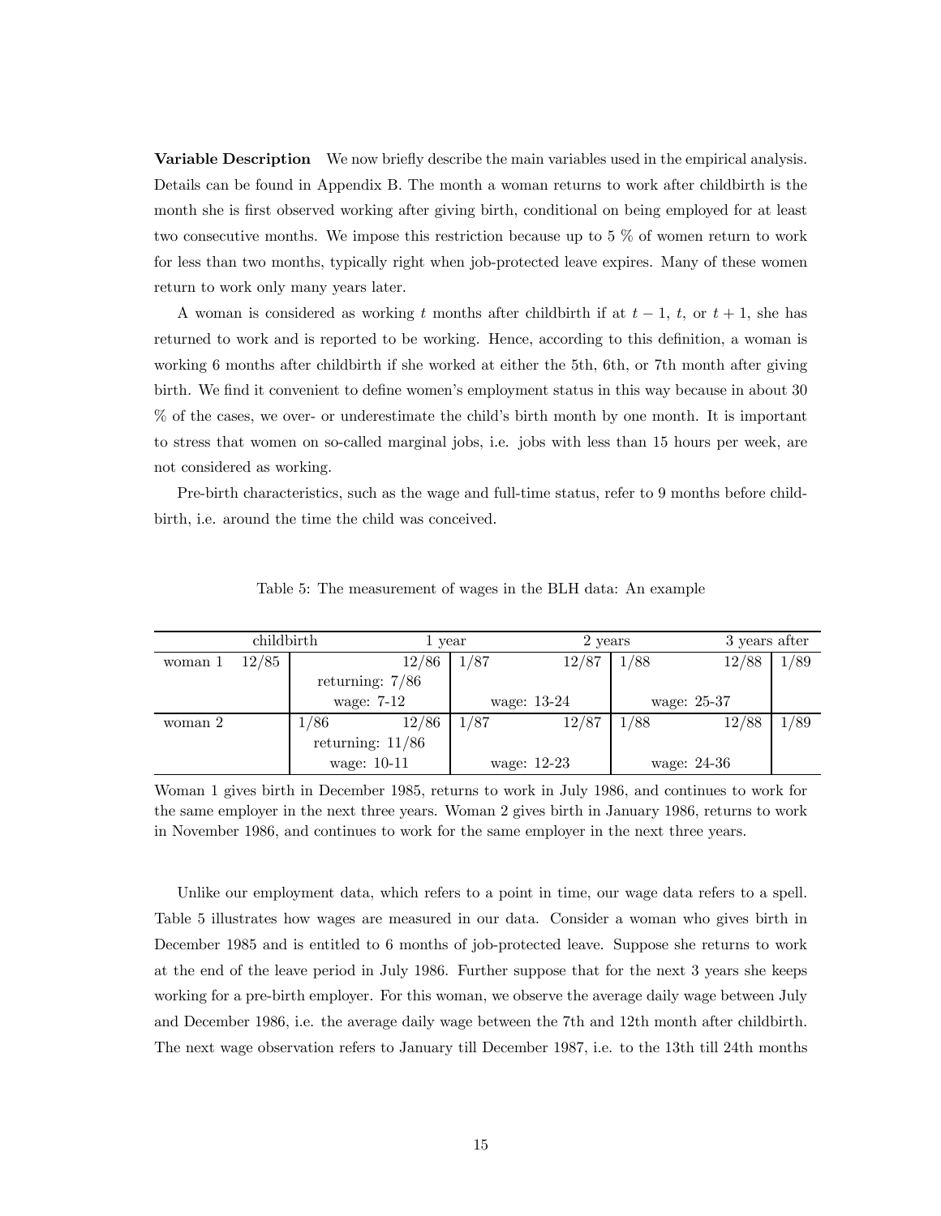**Variable Description** We now briefly describe the main variables used in the empirical analysis. Details can be found in Appendix B. The month a woman returns to work after childbirth is the month she is first observed working after giving birth, conditional on being employed for at least two consecutive months. We impose this restriction because up to 5 % of women return to work for less than two months, typically right when job-protected leave expires. Many of these women return to work only many years later.

A woman is considered as working $t$ months after childbirth if at $t-1$, $t$, or $t+1$, she has returned to work and is reported to be working. Hence, according to this definition, a woman is working 6 months after childbirth if she worked at either the 5th, 6th, or 7th month after giving birth. We find it convenient to define women's employment status in this way because in about 30 % of the cases, we over- or underestimate the child's birth month by one month. It is important to stress that women on so-called marginal jobs, i.e. jobs with less than 15 hours per week, are not considered as working.

Pre-birth characteristics, such as the wage and full-time status, refer to 9 months before childbirth, i.e. around the time the child was conceived.

Table 5: The measurement of wages in the BLH data: An example

| | childbirth | | 1 year | | 2 years | | 3 years after |
|---|---|---|---|---|---|---|---|
| woman 1 | 12/85 | 12/86 | 1/87 | 12/87 | 1/88 | 12/88 | 1/89 |
| | | returning: 7/86 | | | | | |
| | | wage: 7-12 | wage: 13-24 | | wage: 25-37 | | |
| woman 2 | | 1/86 &nbsp; 12/86 | 1/87 | 12/87 | 1/88 | 12/88 | 1/89 |
| | | returning: 11/86 | | | | | |
| | | wage: 10-11 | wage: 12-23 | | wage: 24-36 | | |

Woman 1 gives birth in December 1985, returns to work in July 1986, and continues to work for the same employer in the next three years. Woman 2 gives birth in January 1986, returns to work in November 1986, and continues to work for the same employer in the next three years.

Unlike our employment data, which refers to a point in time, our wage data refers to a spell. Table 5 illustrates how wages are measured in our data. Consider a woman who gives birth in December 1985 and is entitled to 6 months of job-protected leave. Suppose she returns to work at the end of the leave period in July 1986. Further suppose that for the next 3 years she keeps working for a pre-birth employer. For this woman, we observe the average daily wage between July and December 1986, i.e. the average daily wage between the 7th and 12th month after childbirth. The next wage observation refers to January till December 1987, i.e. to the 13th till 24th months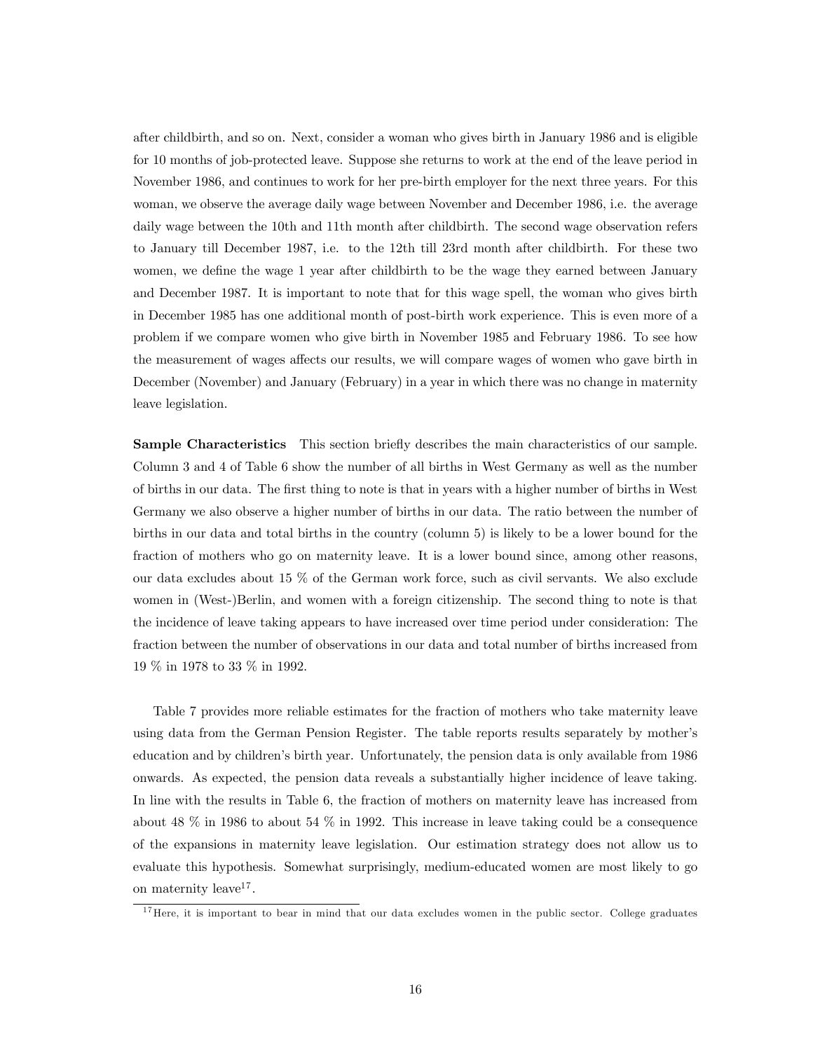after childbirth, and so on. Next, consider a woman who gives birth in January 1986 and is eligible for 10 months of job-protected leave. Suppose she returns to work at the end of the leave period in November 1986, and continues to work for her pre-birth employer for the next three years. For this woman, we observe the average daily wage between November and December 1986, i.e. the average daily wage between the 10th and 11th month after childbirth. The second wage observation refers to January till December 1987, i.e. to the 12th till 23rd month after childbirth. For these two women, we define the wage 1 year after childbirth to be the wage they earned between January and December 1987. It is important to note that for this wage spell, the woman who gives birth in December 1985 has one additional month of post-birth work experience. This is even more of a problem if we compare women who give birth in November 1985 and February 1986. To see how the measurement of wages affects our results, we will compare wages of women who gave birth in December (November) and January (February) in a year in which there was no change in maternity leave legislation.

**Sample Characteristics** This section briefly describes the main characteristics of our sample. Column 3 and 4 of Table 6 show the number of all births in West Germany as well as the number of births in our data. The first thing to note is that in years with a higher number of births in West Germany we also observe a higher number of births in our data. The ratio between the number of births in our data and total births in the country (column 5) is likely to be a lower bound for the fraction of mothers who go on maternity leave. It is a lower bound since, among other reasons, our data excludes about 15 % of the German work force, such as civil servants. We also exclude women in (West-)Berlin, and women with a foreign citizenship. The second thing to note is that the incidence of leave taking appears to have increased over time period under consideration: The fraction between the number of observations in our data and total number of births increased from 19 % in 1978 to 33 % in 1992.

Table 7 provides more reliable estimates for the fraction of mothers who take maternity leave using data from the German Pension Register. The table reports results separately by mother's education and by children's birth year. Unfortunately, the pension data is only available from 1986 onwards. As expected, the pension data reveals a substantially higher incidence of leave taking. In line with the results in Table 6, the fraction of mothers on maternity leave has increased from about 48 % in 1986 to about 54 % in 1992. This increase in leave taking could be a consequence of the expansions in maternity leave legislation. Our estimation strategy does not allow us to evaluate this hypothesis. Somewhat surprisingly, medium-educated women are most likely to go on maternity leave[17].

[17] Here, it is important to bear in mind that our data excludes women in the public sector. College graduates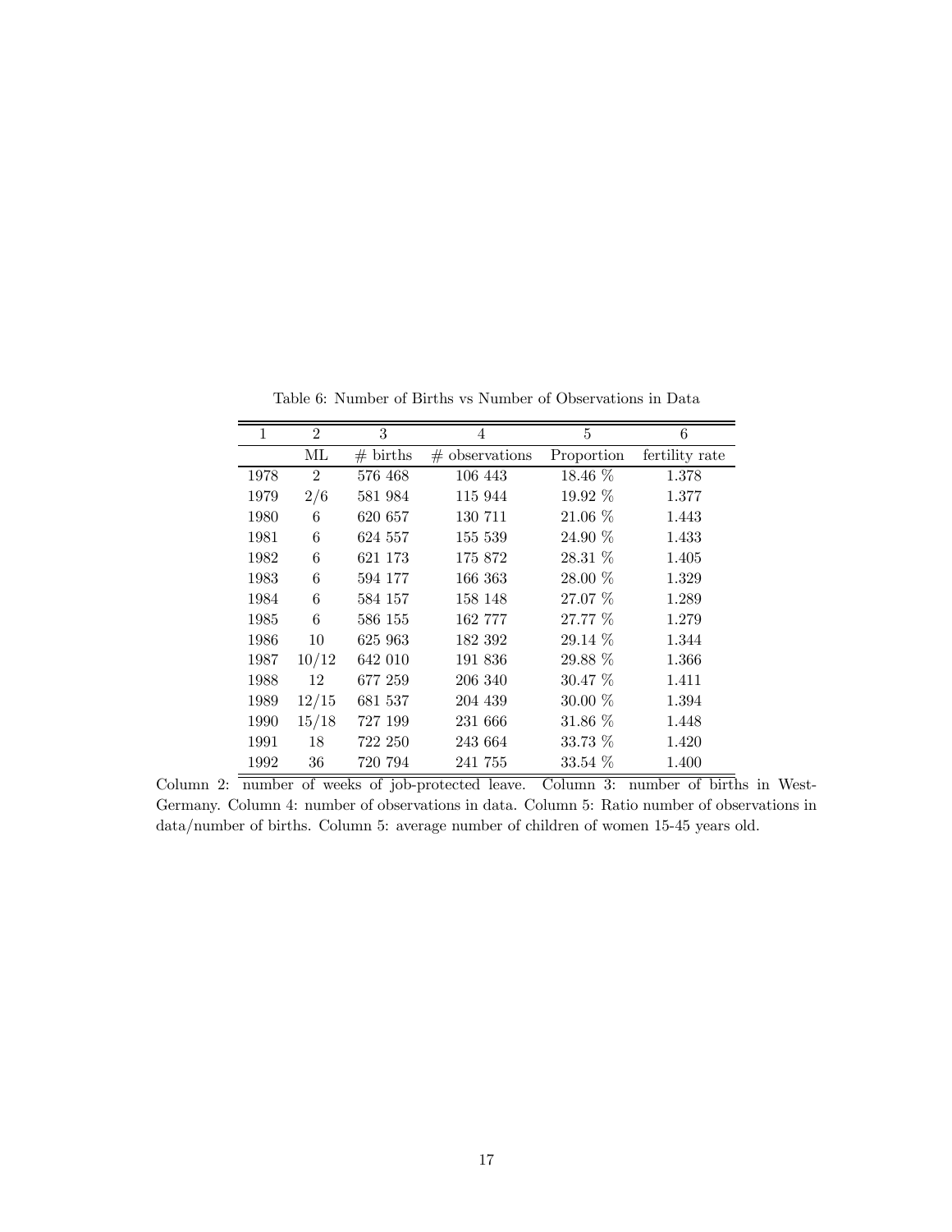Table 6: Number of Births vs Number of Observations in Data

| 1 | 2 | 3 | 4 | 5 | 6 |
|---|---|---|---|---|---|
| | ML | # births | # observations | Proportion | fertility rate |
| 1978 | 2 | 576 468 | 106 443 | 18.46 % | 1.378 |
| 1979 | 2/6 | 581 984 | 115 944 | 19.92 % | 1.377 |
| 1980 | 6 | 620 657 | 130 711 | 21.06 % | 1.443 |
| 1981 | 6 | 624 557 | 155 539 | 24.90 % | 1.433 |
| 1982 | 6 | 621 173 | 175 872 | 28.31 % | 1.405 |
| 1983 | 6 | 594 177 | 166 363 | 28.00 % | 1.329 |
| 1984 | 6 | 584 157 | 158 148 | 27.07 % | 1.289 |
| 1985 | 6 | 586 155 | 162 777 | 27.77 % | 1.279 |
| 1986 | 10 | 625 963 | 182 392 | 29.14 % | 1.344 |
| 1987 | 10/12 | 642 010 | 191 836 | 29.88 % | 1.366 |
| 1988 | 12 | 677 259 | 206 340 | 30.47 % | 1.411 |
| 1989 | 12/15 | 681 537 | 204 439 | 30.00 % | 1.394 |
| 1990 | 15/18 | 727 199 | 231 666 | 31.86 % | 1.448 |
| 1991 | 18 | 722 250 | 243 664 | 33.73 % | 1.420 |
| 1992 | 36 | 720 794 | 241 755 | 33.54 % | 1.400 |

Column 2: number of weeks of job-protected leave. Column 3: number of births in West-Germany. Column 4: number of observations in data. Column 5: Ratio number of observations in data/number of births. Column 5: average number of children of women 15-45 years old.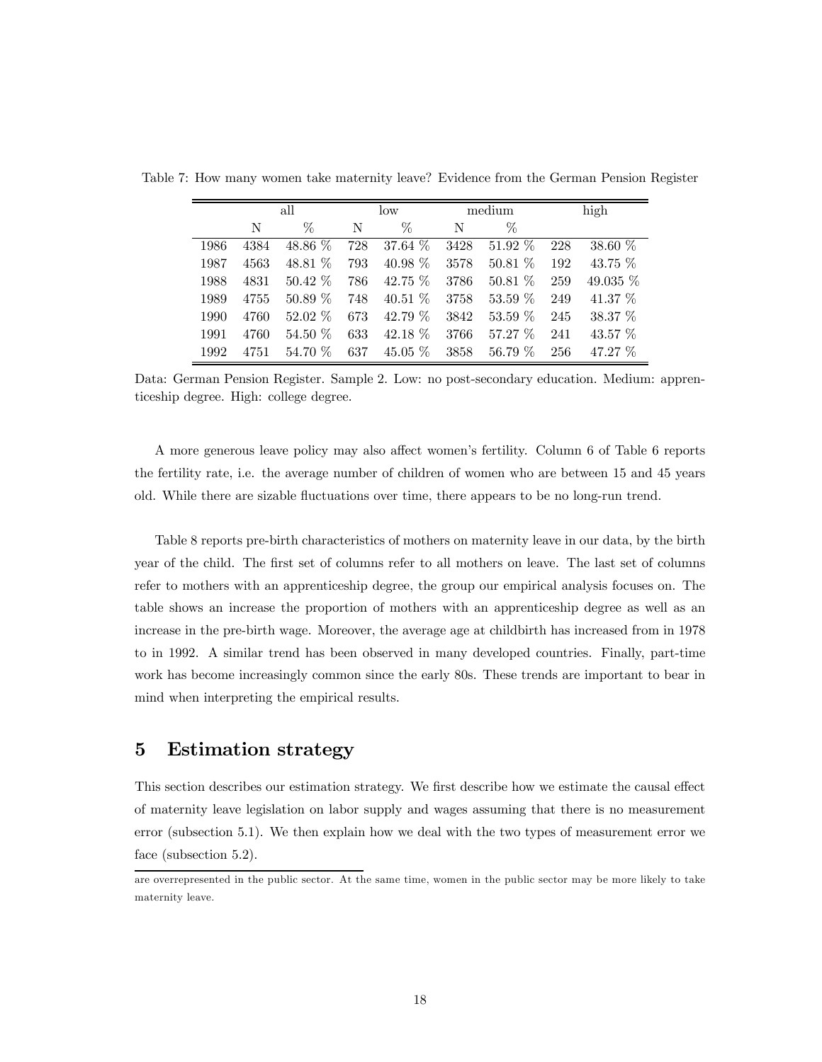Table 7: How many women take maternity leave? Evidence from the German Pension Register

| | all | | low | | medium | | high | |
|---|---|---|---|---|---|---|---|---|
| | N | % | N | % | N | % | | |
| 1986 | 4384 | 48.86 % | 728 | 37.64 % | 3428 | 51.92 % | 228 | 38.60 % |
| 1987 | 4563 | 48.81 % | 793 | 40.98 % | 3578 | 50.81 % | 192 | 43.75 % |
| 1988 | 4831 | 50.42 % | 786 | 42.75 % | 3786 | 50.81 % | 259 | 49.035 % |
| 1989 | 4755 | 50.89 % | 748 | 40.51 % | 3758 | 53.59 % | 249 | 41.37 % |
| 1990 | 4760 | 52.02 % | 673 | 42.79 % | 3842 | 53.59 % | 245 | 38.37 % |
| 1991 | 4760 | 54.50 % | 633 | 42.18 % | 3766 | 57.27 % | 241 | 43.57 % |
| 1992 | 4751 | 54.70 % | 637 | 45.05 % | 3858 | 56.79 % | 256 | 47.27 % |

Data: German Pension Register. Sample 2. Low: no post-secondary education. Medium: apprenticeship degree. High: college degree.

A more generous leave policy may also affect women's fertility. Column 6 of Table 6 reports the fertility rate, i.e. the average number of children of women who are between 15 and 45 years old. While there are sizable fluctuations over time, there appears to be no long-run trend.

Table 8 reports pre-birth characteristics of mothers on maternity leave in our data, by the birth year of the child. The first set of columns refer to all mothers on leave. The last set of columns refer to mothers with an apprenticeship degree, the group our empirical analysis focuses on. The table shows an increase the proportion of mothers with an apprenticeship degree as well as an increase in the pre-birth wage. Moreover, the average age at childbirth has increased from in 1978 to in 1992. A similar trend has been observed in many developed countries. Finally, part-time work has become increasingly common since the early 80s. These trends are important to bear in mind when interpreting the empirical results.

## 5 Estimation strategy

This section describes our estimation strategy. We first describe how we estimate the causal effect of maternity leave legislation on labor supply and wages assuming that there is no measurement error (subsection 5.1). We then explain how we deal with the two types of measurement error we face (subsection 5.2).

are overrepresented in the public sector. At the same time, women in the public sector may be more likely to take maternity leave.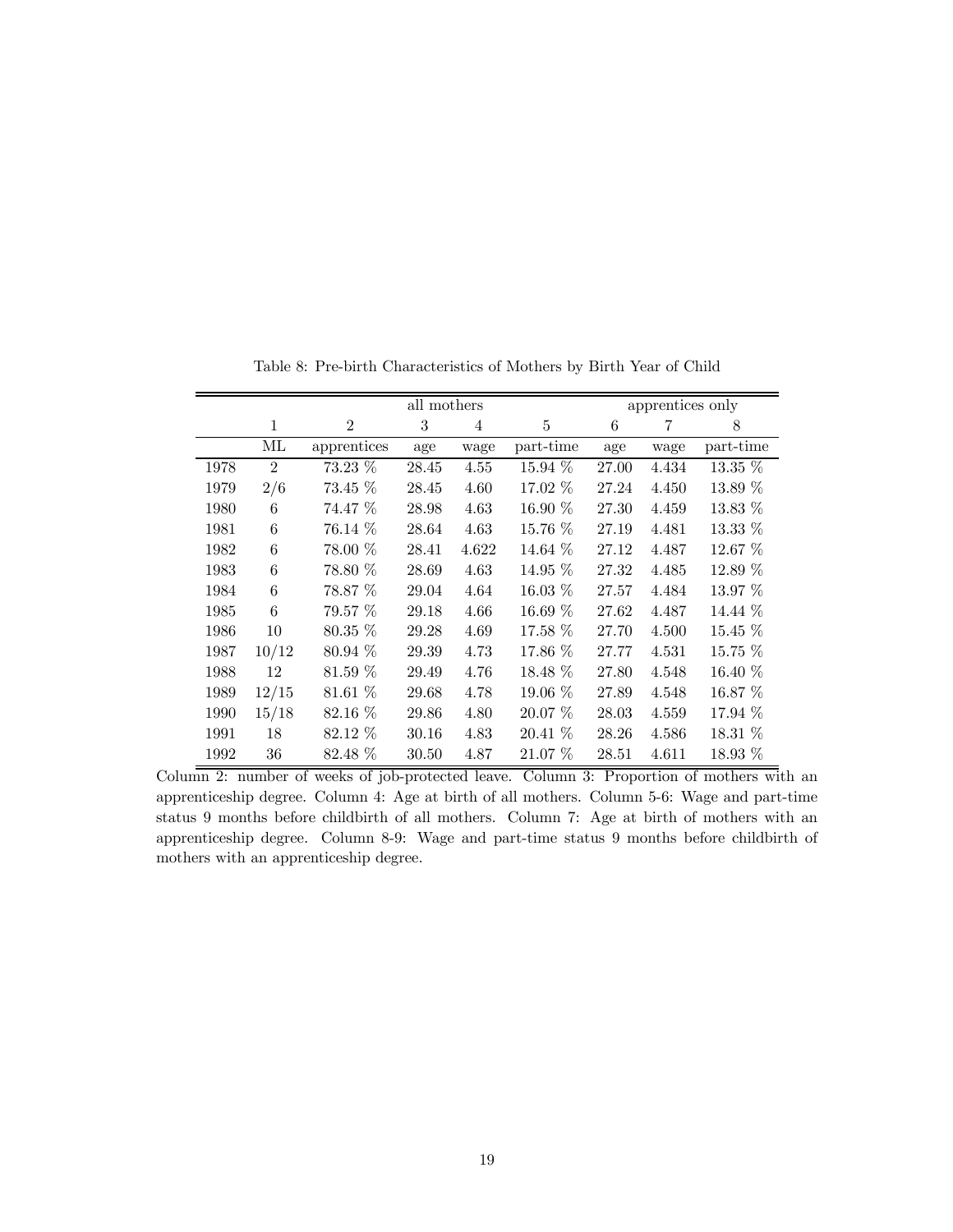Table 8: Pre-birth Characteristics of Mothers by Birth Year of Child

| | | all mothers | | | | apprentices only | | |
|---|---|---|---|---|---|---|---|---|
| | 1 | 2 | 3 | 4 | 5 | 6 | 7 | 8 |
| | ML | apprentices | age | wage | part-time | age | wage | part-time |
| 1978 | 2 | 73.23 % | 28.45 | 4.55 | 15.94 % | 27.00 | 4.434 | 13.35 % |
| 1979 | 2/6 | 73.45 % | 28.45 | 4.60 | 17.02 % | 27.24 | 4.450 | 13.89 % |
| 1980 | 6 | 74.47 % | 28.98 | 4.63 | 16.90 % | 27.30 | 4.459 | 13.83 % |
| 1981 | 6 | 76.14 % | 28.64 | 4.63 | 15.76 % | 27.19 | 4.481 | 13.33 % |
| 1982 | 6 | 78.00 % | 28.41 | 4.622 | 14.64 % | 27.12 | 4.487 | 12.67 % |
| 1983 | 6 | 78.80 % | 28.69 | 4.63 | 14.95 % | 27.32 | 4.485 | 12.89 % |
| 1984 | 6 | 78.87 % | 29.04 | 4.64 | 16.03 % | 27.57 | 4.484 | 13.97 % |
| 1985 | 6 | 79.57 % | 29.18 | 4.66 | 16.69 % | 27.62 | 4.487 | 14.44 % |
| 1986 | 10 | 80.35 % | 29.28 | 4.69 | 17.58 % | 27.70 | 4.500 | 15.45 % |
| 1987 | 10/12 | 80.94 % | 29.39 | 4.73 | 17.86 % | 27.77 | 4.531 | 15.75 % |
| 1988 | 12 | 81.59 % | 29.49 | 4.76 | 18.48 % | 27.80 | 4.548 | 16.40 % |
| 1989 | 12/15 | 81.61 % | 29.68 | 4.78 | 19.06 % | 27.89 | 4.548 | 16.87 % |
| 1990 | 15/18 | 82.16 % | 29.86 | 4.80 | 20.07 % | 28.03 | 4.559 | 17.94 % |
| 1991 | 18 | 82.12 % | 30.16 | 4.83 | 20.41 % | 28.26 | 4.586 | 18.31 % |
| 1992 | 36 | 82.48 % | 30.50 | 4.87 | 21.07 % | 28.51 | 4.611 | 18.93 % |

Column 2: number of weeks of job-protected leave. Column 3: Proportion of mothers with an apprenticeship degree. Column 4: Age at birth of all mothers. Column 5-6: Wage and part-time status 9 months before childbirth of all mothers. Column 7: Age at birth of mothers with an apprenticeship degree. Column 8-9: Wage and part-time status 9 months before childbirth of mothers with an apprenticeship degree.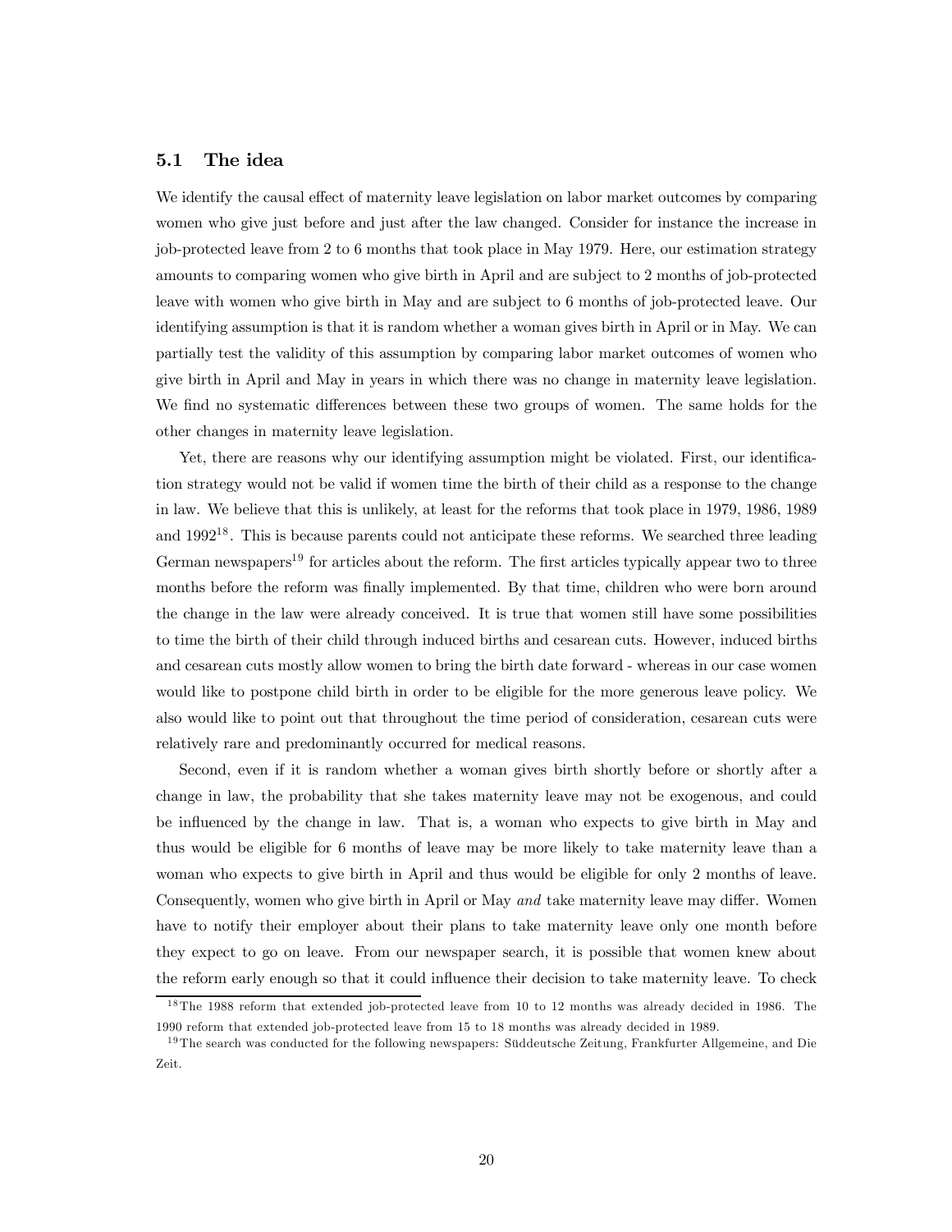### 5.1 The idea

We identify the causal effect of maternity leave legislation on labor market outcomes by comparing women who give just before and just after the law changed. Consider for instance the increase in job-protected leave from 2 to 6 months that took place in May 1979. Here, our estimation strategy amounts to comparing women who give birth in April and are subject to 2 months of job-protected leave with women who give birth in May and are subject to 6 months of job-protected leave. Our identifying assumption is that it is random whether a woman gives birth in April or in May. We can partially test the validity of this assumption by comparing labor market outcomes of women who give birth in April and May in years in which there was no change in maternity leave legislation. We find no systematic differences between these two groups of women. The same holds for the other changes in maternity leave legislation.

Yet, there are reasons why our identifying assumption might be violated. First, our identification strategy would not be valid if women time the birth of their child as a response to the change in law. We believe that this is unlikely, at least for the reforms that took place in 1979, 1986, 1989 and 1992[18]. This is because parents could not anticipate these reforms. We searched three leading German newspapers[19] for articles about the reform. The first articles typically appear two to three months before the reform was finally implemented. By that time, children who were born around the change in the law were already conceived. It is true that women still have some possibilities to time the birth of their child through induced births and cesarean cuts. However, induced births and cesarean cuts mostly allow women to bring the birth date forward - whereas in our case women would like to postpone child birth in order to be eligible for the more generous leave policy. We also would like to point out that throughout the time period of consideration, cesarean cuts were relatively rare and predominantly occurred for medical reasons.

Second, even if it is random whether a woman gives birth shortly before or shortly after a change in law, the probability that she takes maternity leave may not be exogenous, and could be influenced by the change in law. That is, a woman who expects to give birth in May and thus would be eligible for 6 months of leave may be more likely to take maternity leave than a woman who expects to give birth in April and thus would be eligible for only 2 months of leave. Consequently, women who give birth in April or May *and* take maternity leave may differ. Women have to notify their employer about their plans to take maternity leave only one month before they expect to go on leave. From our newspaper search, it is possible that women knew about the reform early enough so that it could influence their decision to take maternity leave. To check

[18] The 1988 reform that extended job-protected leave from 10 to 12 months was already decided in 1986. The 1990 reform that extended job-protected leave from 15 to 18 months was already decided in 1989.

[19] The search was conducted for the following newspapers: Süddeutsche Zeitung, Frankfurter Allgemeine, and Die Zeit.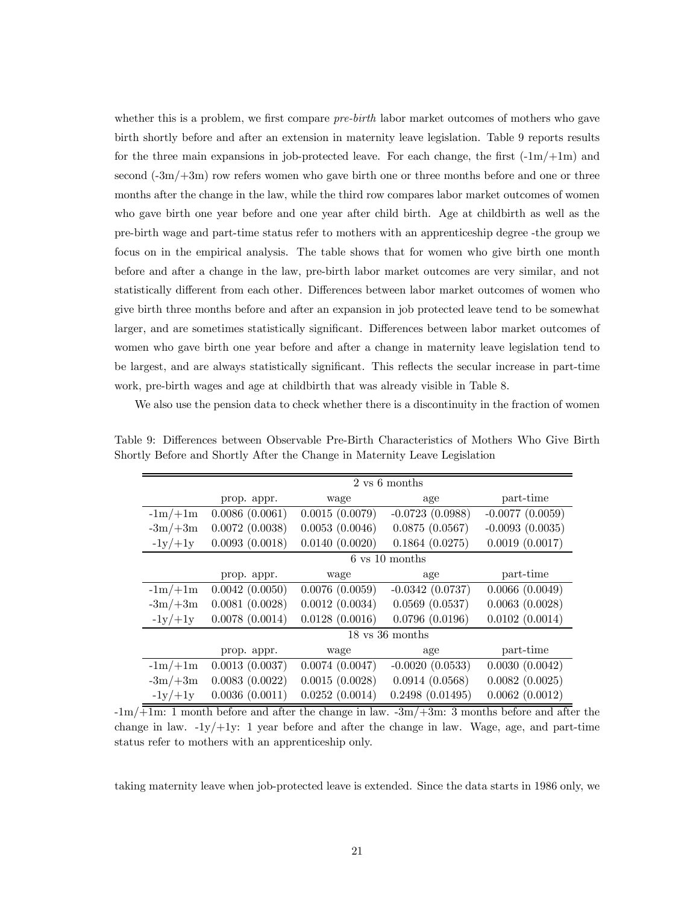whether this is a problem, we first compare *pre-birth* labor market outcomes of mothers who gave birth shortly before and after an extension in maternity leave legislation. Table 9 reports results for the three main expansions in job-protected leave. For each change, the first (-1m/+1m) and second (-3m/+3m) row refers women who gave birth one or three months before and one or three months after the change in the law, while the third row compares labor market outcomes of women who gave birth one year before and one year after child birth. Age at childbirth as well as the pre-birth wage and part-time status refer to mothers with an apprenticeship degree -the group we focus on in the empirical analysis. The table shows that for women who give birth one month before and after a change in the law, pre-birth labor market outcomes are very similar, and not statistically different from each other. Differences between labor market outcomes of women who give birth three months before and after an expansion in job protected leave tend to be somewhat larger, and are sometimes statistically significant. Differences between labor market outcomes of women who gave birth one year before and after a change in maternity leave legislation tend to be largest, and are always statistically significant. This reflects the secular increase in part-time work, pre-birth wages and age at childbirth that was already visible in Table 8.

We also use the pension data to check whether there is a discontinuity in the fraction of women

Table 9: Differences between Observable Pre-Birth Characteristics of Mothers Who Give Birth Shortly Before and Shortly After the Change in Maternity Leave Legislation

| | 2 vs 6 months | | | |
|---|---|---|---|---|
| | prop. appr. | wage | age | part-time |
| -1m/+1m | 0.0086 (0.0061) | 0.0015 (0.0079) | -0.0723 (0.0988) | -0.0077 (0.0059) |
| -3m/+3m | 0.0072 (0.0038) | 0.0053 (0.0046) | 0.0875 (0.0567) | -0.0093 (0.0035) |
| -1y/+1y | 0.0093 (0.0018) | 0.0140 (0.0020) | 0.1864 (0.0275) | 0.0019 (0.0017) |
| | 6 vs 10 months | | | |
| | prop. appr. | wage | age | part-time |
| -1m/+1m | 0.0042 (0.0050) | 0.0076 (0.0059) | -0.0342 (0.0737) | 0.0066 (0.0049) |
| -3m/+3m | 0.0081 (0.0028) | 0.0012 (0.0034) | 0.0569 (0.0537) | 0.0063 (0.0028) |
| -1y/+1y | 0.0078 (0.0014) | 0.0128 (0.0016) | 0.0796 (0.0196) | 0.0102 (0.0014) |
| | 18 vs 36 months | | | |
| | prop. appr. | wage | age | part-time |
| -1m/+1m | 0.0013 (0.0037) | 0.0074 (0.0047) | -0.0020 (0.0533) | 0.0030 (0.0042) |
| -3m/+3m | 0.0083 (0.0022) | 0.0015 (0.0028) | 0.0914 (0.0568) | 0.0082 (0.0025) |
| -1y/+1y | 0.0036 (0.0011) | 0.0252 (0.0014) | 0.2498 (0.01495) | 0.0062 (0.0012) |

-1m/+1m: 1 month before and after the change in law. -3m/+3m: 3 months before and after the change in law. -1y/+1y: 1 year before and after the change in law. Wage, age, and part-time status refer to mothers with an apprenticeship only.

taking maternity leave when job-protected leave is extended. Since the data starts in 1986 only, we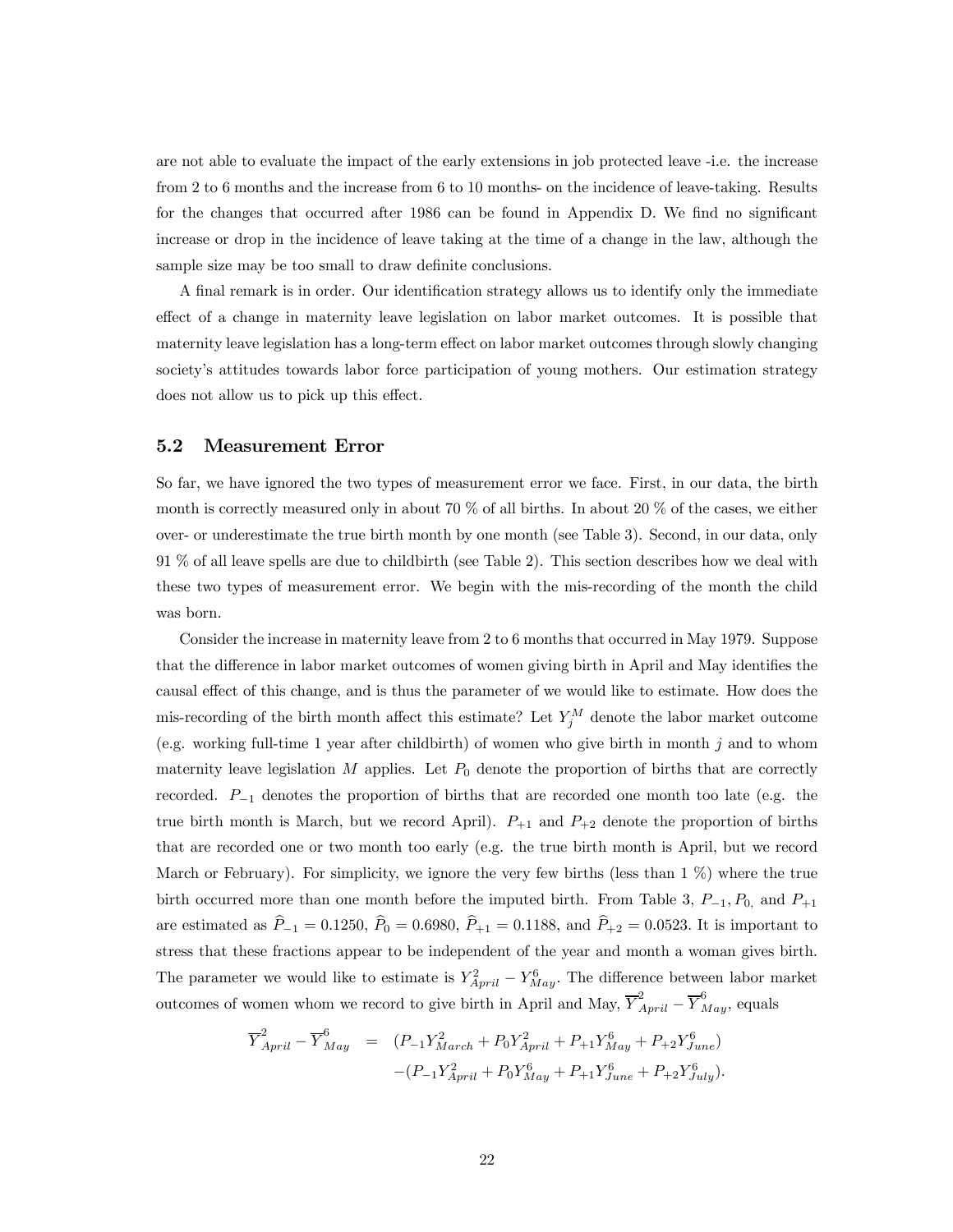are not able to evaluate the impact of the early extensions in job protected leave -i.e. the increase from 2 to 6 months and the increase from 6 to 10 months- on the incidence of leave-taking. Results for the changes that occurred after 1986 can be found in Appendix D. We find no significant increase or drop in the incidence of leave taking at the time of a change in the law, although the sample size may be too small to draw definite conclusions.

A final remark is in order. Our identification strategy allows us to identify only the immediate effect of a change in maternity leave legislation on labor market outcomes. It is possible that maternity leave legislation has a long-term effect on labor market outcomes through slowly changing society's attitudes towards labor force participation of young mothers. Our estimation strategy does not allow us to pick up this effect.

## 5.2 Measurement Error

So far, we have ignored the two types of measurement error we face. First, in our data, the birth month is correctly measured only in about 70 % of all births. In about 20 % of the cases, we either over- or underestimate the true birth month by one month (see Table 3). Second, in our data, only 91 % of all leave spells are due to childbirth (see Table 2). This section describes how we deal with these two types of measurement error. We begin with the mis-recording of the month the child was born.

Consider the increase in maternity leave from 2 to 6 months that occurred in May 1979. Suppose that the difference in labor market outcomes of women giving birth in April and May identifies the causal effect of this change, and is thus the parameter of we would like to estimate. How does the mis-recording of the birth month affect this estimate? Let $Y_j^M$ denote the labor market outcome (e.g. working full-time 1 year after childbirth) of women who give birth in month $j$ and to whom maternity leave legislation $M$ applies. Let $P_0$ denote the proportion of births that are correctly recorded. $P_{-1}$ denotes the proportion of births that are recorded one month too late (e.g. the true birth month is March, but we record April). $P_{+1}$ and $P_{+2}$ denote the proportion of births that are recorded one or two month too early (e.g. the true birth month is April, but we record March or February). For simplicity, we ignore the very few births (less than 1 %) where the true birth occurred more than one month before the imputed birth. From Table 3, $P_{-1}, P_{0,}$ and $P_{+1}$ are estimated as $\widehat{P}_{-1} = 0.1250$, $\widehat{P}_0 = 0.6980$, $\widehat{P}_{+1} = 0.1188$, and $\widehat{P}_{+2} = 0.0523$. It is important to stress that these fractions appear to be independent of the year and month a woman gives birth. The parameter we would like to estimate is $Y_{April}^2 - Y_{May}^6$. The difference between labor market outcomes of women whom we record to give birth in April and May, $\overline{Y}_{April}^2 - \overline{Y}_{May}^6$, equals

$$
\begin{aligned}
\overline{Y}_{April}^2 - \overline{Y}_{May}^6 \quad = \quad & (P_{-1}Y_{March}^2 + P_0 Y_{April}^2 + P_{+1}Y_{May}^6 + P_{+2}Y_{June}^6) \\
& -(P_{-1}Y_{April}^2 + P_0 Y_{May}^6 + P_{+1}Y_{June}^6 + P_{+2}Y_{July}^6).
\end{aligned}
$$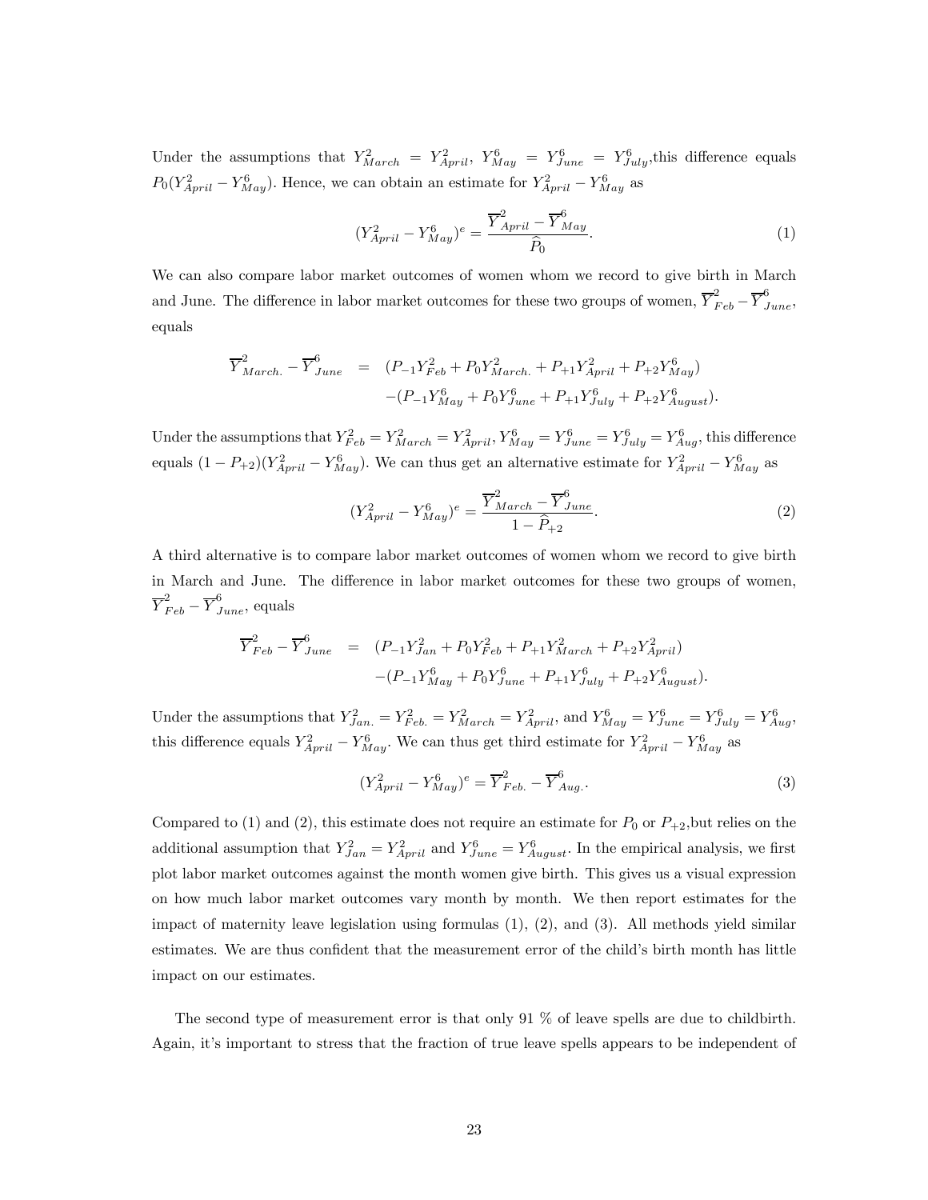Under the assumptions that $Y^2_{March} = Y^2_{April}$, $Y^6_{May} = Y^6_{June} = Y^6_{July}$,this difference equals $P_0(Y^2_{April} - Y^6_{May})$. Hence, we can obtain an estimate for $Y^2_{April} - Y^6_{May}$ as

$$(Y^2_{April} - Y^6_{May})^e = \frac{\overline{Y}^2_{April} - \overline{Y}^6_{May}}{\widehat{P}_0}. \tag{1}$$

We can also compare labor market outcomes of women whom we record to give birth in March and June. The difference in labor market outcomes for these two groups of women, $\overline{Y}^2_{Feb} - \overline{Y}^6_{June}$, equals

$$\begin{aligned}\overline{Y}^2_{March.} - \overline{Y}^6_{June} \;&=\; (P_{-1}Y^2_{Feb} + P_0 Y^2_{March.} + P_{+1}Y^2_{April} + P_{+2}Y^6_{May}) \\ &\quad -(P_{-1}Y^6_{May} + P_0 Y^6_{June} + P_{+1}Y^6_{July} + P_{+2}Y^6_{August}).\end{aligned}$$

Under the assumptions that $Y^2_{Feb} = Y^2_{March} = Y^2_{April}$, $Y^6_{May} = Y^6_{June} = Y^6_{July} = Y^6_{Aug}$, this difference equals $(1 - P_{+2})(Y^2_{April} - Y^6_{May})$. We can thus get an alternative estimate for $Y^2_{April} - Y^6_{May}$ as

$$(Y^2_{April} - Y^6_{May})^e = \frac{\overline{Y}^2_{March} - \overline{Y}^6_{June}}{1 - \widehat{P}_{+2}}. \tag{2}$$

A third alternative is to compare labor market outcomes of women whom we record to give birth in March and June. The difference in labor market outcomes for these two groups of women, $\overline{Y}^2_{Feb} - \overline{Y}^6_{June}$, equals

$$\begin{aligned}\overline{Y}^2_{Feb} - \overline{Y}^6_{June} \;&=\; (P_{-1}Y^2_{Jan} + P_0 Y^2_{Feb} + P_{+1}Y^2_{March} + P_{+2}Y^2_{April}) \\ &\quad -(P_{-1}Y^6_{May} + P_0 Y^6_{June} + P_{+1}Y^6_{July} + P_{+2}Y^6_{August}).\end{aligned}$$

Under the assumptions that $Y^2_{Jan.} = Y^2_{Feb.} = Y^2_{March} = Y^2_{April}$, and $Y^6_{May} = Y^6_{June} = Y^6_{July} = Y^6_{Aug}$, this difference equals $Y^2_{April} - Y^6_{May}$. We can thus get third estimate for $Y^2_{April} - Y^6_{May}$ as

$$(Y^2_{April} - Y^6_{May})^e = \overline{Y}^2_{Feb.} - \overline{Y}^6_{Aug.}. \tag{3}$$

Compared to (1) and (2), this estimate does not require an estimate for $P_0$ or $P_{+2}$,but relies on the additional assumption that $Y^2_{Jan} = Y^2_{April}$ and $Y^6_{June} = Y^6_{August}$. In the empirical analysis, we first plot labor market outcomes against the month women give birth. This gives us a visual expression on how much labor market outcomes vary month by month. We then report estimates for the impact of maternity leave legislation using formulas (1), (2), and (3). All methods yield similar estimates. We are thus confident that the measurement error of the child's birth month has little impact on our estimates.

The second type of measurement error is that only 91 % of leave spells are due to childbirth. Again, it's important to stress that the fraction of true leave spells appears to be independent of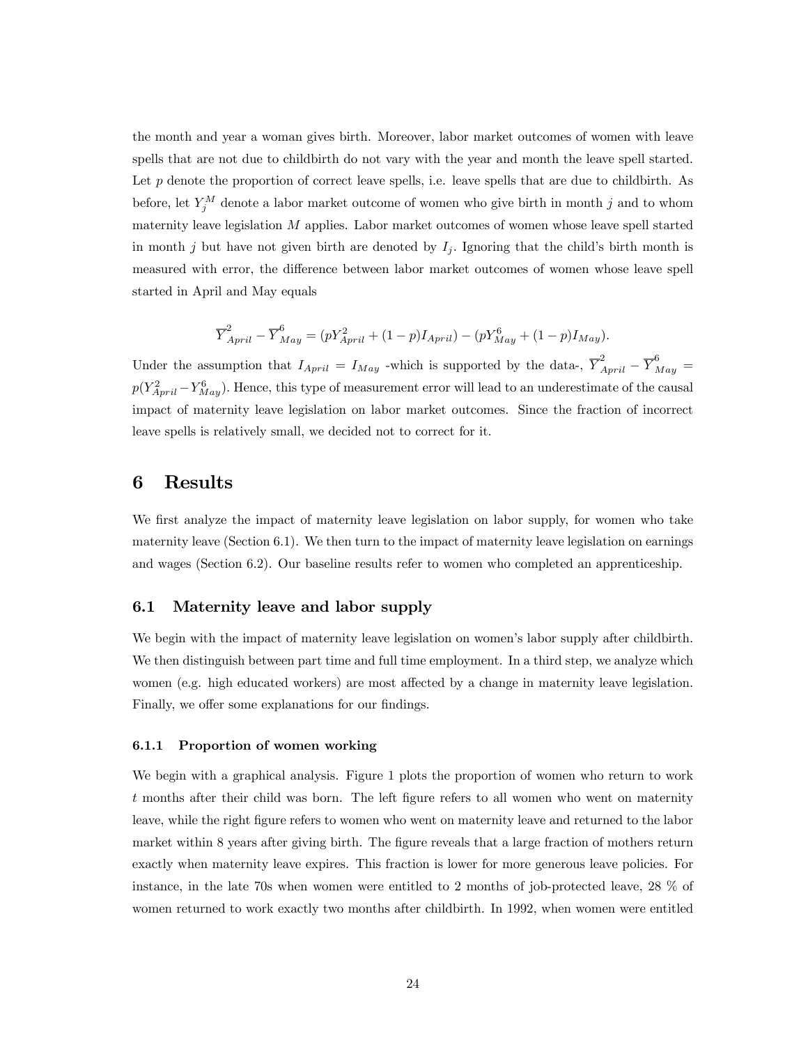the month and year a woman gives birth. Moreover, labor market outcomes of women with leave spells that are not due to childbirth do not vary with the year and month the leave spell started. Let $p$ denote the proportion of correct leave spells, i.e. leave spells that are due to childbirth. As before, let $Y_j^M$ denote a labor market outcome of women who give birth in month $j$ and to whom maternity leave legislation $M$ applies. Labor market outcomes of women whose leave spell started in month $j$ but have not given birth are denoted by $I_j$. Ignoring that the child's birth month is measured with error, the difference between labor market outcomes of women whose leave spell started in April and May equals

$$\overline{Y}_{April}^{2} - \overline{Y}_{May}^{6} = (pY_{April}^{2} + (1-p)I_{April}) - (pY_{May}^{6} + (1-p)I_{May}).$$

Under the assumption that $I_{April} = I_{May}$ -which is supported by the data-, $\overline{Y}_{April}^{2} - \overline{Y}_{May}^{6} = p(Y_{April}^{2} - Y_{May}^{6})$. Hence, this type of measurement error will lead to an underestimate of the causal impact of maternity leave legislation on labor market outcomes. Since the fraction of incorrect leave spells is relatively small, we decided not to correct for it.

# 6 Results

We first analyze the impact of maternity leave legislation on labor supply, for women who take maternity leave (Section 6.1). We then turn to the impact of maternity leave legislation on earnings and wages (Section 6.2). Our baseline results refer to women who completed an apprenticeship.

## 6.1 Maternity leave and labor supply

We begin with the impact of maternity leave legislation on women's labor supply after childbirth. We then distinguish between part time and full time employment. In a third step, we analyze which women (e.g. high educated workers) are most affected by a change in maternity leave legislation. Finally, we offer some explanations for our findings.

### 6.1.1 Proportion of women working

We begin with a graphical analysis. Figure 1 plots the proportion of women who return to work $t$ months after their child was born. The left figure refers to all women who went on maternity leave, while the right figure refers to women who went on maternity leave and returned to the labor market within 8 years after giving birth. The figure reveals that a large fraction of mothers return exactly when maternity leave expires. This fraction is lower for more generous leave policies. For instance, in the late 70s when women were entitled to 2 months of job-protected leave, 28 % of women returned to work exactly two months after childbirth. In 1992, when women were entitled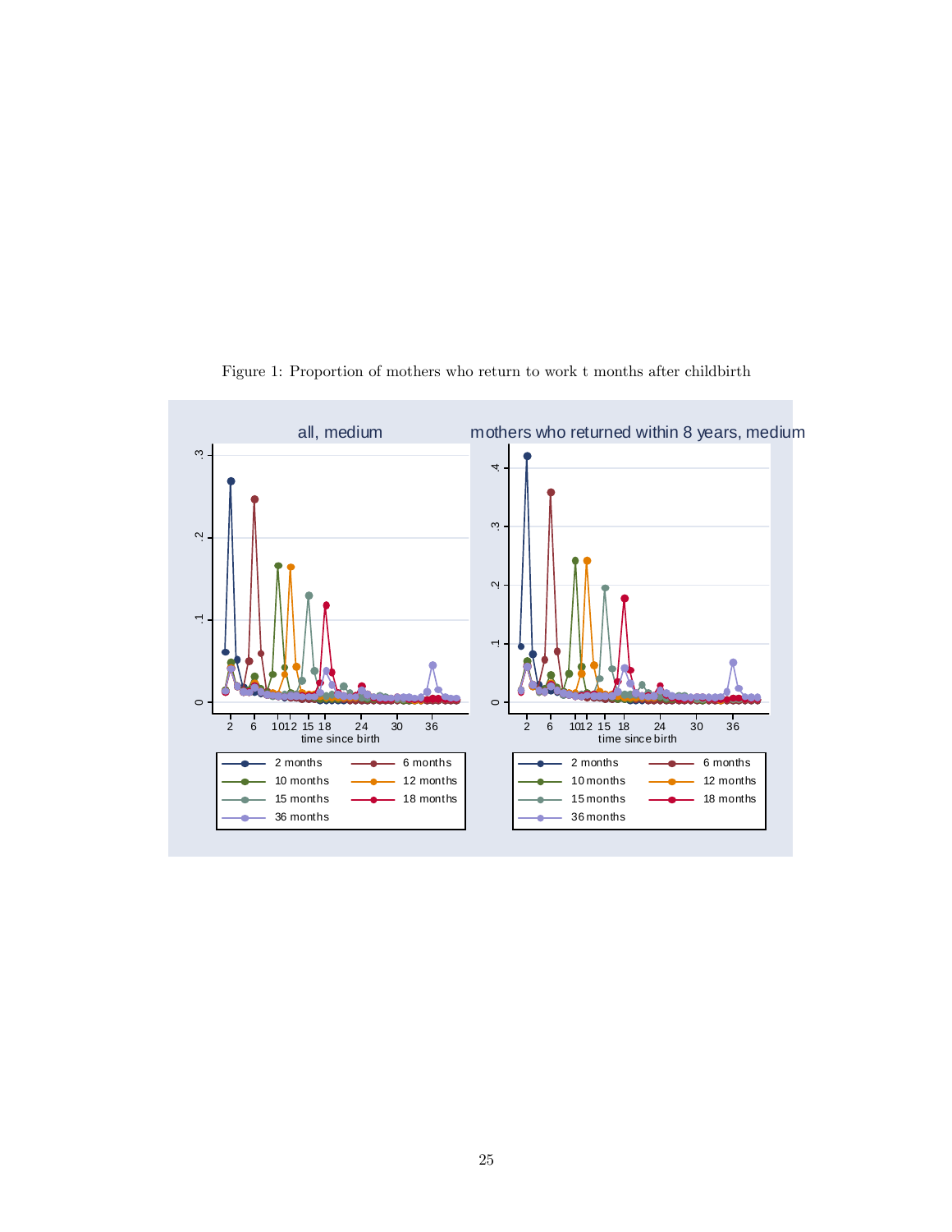Figure 1: Proportion of mothers who return to work t months after childbirth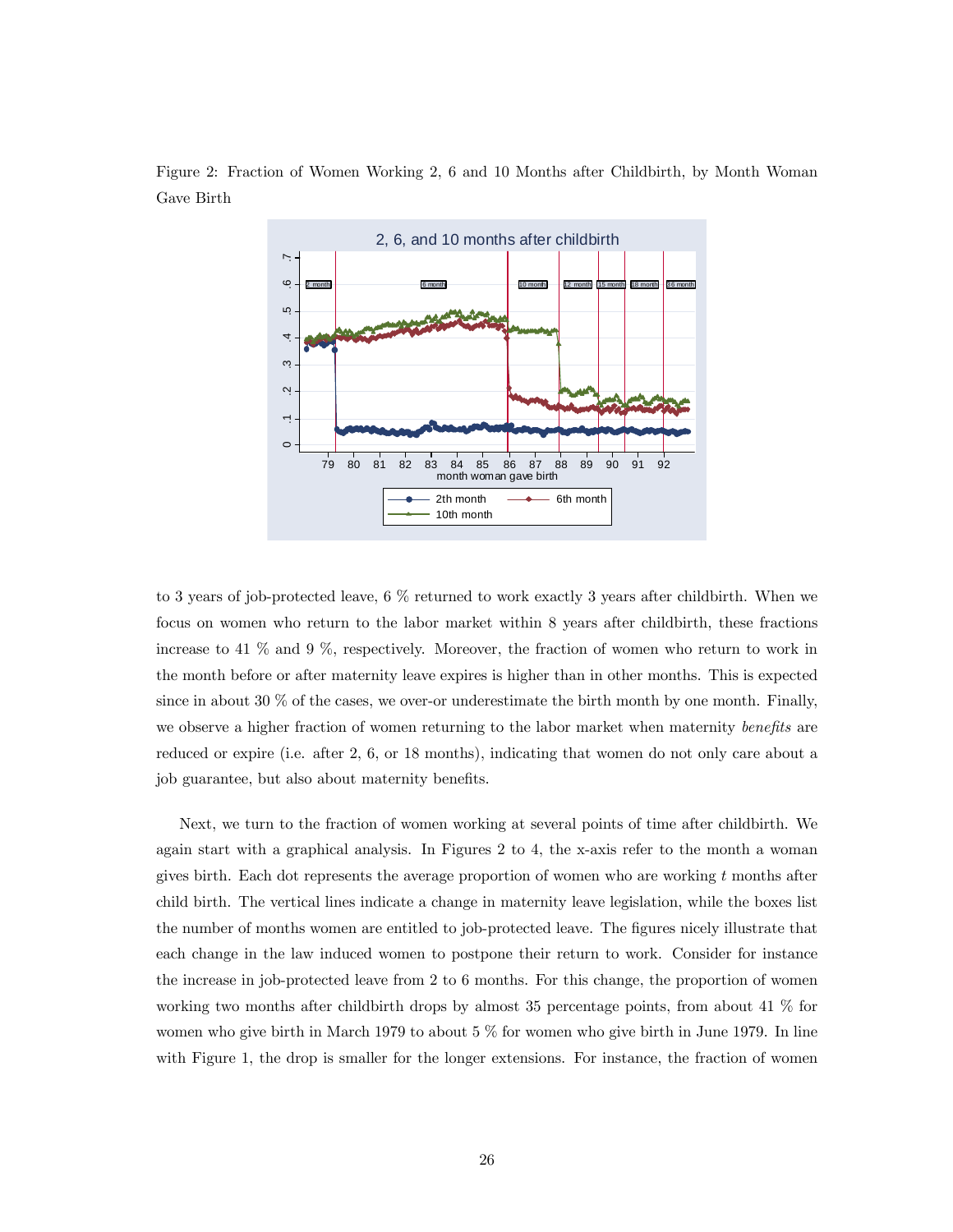Figure 2: Fraction of Women Working 2, 6 and 10 Months after Childbirth, by Month Woman Gave Birth

to 3 years of job-protected leave, 6 % returned to work exactly 3 years after childbirth. When we focus on women who return to the labor market within 8 years after childbirth, these fractions increase to 41 % and 9 %, respectively. Moreover, the fraction of women who return to work in the month before or after maternity leave expires is higher than in other months. This is expected since in about 30 % of the cases, we over-or underestimate the birth month by one month. Finally, we observe a higher fraction of women returning to the labor market when maternity *benefits* are reduced or expire (i.e. after 2, 6, or 18 months), indicating that women do not only care about a job guarantee, but also about maternity benefits.

Next, we turn to the fraction of women working at several points of time after childbirth. We again start with a graphical analysis. In Figures 2 to 4, the x-axis refer to the month a woman gives birth. Each dot represents the average proportion of women who are working $t$ months after child birth. The vertical lines indicate a change in maternity leave legislation, while the boxes list the number of months women are entitled to job-protected leave. The figures nicely illustrate that each change in the law induced women to postpone their return to work. Consider for instance the increase in job-protected leave from 2 to 6 months. For this change, the proportion of women working two months after childbirth drops by almost 35 percentage points, from about 41 % for women who give birth in March 1979 to about 5 % for women who give birth in June 1979. In line with Figure 1, the drop is smaller for the longer extensions. For instance, the fraction of women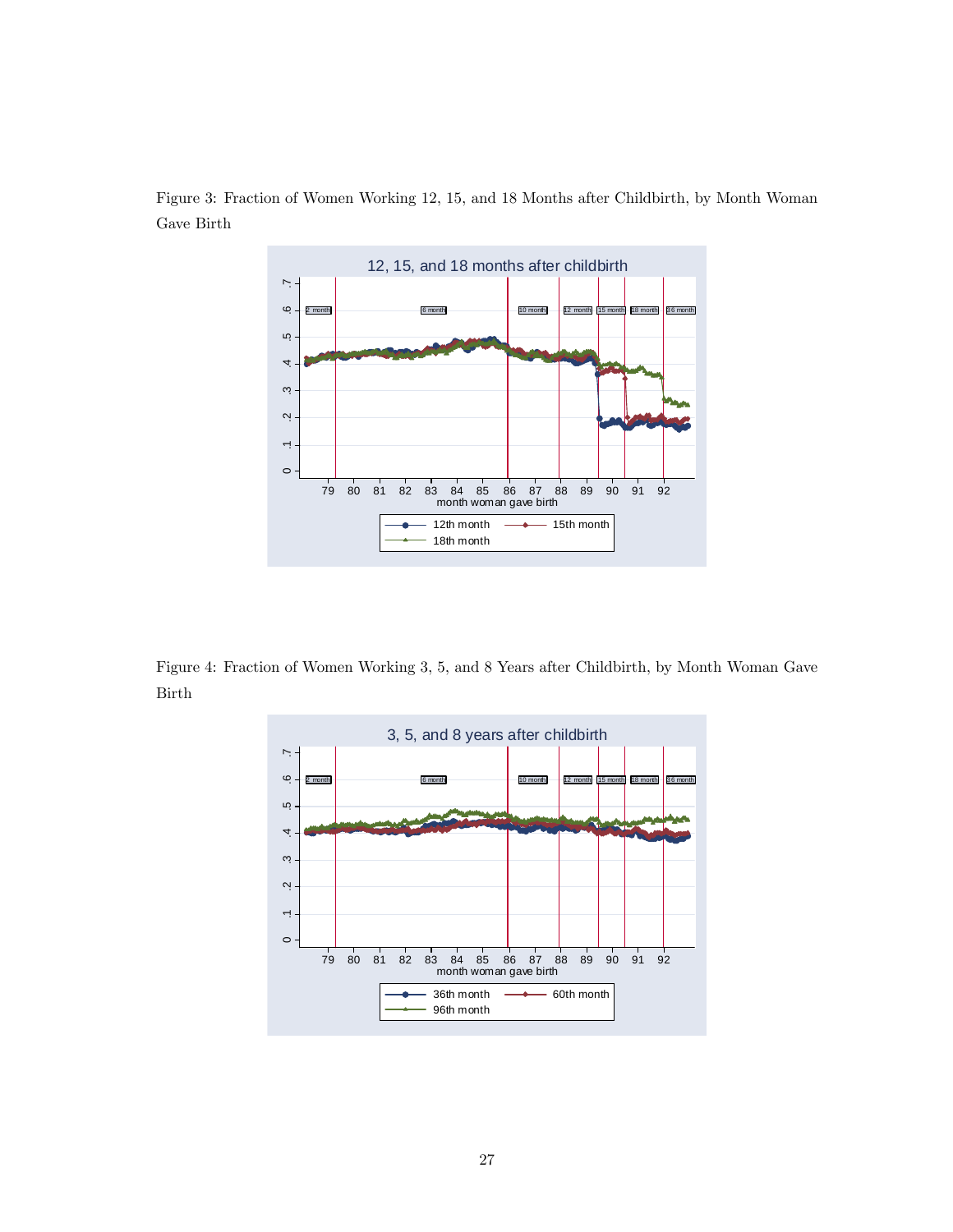Figure 3: Fraction of Women Working 12, 15, and 18 Months after Childbirth, by Month Woman Gave Birth

Figure 4: Fraction of Women Working 3, 5, and 8 Years after Childbirth, by Month Woman Gave Birth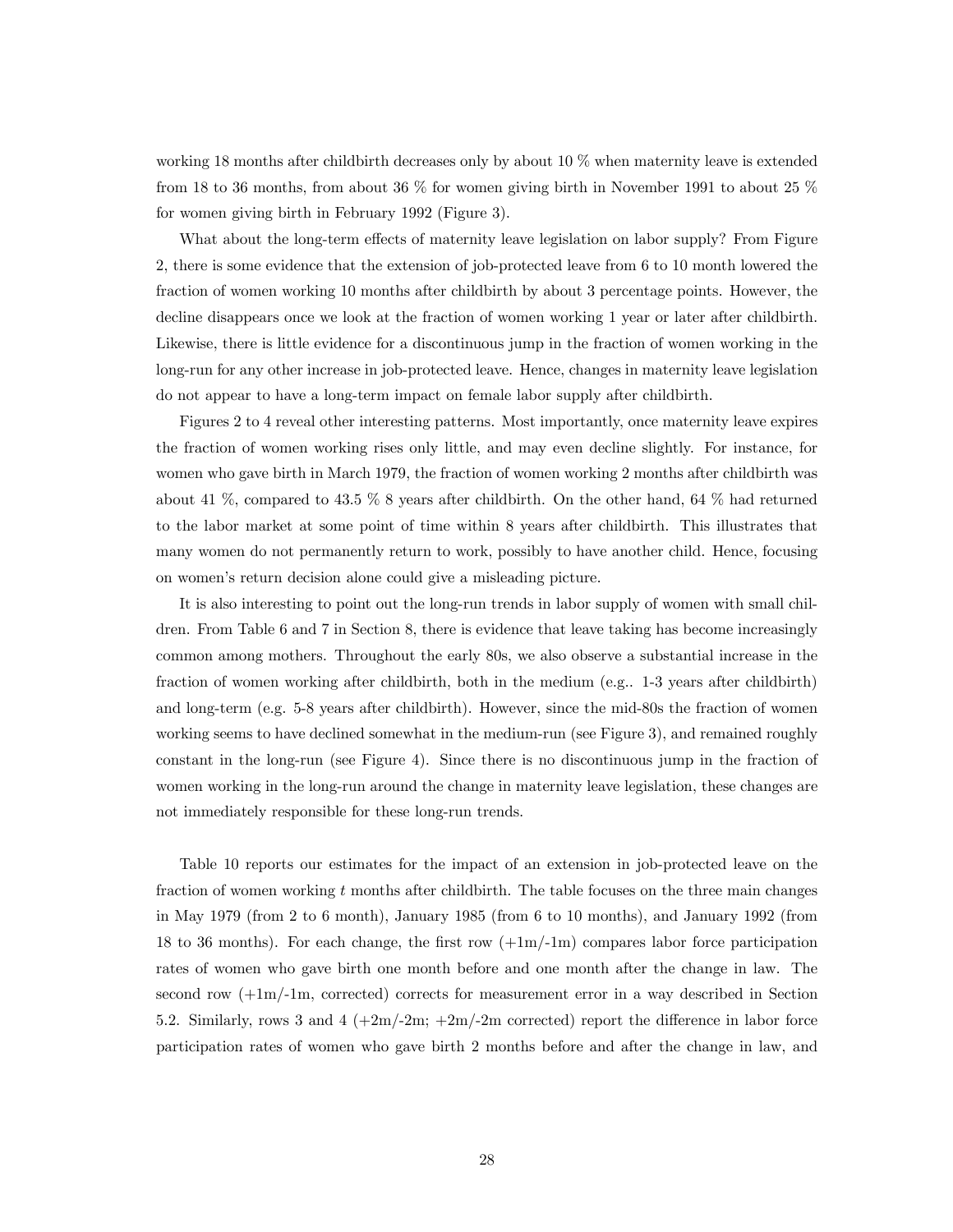working 18 months after childbirth decreases only by about 10 % when maternity leave is extended from 18 to 36 months, from about 36 % for women giving birth in November 1991 to about 25 % for women giving birth in February 1992 (Figure 3).

What about the long-term effects of maternity leave legislation on labor supply? From Figure 2, there is some evidence that the extension of job-protected leave from 6 to 10 month lowered the fraction of women working 10 months after childbirth by about 3 percentage points. However, the decline disappears once we look at the fraction of women working 1 year or later after childbirth. Likewise, there is little evidence for a discontinuous jump in the fraction of women working in the long-run for any other increase in job-protected leave. Hence, changes in maternity leave legislation do not appear to have a long-term impact on female labor supply after childbirth.

Figures 2 to 4 reveal other interesting patterns. Most importantly, once maternity leave expires the fraction of women working rises only little, and may even decline slightly. For instance, for women who gave birth in March 1979, the fraction of women working 2 months after childbirth was about 41 %, compared to 43.5 % 8 years after childbirth. On the other hand, 64 % had returned to the labor market at some point of time within 8 years after childbirth. This illustrates that many women do not permanently return to work, possibly to have another child. Hence, focusing on women's return decision alone could give a misleading picture.

It is also interesting to point out the long-run trends in labor supply of women with small children. From Table 6 and 7 in Section 8, there is evidence that leave taking has become increasingly common among mothers. Throughout the early 80s, we also observe a substantial increase in the fraction of women working after childbirth, both in the medium (e.g.. 1-3 years after childbirth) and long-term (e.g. 5-8 years after childbirth). However, since the mid-80s the fraction of women working seems to have declined somewhat in the medium-run (see Figure 3), and remained roughly constant in the long-run (see Figure 4). Since there is no discontinuous jump in the fraction of women working in the long-run around the change in maternity leave legislation, these changes are not immediately responsible for these long-run trends.

Table 10 reports our estimates for the impact of an extension in job-protected leave on the fraction of women working $t$ months after childbirth. The table focuses on the three main changes in May 1979 (from 2 to 6 month), January 1985 (from 6 to 10 months), and January 1992 (from 18 to 36 months). For each change, the first row (+1m/-1m) compares labor force participation rates of women who gave birth one month before and one month after the change in law. The second row (+1m/-1m, corrected) corrects for measurement error in a way described in Section 5.2. Similarly, rows 3 and 4 (+2m/-2m; +2m/-2m corrected) report the difference in labor force participation rates of women who gave birth 2 months before and after the change in law, and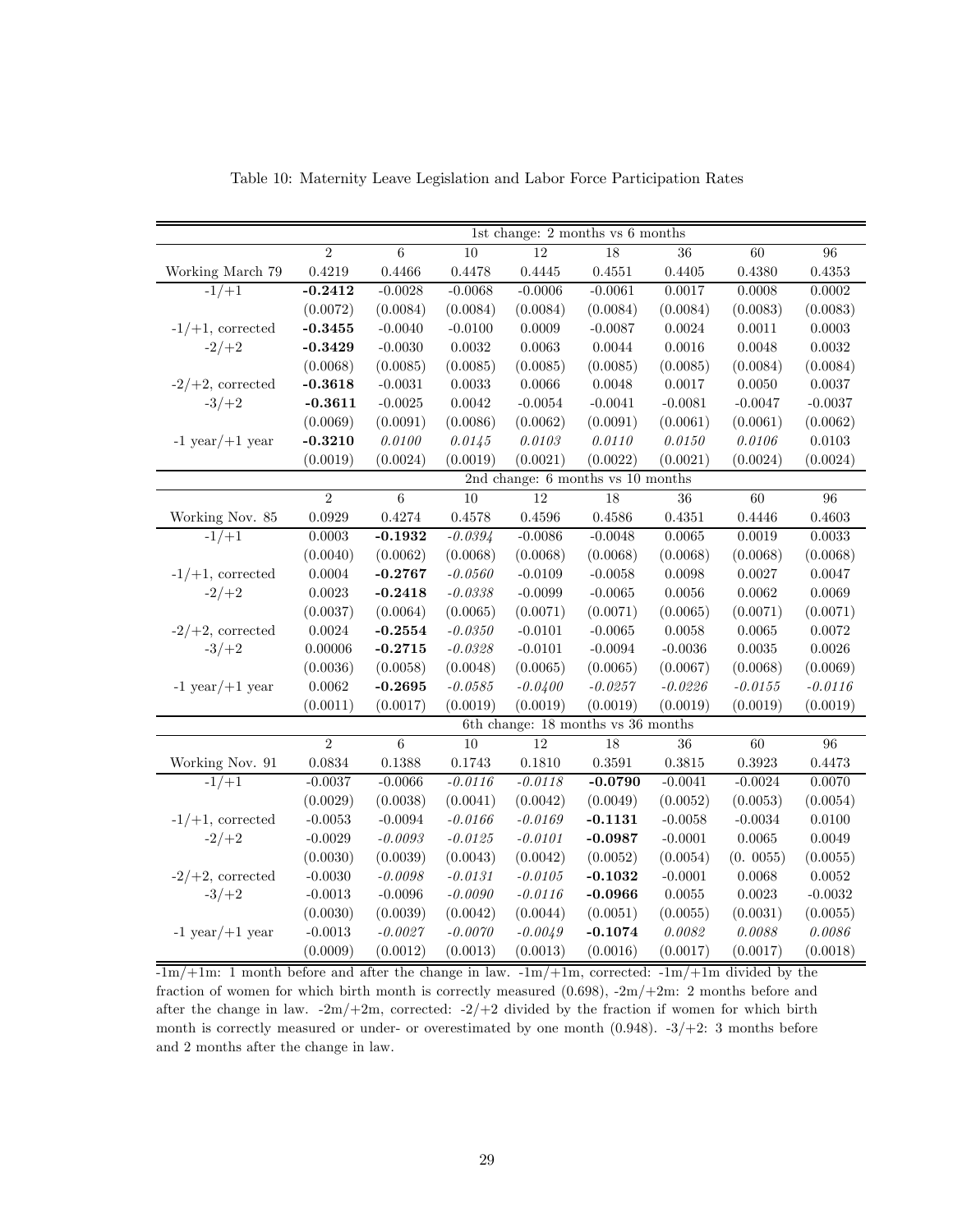Table 10: Maternity Leave Legislation and Labor Force Participation Rates

| | 1st change: 2 months vs 6 months | | | | | | | |
|---|---|---|---|---|---|---|---|---|
| | 2 | 6 | 10 | 12 | 18 | 36 | 60 | 96 |
| Working March 79 | 0.4219 | 0.4466 | 0.4478 | 0.4445 | 0.4551 | 0.4405 | 0.4380 | 0.4353 |
| -1/+1 | **-0.2412** | -0.0028 | -0.0068 | -0.0006 | -0.0061 | 0.0017 | 0.0008 | 0.0002 |
| | (0.0072) | (0.0084) | (0.0084) | (0.0084) | (0.0084) | (0.0084) | (0.0083) | (0.0083) |
| -1/+1, corrected | **-0.3455** | -0.0040 | -0.0100 | 0.0009 | -0.0087 | 0.0024 | 0.0011 | 0.0003 |
| -2/+2 | **-0.3429** | -0.0030 | 0.0032 | 0.0063 | 0.0044 | 0.0016 | 0.0048 | 0.0032 |
| | (0.0068) | (0.0085) | (0.0085) | (0.0085) | (0.0085) | (0.0085) | (0.0084) | (0.0084) |
| -2/+2, corrected | **-0.3618** | -0.0031 | 0.0033 | 0.0066 | 0.0048 | 0.0017 | 0.0050 | 0.0037 |
| -3/+2 | **-0.3611** | -0.0025 | 0.0042 | -0.0054 | -0.0041 | -0.0081 | -0.0047 | -0.0037 |
| | (0.0069) | (0.0091) | (0.0086) | (0.0062) | (0.0091) | (0.0061) | (0.0061) | (0.0062) |
| -1 year/+1 year | **-0.3210** | *0.0100* | *0.0145* | *0.0103* | *0.0110* | *0.0150* | *0.0106* | 0.0103 |
| | (0.0019) | (0.0024) | (0.0019) | (0.0021) | (0.0022) | (0.0021) | (0.0024) | (0.0024) |
| | 2nd change: 6 months vs 10 months | | | | | | | |
| | 2 | 6 | 10 | 12 | 18 | 36 | 60 | 96 |
| Working Nov. 85 | 0.0929 | 0.4274 | 0.4578 | 0.4596 | 0.4586 | 0.4351 | 0.4446 | 0.4603 |
| -1/+1 | 0.0003 | **-0.1932** | *-0.0394* | -0.0086 | -0.0048 | 0.0065 | 0.0019 | 0.0033 |
| | (0.0040) | (0.0062) | (0.0068) | (0.0068) | (0.0068) | (0.0068) | (0.0068) | (0.0068) |
| -1/+1, corrected | 0.0004 | **-0.2767** | *-0.0560* | -0.0109 | -0.0058 | 0.0098 | 0.0027 | 0.0047 |
| -2/+2 | 0.0023 | **-0.2418** | *-0.0338* | -0.0099 | -0.0065 | 0.0056 | 0.0062 | 0.0069 |
| | (0.0037) | (0.0064) | (0.0065) | (0.0071) | (0.0071) | (0.0065) | (0.0071) | (0.0071) |
| -2/+2, corrected | 0.0024 | **-0.2554** | *-0.0350* | -0.0101 | -0.0065 | 0.0058 | 0.0065 | 0.0072 |
| -3/+2 | 0.00006 | **-0.2715** | *-0.0328* | -0.0101 | -0.0094 | -0.0036 | 0.0035 | 0.0026 |
| | (0.0036) | (0.0058) | (0.0048) | (0.0065) | (0.0065) | (0.0067) | (0.0068) | (0.0069) |
| -1 year/+1 year | 0.0062 | **-0.2695** | *-0.0585* | *-0.0400* | *-0.0257* | *-0.0226* | *-0.0155* | *-0.0116* |
| | (0.0011) | (0.0017) | (0.0019) | (0.0019) | (0.0019) | (0.0019) | (0.0019) | (0.0019) |
| | 6th change: 18 months vs 36 months | | | | | | | |
| | 2 | 6 | 10 | 12 | 18 | 36 | 60 | 96 |
| Working Nov. 91 | 0.0834 | 0.1388 | 0.1743 | 0.1810 | 0.3591 | 0.3815 | 0.3923 | 0.4473 |
| -1/+1 | -0.0037 | -0.0066 | *-0.0116* | *-0.0118* | **-0.0790** | -0.0041 | -0.0024 | 0.0070 |
| | (0.0029) | (0.0038) | (0.0041) | (0.0042) | (0.0049) | (0.0052) | (0.0053) | (0.0054) |
| -1/+1, corrected | -0.0053 | -0.0094 | *-0.0166* | *-0.0169* | **-0.1131** | -0.0058 | -0.0034 | 0.0100 |
| -2/+2 | -0.0029 | *-0.0093* | *-0.0125* | *-0.0101* | **-0.0987** | -0.0001 | 0.0065 | 0.0049 |
| | (0.0030) | (0.0039) | (0.0043) | (0.0042) | (0.0052) | (0.0054) | (0. 0055) | (0.0055) |
| -2/+2, corrected | -0.0030 | *-0.0098* | *-0.0131* | *-0.0105* | **-0.1032** | -0.0001 | 0.0068 | 0.0052 |
| -3/+2 | -0.0013 | -0.0096 | *-0.0090* | *-0.0116* | **-0.0966** | 0.0055 | 0.0023 | -0.0032 |
| | (0.0030) | (0.0039) | (0.0042) | (0.0044) | (0.0051) | (0.0055) | (0.0031) | (0.0055) |
| -1 year/+1 year | -0.0013 | *-0.0027* | *-0.0070* | *-0.0049* | **-0.1074** | *0.0082* | *0.0088* | *0.0086* |
| | (0.0009) | (0.0012) | (0.0013) | (0.0013) | (0.0016) | (0.0017) | (0.0017) | (0.0018) |

-1m/+1m: 1 month before and after the change in law. -1m/+1m, corrected: -1m/+1m divided by the fraction of women for which birth month is correctly measured (0.698), -2m/+2m: 2 months before and after the change in law. -2m/+2m, corrected: -2/+2 divided by the fraction if women for which birth month is correctly measured or under- or overestimated by one month (0.948). -3/+2: 3 months before and 2 months after the change in law.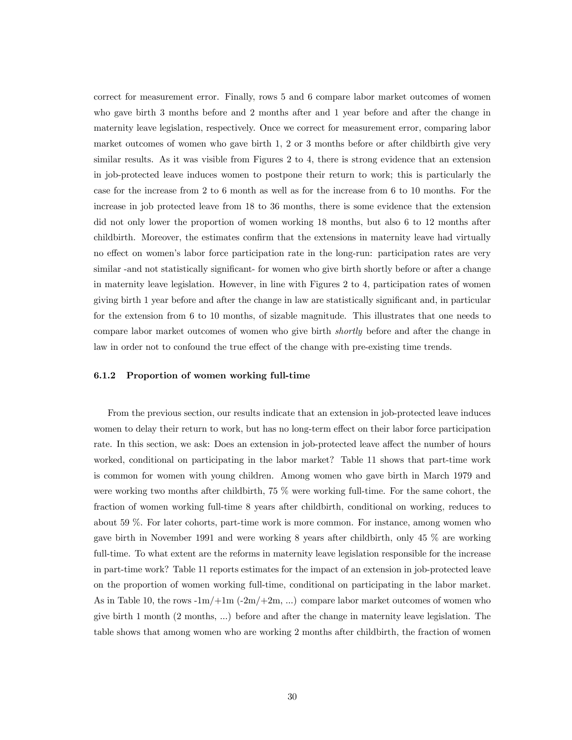correct for measurement error. Finally, rows 5 and 6 compare labor market outcomes of women who gave birth 3 months before and 2 months after and 1 year before and after the change in maternity leave legislation, respectively. Once we correct for measurement error, comparing labor market outcomes of women who gave birth 1, 2 or 3 months before or after childbirth give very similar results. As it was visible from Figures 2 to 4, there is strong evidence that an extension in job-protected leave induces women to postpone their return to work; this is particularly the case for the increase from 2 to 6 month as well as for the increase from 6 to 10 months. For the increase in job protected leave from 18 to 36 months, there is some evidence that the extension did not only lower the proportion of women working 18 months, but also 6 to 12 months after childbirth. Moreover, the estimates confirm that the extensions in maternity leave had virtually no effect on women's labor force participation rate in the long-run: participation rates are very similar -and not statistically significant- for women who give birth shortly before or after a change in maternity leave legislation. However, in line with Figures 2 to 4, participation rates of women giving birth 1 year before and after the change in law are statistically significant and, in particular for the extension from 6 to 10 months, of sizable magnitude. This illustrates that one needs to compare labor market outcomes of women who give birth *shortly* before and after the change in law in order not to confound the true effect of the change with pre-existing time trends.

#### 6.1.2 Proportion of women working full-time

From the previous section, our results indicate that an extension in job-protected leave induces women to delay their return to work, but has no long-term effect on their labor force participation rate. In this section, we ask: Does an extension in job-protected leave affect the number of hours worked, conditional on participating in the labor market? Table 11 shows that part-time work is common for women with young children. Among women who gave birth in March 1979 and were working two months after childbirth, 75 % were working full-time. For the same cohort, the fraction of women working full-time 8 years after childbirth, conditional on working, reduces to about 59 %. For later cohorts, part-time work is more common. For instance, among women who gave birth in November 1991 and were working 8 years after childbirth, only 45 % are working full-time. To what extent are the reforms in maternity leave legislation responsible for the increase in part-time work? Table 11 reports estimates for the impact of an extension in job-protected leave on the proportion of women working full-time, conditional on participating in the labor market. As in Table 10, the rows -1m/+1m (-2m/+2m, ...) compare labor market outcomes of women who give birth 1 month (2 months, ...) before and after the change in maternity leave legislation. The table shows that among women who are working 2 months after childbirth, the fraction of women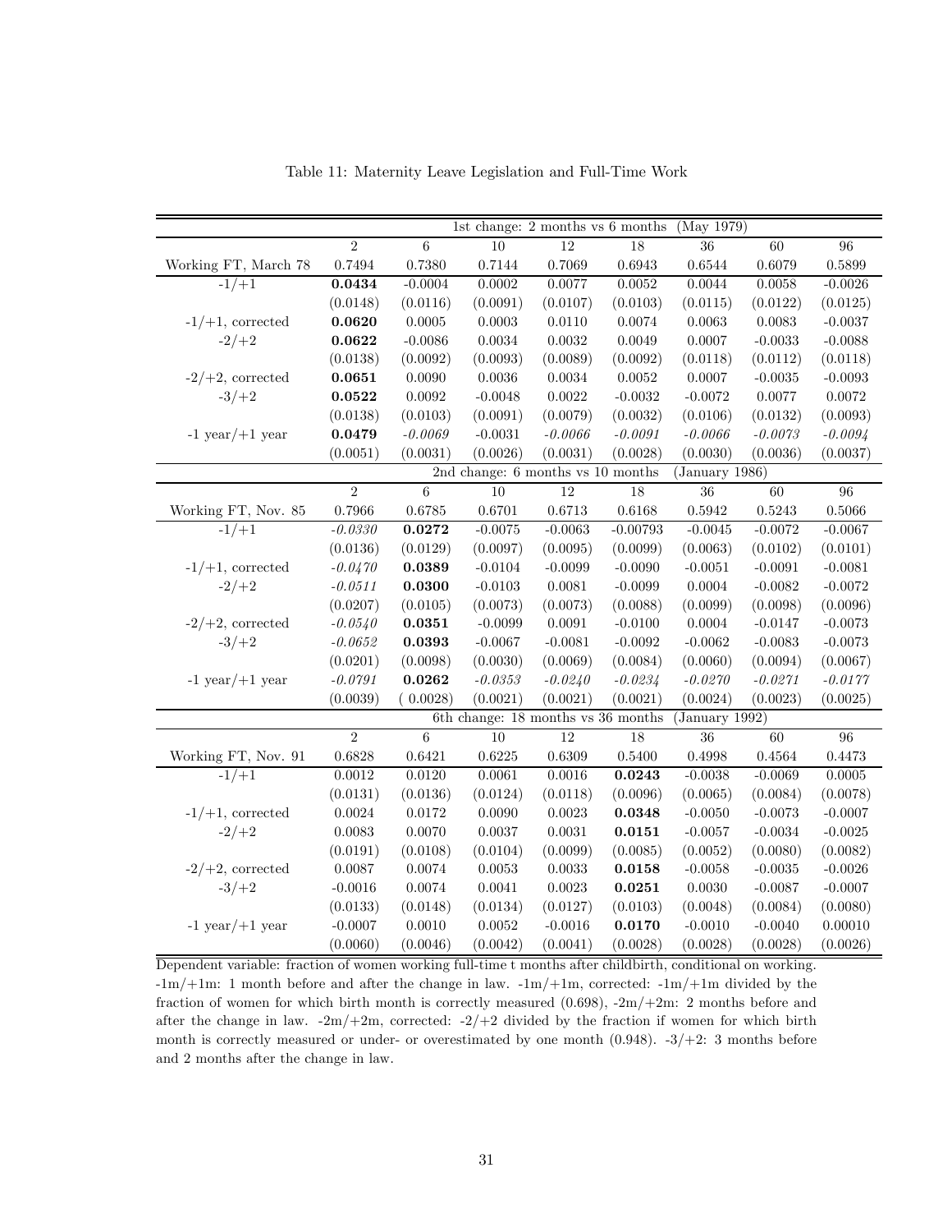Table 11: Maternity Leave Legislation and Full-Time Work

| | 1st change: 2 months vs 6 months (May 1979) | | | | | | | |
|---|---|---|---|---|---|---|---|---|
| | 2 | 6 | 10 | 12 | 18 | 36 | 60 | 96 |
| Working FT, March 78 | 0.7494 | 0.7380 | 0.7144 | 0.7069 | 0.6943 | 0.6544 | 0.6079 | 0.5899 |
| -1/+1 | **0.0434** | -0.0004 | 0.0002 | 0.0077 | 0.0052 | 0.0044 | 0.0058 | -0.0026 |
| | (0.0148) | (0.0116) | (0.0091) | (0.0107) | (0.0103) | (0.0115) | (0.0122) | (0.0125) |
| -1/+1, corrected | **0.0620** | 0.0005 | 0.0003 | 0.0110 | 0.0074 | 0.0063 | 0.0083 | -0.0037 |
| -2/+2 | **0.0622** | -0.0086 | 0.0034 | 0.0032 | 0.0049 | 0.0007 | -0.0033 | -0.0088 |
| | (0.0138) | (0.0092) | (0.0093) | (0.0089) | (0.0092) | (0.0118) | (0.0112) | (0.0118) |
| -2/+2, corrected | **0.0651** | 0.0090 | 0.0036 | 0.0034 | 0.0052 | 0.0007 | -0.0035 | -0.0093 |
| -3/+2 | **0.0522** | 0.0092 | -0.0048 | 0.0022 | -0.0032 | -0.0072 | 0.0077 | 0.0072 |
| | (0.0138) | (0.0103) | (0.0091) | (0.0079) | (0.0032) | (0.0106) | (0.0132) | (0.0093) |
| -1 year/+1 year | **0.0479** | *-0.0069* | -0.0031 | *-0.0066* | *-0.0091* | *-0.0066* | *-0.0073* | *-0.0094* |
| | (0.0051) | (0.0031) | (0.0026) | (0.0031) | (0.0028) | (0.0030) | (0.0036) | (0.0037) |
| | 2nd change: 6 months vs 10 months (January 1986) | | | | | | | |
| | 2 | 6 | 10 | 12 | 18 | 36 | 60 | 96 |
| Working FT, Nov. 85 | 0.7966 | 0.6785 | 0.6701 | 0.6713 | 0.6168 | 0.5942 | 0.5243 | 0.5066 |
| -1/+1 | *-0.0330* | **0.0272** | -0.0075 | -0.0063 | -0.00793 | -0.0045 | -0.0072 | -0.0067 |
| | (0.0136) | (0.0129) | (0.0097) | (0.0095) | (0.0099) | (0.0063) | (0.0102) | (0.0101) |
| -1/+1, corrected | *-0.0470* | **0.0389** | -0.0104 | -0.0099 | -0.0090 | -0.0051 | -0.0091 | -0.0081 |
| -2/+2 | *-0.0511* | **0.0300** | -0.0103 | 0.0081 | -0.0099 | 0.0004 | -0.0082 | -0.0072 |
| | (0.0207) | (0.0105) | (0.0073) | (0.0073) | (0.0088) | (0.0099) | (0.0098) | (0.0096) |
| -2/+2, corrected | *-0.0540* | **0.0351** | -0.0099 | 0.0091 | -0.0100 | 0.0004 | -0.0147 | -0.0073 |
| -3/+2 | *-0.0652* | **0.0393** | -0.0067 | -0.0081 | -0.0092 | -0.0062 | -0.0083 | -0.0073 |
| | (0.0201) | (0.0098) | (0.0030) | (0.0069) | (0.0084) | (0.0060) | (0.0094) | (0.0067) |
| -1 year/+1 year | *-0.0791* | **0.0262** | *-0.0353* | *-0.0240* | *-0.0234* | *-0.0270* | *-0.0271* | *-0.0177* |
| | (0.0039) | ( 0.0028) | (0.0021) | (0.0021) | (0.0021) | (0.0024) | (0.0023) | (0.0025) |
| | 6th change: 18 months vs 36 months (January 1992) | | | | | | | |
| | 2 | 6 | 10 | 12 | 18 | 36 | 60 | 96 |
| Working FT, Nov. 91 | 0.6828 | 0.6421 | 0.6225 | 0.6309 | 0.5400 | 0.4998 | 0.4564 | 0.4473 |
| -1/+1 | 0.0012 | 0.0120 | 0.0061 | 0.0016 | **0.0243** | -0.0038 | -0.0069 | 0.0005 |
| | (0.0131) | (0.0136) | (0.0124) | (0.0118) | (0.0096) | (0.0065) | (0.0084) | (0.0078) |
| -1/+1, corrected | 0.0024 | 0.0172 | 0.0090 | 0.0023 | **0.0348** | -0.0050 | -0.0073 | -0.0007 |
| -2/+2 | 0.0083 | 0.0070 | 0.0037 | 0.0031 | **0.0151** | -0.0057 | -0.0034 | -0.0025 |
| | (0.0191) | (0.0108) | (0.0104) | (0.0099) | (0.0085) | (0.0052) | (0.0080) | (0.0082) |
| -2/+2, corrected | 0.0087 | 0.0074 | 0.0053 | 0.0033 | **0.0158** | -0.0058 | -0.0035 | -0.0026 |
| -3/+2 | -0.0016 | 0.0074 | 0.0041 | 0.0023 | **0.0251** | 0.0030 | -0.0087 | -0.0007 |
| | (0.0133) | (0.0148) | (0.0134) | (0.0127) | (0.0103) | (0.0048) | (0.0084) | (0.0080) |
| -1 year/+1 year | -0.0007 | 0.0010 | 0.0052 | -0.0016 | **0.0170** | -0.0010 | -0.0040 | 0.00010 |
| | (0.0060) | (0.0046) | (0.0042) | (0.0041) | (0.0028) | (0.0028) | (0.0028) | (0.0026) |

Dependent variable: fraction of women working full-time t months after childbirth, conditional on working. -1m/+1m: 1 month before and after the change in law. -1m/+1m, corrected: -1m/+1m divided by the fraction of women for which birth month is correctly measured (0.698), -2m/+2m: 2 months before and after the change in law. -2m/+2m, corrected: -2/+2 divided by the fraction if women for which birth month is correctly measured or under- or overestimated by one month (0.948). -3/+2: 3 months before and 2 months after the change in law.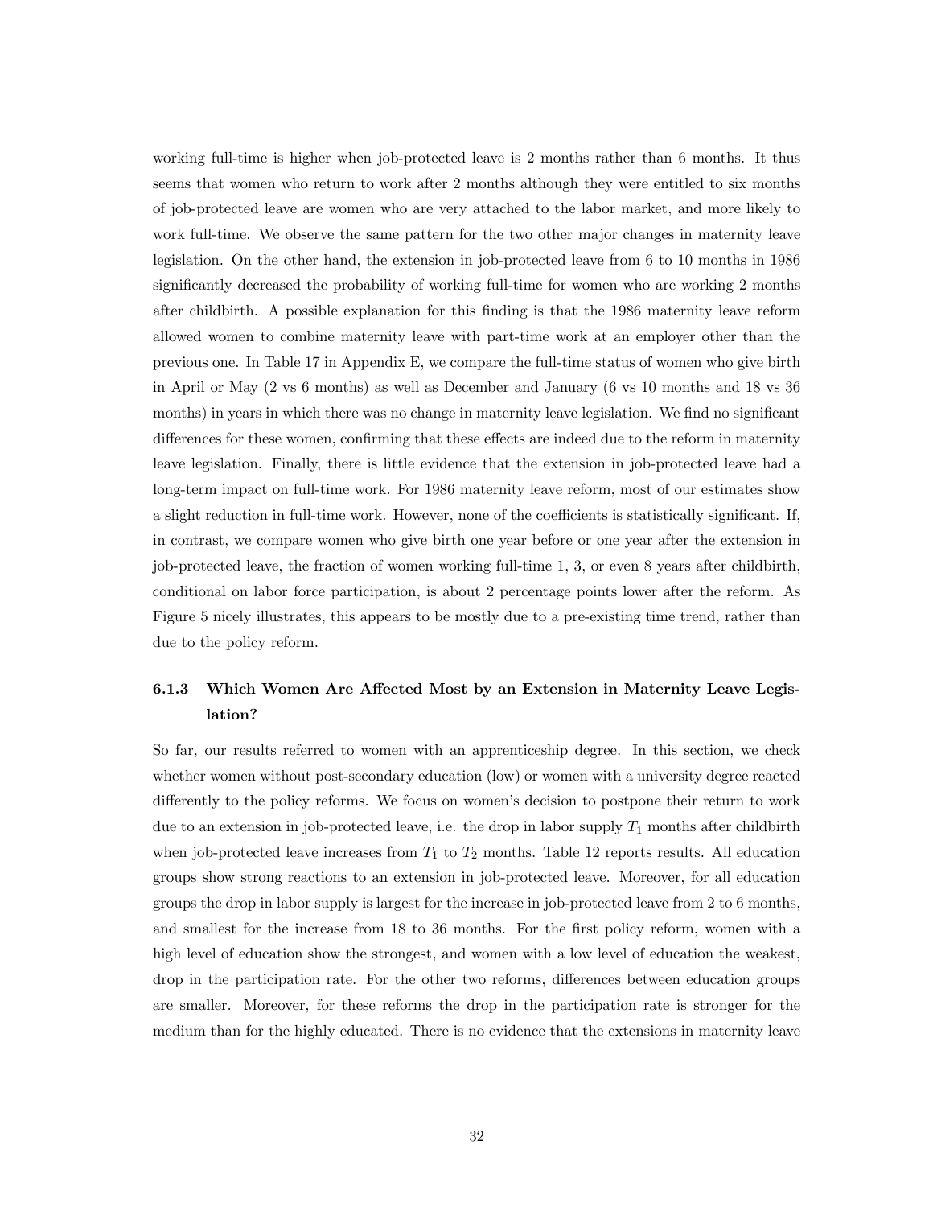working full-time is higher when job-protected leave is 2 months rather than 6 months. It thus seems that women who return to work after 2 months although they were entitled to six months of job-protected leave are women who are very attached to the labor market, and more likely to work full-time. We observe the same pattern for the two other major changes in maternity leave legislation. On the other hand, the extension in job-protected leave from 6 to 10 months in 1986 significantly decreased the probability of working full-time for women who are working 2 months after childbirth. A possible explanation for this finding is that the 1986 maternity leave reform allowed women to combine maternity leave with part-time work at an employer other than the previous one. In Table 17 in Appendix E, we compare the full-time status of women who give birth in April or May (2 vs 6 months) as well as December and January (6 vs 10 months and 18 vs 36 months) in years in which there was no change in maternity leave legislation. We find no significant differences for these women, confirming that these effects are indeed due to the reform in maternity leave legislation. Finally, there is little evidence that the extension in job-protected leave had a long-term impact on full-time work. For 1986 maternity leave reform, most of our estimates show a slight reduction in full-time work. However, none of the coefficients is statistically significant. If, in contrast, we compare women who give birth one year before or one year after the extension in job-protected leave, the fraction of women working full-time 1, 3, or even 8 years after childbirth, conditional on labor force participation, is about 2 percentage points lower after the reform. As Figure 5 nicely illustrates, this appears to be mostly due to a pre-existing time trend, rather than due to the policy reform.

### 6.1.3 Which Women Are Affected Most by an Extension in Maternity Leave Legislation?

So far, our results referred to women with an apprenticeship degree. In this section, we check whether women without post-secondary education (low) or women with a university degree reacted differently to the policy reforms. We focus on women's decision to postpone their return to work due to an extension in job-protected leave, i.e. the drop in labor supply $T_1$ months after childbirth when job-protected leave increases from $T_1$ to $T_2$ months. Table 12 reports results. All education groups show strong reactions to an extension in job-protected leave. Moreover, for all education groups the drop in labor supply is largest for the increase in job-protected leave from 2 to 6 months, and smallest for the increase from 18 to 36 months. For the first policy reform, women with a high level of education show the strongest, and women with a low level of education the weakest, drop in the participation rate. For the other two reforms, differences between education groups are smaller. Moreover, for these reforms the drop in the participation rate is stronger for the medium than for the highly educated. There is no evidence that the extensions in maternity leave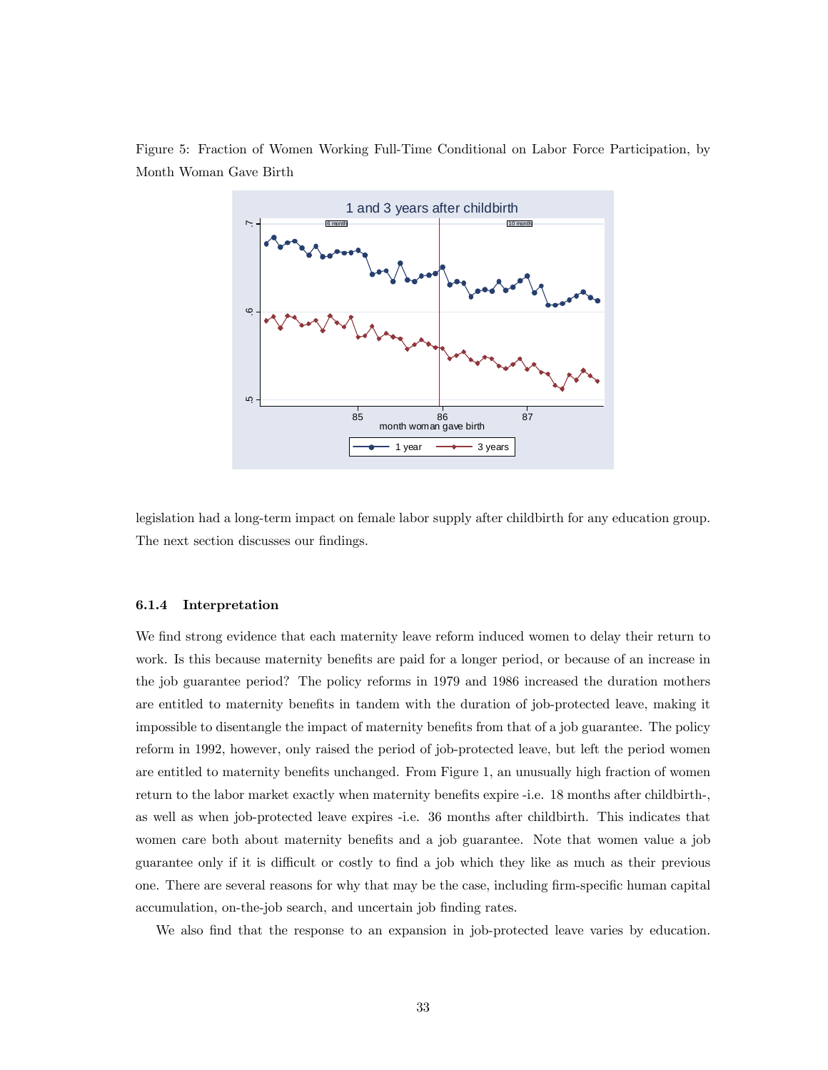Figure 5: Fraction of Women Working Full-Time Conditional on Labor Force Participation, by Month Woman Gave Birth

legislation had a long-term impact on female labor supply after childbirth for any education group. The next section discusses our findings.

#### 6.1.4 Interpretation

We find strong evidence that each maternity leave reform induced women to delay their return to work. Is this because maternity benefits are paid for a longer period, or because of an increase in the job guarantee period? The policy reforms in 1979 and 1986 increased the duration mothers are entitled to maternity benefits in tandem with the duration of job-protected leave, making it impossible to disentangle the impact of maternity benefits from that of a job guarantee. The policy reform in 1992, however, only raised the period of job-protected leave, but left the period women are entitled to maternity benefits unchanged. From Figure 1, an unusually high fraction of women return to the labor market exactly when maternity benefits expire -i.e. 18 months after childbirth-, as well as when job-protected leave expires -i.e. 36 months after childbirth. This indicates that women care both about maternity benefits and a job guarantee. Note that women value a job guarantee only if it is difficult or costly to find a job which they like as much as their previous one. There are several reasons for why that may be the case, including firm-specific human capital accumulation, on-the-job search, and uncertain job finding rates.

We also find that the response to an expansion in job-protected leave varies by education.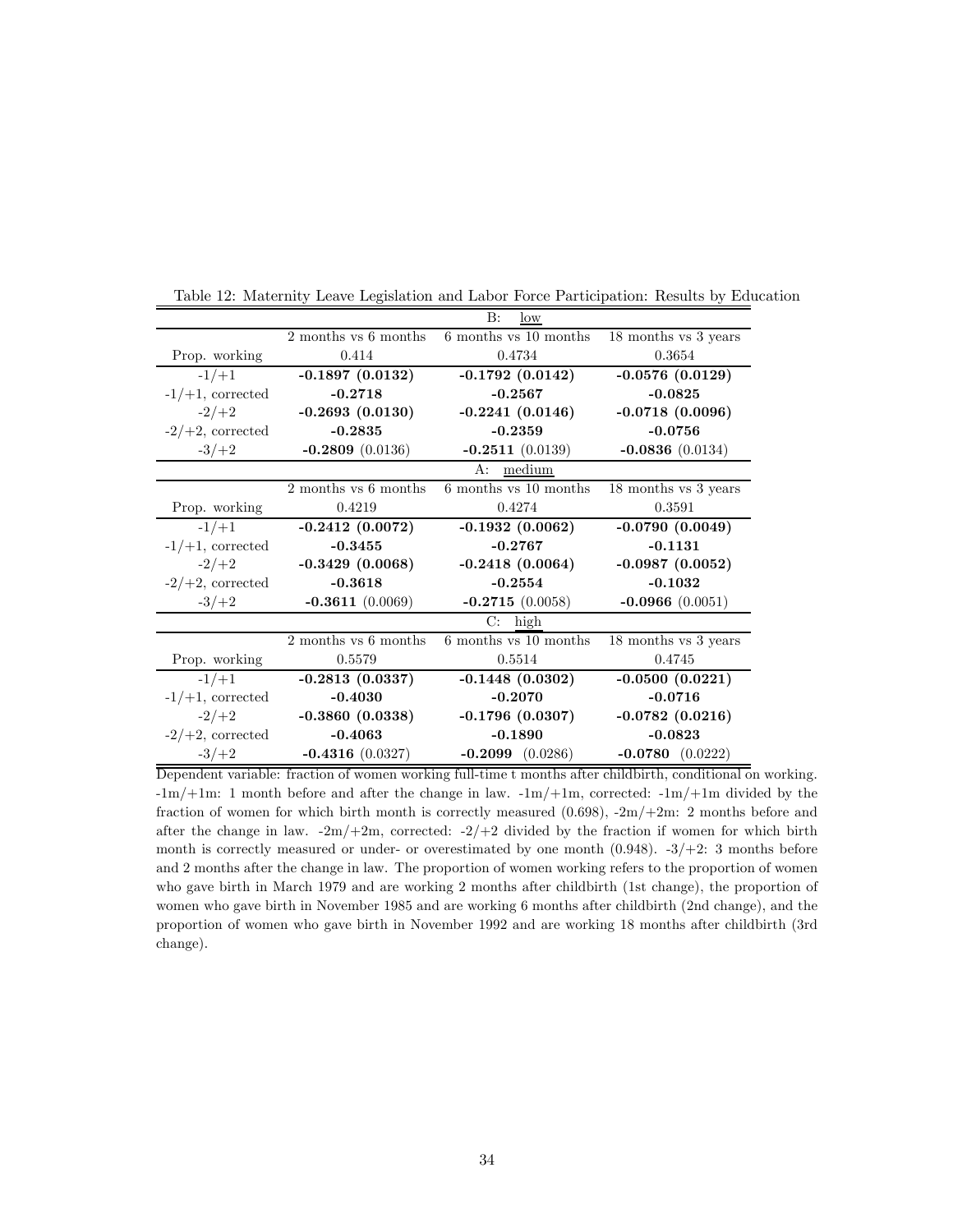Table 12: Maternity Leave Legislation and Labor Force Participation: Results by Education

| | B: low | | |
|---|---|---|---|
| | 2 months vs 6 months | 6 months vs 10 months | 18 months vs 3 years |
| Prop. working | 0.414 | 0.4734 | 0.3654 |
| -1/+1 | **-0.1897 (0.0132)** | **-0.1792 (0.0142)** | **-0.0576 (0.0129)** |
| -1/+1, corrected | **-0.2718** | **-0.2567** | **-0.0825** |
| -2/+2 | **-0.2693 (0.0130)** | **-0.2241 (0.0146)** | **-0.0718 (0.0096)** |
| -2/+2, corrected | **-0.2835** | **-0.2359** | **-0.0756** |
| -3/+2 | **-0.2809** (0.0136) | **-0.2511** (0.0139) | **-0.0836** (0.0134) |
| | A: medium | | |
| | 2 months vs 6 months | 6 months vs 10 months | 18 months vs 3 years |
| Prop. working | 0.4219 | 0.4274 | 0.3591 |
| -1/+1 | **-0.2412 (0.0072)** | **-0.1932 (0.0062)** | **-0.0790 (0.0049)** |
| -1/+1, corrected | **-0.3455** | **-0.2767** | **-0.1131** |
| -2/+2 | **-0.3429 (0.0068)** | **-0.2418 (0.0064)** | **-0.0987 (0.0052)** |
| -2/+2, corrected | **-0.3618** | **-0.2554** | **-0.1032** |
| -3/+2 | **-0.3611** (0.0069) | **-0.2715** (0.0058) | **-0.0966** (0.0051) |
| | C: high | | |
| | 2 months vs 6 months | 6 months vs 10 months | 18 months vs 3 years |
| Prop. working | 0.5579 | 0.5514 | 0.4745 |
| -1/+1 | **-0.2813 (0.0337)** | **-0.1448 (0.0302)** | **-0.0500 (0.0221)** |
| -1/+1, corrected | **-0.4030** | **-0.2070** | **-0.0716** |
| -2/+2 | **-0.3860 (0.0338)** | **-0.1796 (0.0307)** | **-0.0782 (0.0216)** |
| -2/+2, corrected | **-0.4063** | **-0.1890** | **-0.0823** |
| -3/+2 | **-0.4316** (0.0327) | **-0.2099** (0.0286) | **-0.0780** (0.0222) |

Dependent variable: fraction of women working full-time t months after childbirth, conditional on working. -1m/+1m: 1 month before and after the change in law. -1m/+1m, corrected: -1m/+1m divided by the fraction of women for which birth month is correctly measured (0.698), -2m/+2m: 2 months before and after the change in law. -2m/+2m, corrected: -2/+2 divided by the fraction if women for which birth month is correctly measured or under- or overestimated by one month (0.948). -3/+2: 3 months before and 2 months after the change in law. The proportion of women working refers to the proportion of women who gave birth in March 1979 and are working 2 months after childbirth (1st change), the proportion of women who gave birth in November 1985 and are working 6 months after childbirth (2nd change), and the proportion of women who gave birth in November 1992 and are working 18 months after childbirth (3rd change).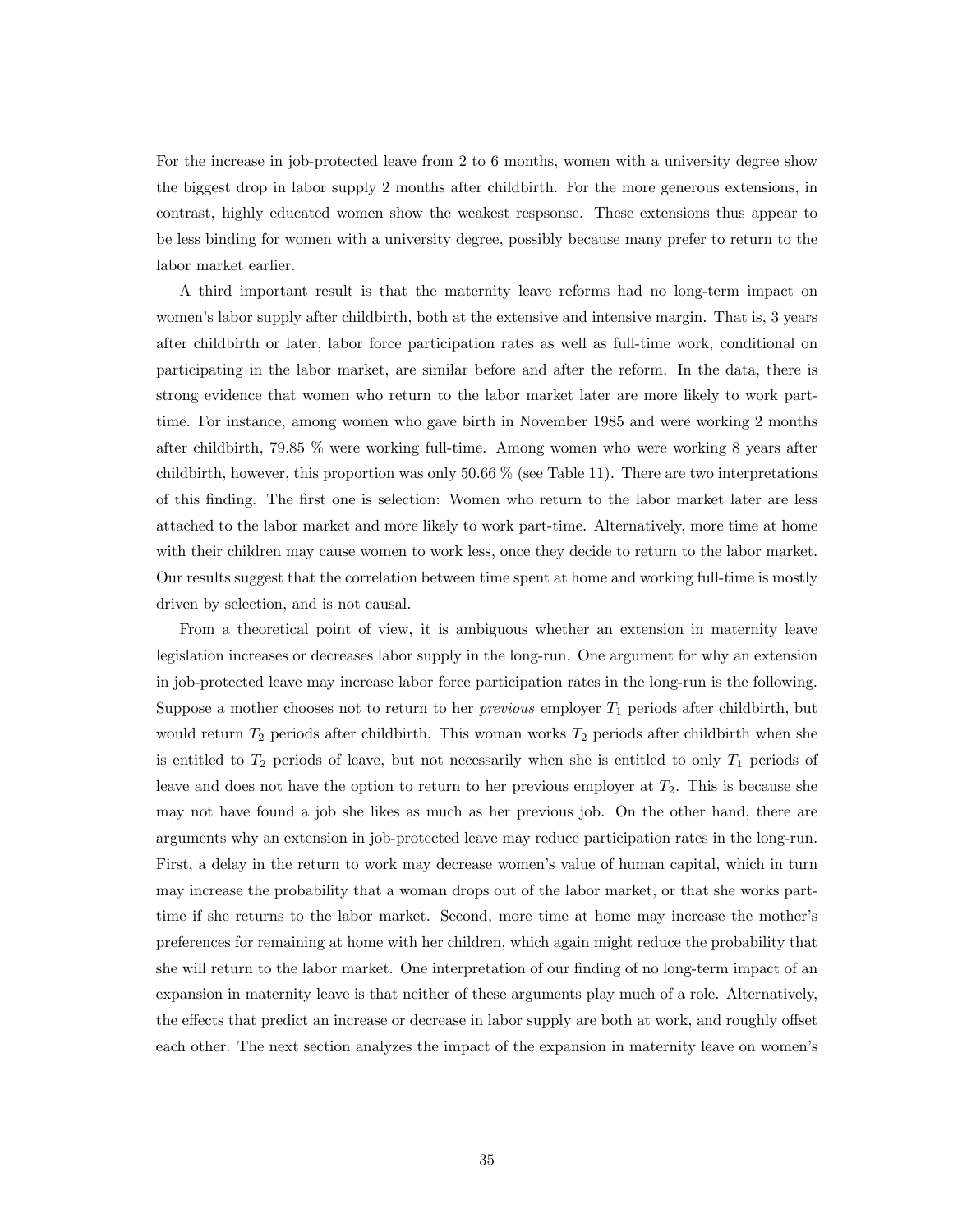For the increase in job-protected leave from 2 to 6 months, women with a university degree show the biggest drop in labor supply 2 months after childbirth. For the more generous extensions, in contrast, highly educated women show the weakest respsonse. These extensions thus appear to be less binding for women with a university degree, possibly because many prefer to return to the labor market earlier.

A third important result is that the maternity leave reforms had no long-term impact on women's labor supply after childbirth, both at the extensive and intensive margin. That is, 3 years after childbirth or later, labor force participation rates as well as full-time work, conditional on participating in the labor market, are similar before and after the reform. In the data, there is strong evidence that women who return to the labor market later are more likely to work part-time. For instance, among women who gave birth in November 1985 and were working 2 months after childbirth, 79.85 % were working full-time. Among women who were working 8 years after childbirth, however, this proportion was only 50.66 % (see Table 11). There are two interpretations of this finding. The first one is selection: Women who return to the labor market later are less attached to the labor market and more likely to work part-time. Alternatively, more time at home with their children may cause women to work less, once they decide to return to the labor market. Our results suggest that the correlation between time spent at home and working full-time is mostly driven by selection, and is not causal.

From a theoretical point of view, it is ambiguous whether an extension in maternity leave legislation increases or decreases labor supply in the long-run. One argument for why an extension in job-protected leave may increase labor force participation rates in the long-run is the following. Suppose a mother chooses not to return to her *previous* employer $T_1$ periods after childbirth, but would return $T_2$ periods after childbirth. This woman works $T_2$ periods after childbirth when she is entitled to $T_2$ periods of leave, but not necessarily when she is entitled to only $T_1$ periods of leave and does not have the option to return to her previous employer at $T_2$. This is because she may not have found a job she likes as much as her previous job. On the other hand, there are arguments why an extension in job-protected leave may reduce participation rates in the long-run. First, a delay in the return to work may decrease women's value of human capital, which in turn may increase the probability that a woman drops out of the labor market, or that she works part-time if she returns to the labor market. Second, more time at home may increase the mother's preferences for remaining at home with her children, which again might reduce the probability that she will return to the labor market. One interpretation of our finding of no long-term impact of an expansion in maternity leave is that neither of these arguments play much of a role. Alternatively, the effects that predict an increase or decrease in labor supply are both at work, and roughly offset each other. The next section analyzes the impact of the expansion in maternity leave on women's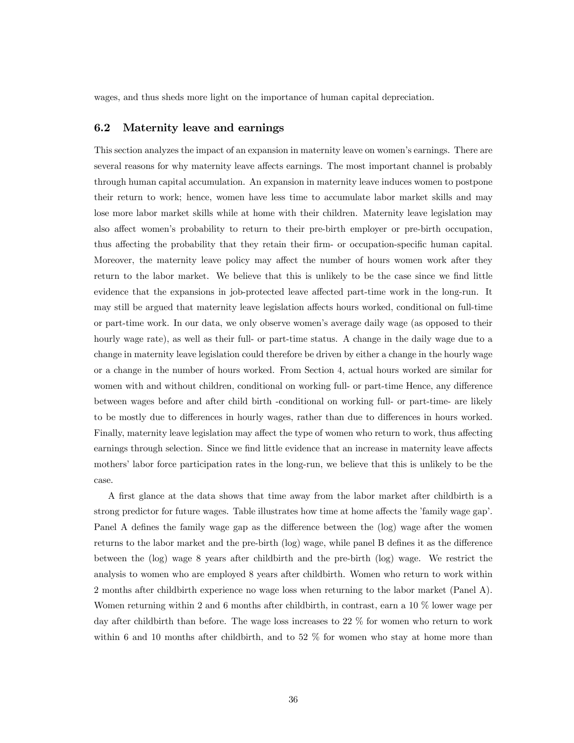wages, and thus sheds more light on the importance of human capital depreciation.

### 6.2 Maternity leave and earnings

This section analyzes the impact of an expansion in maternity leave on women's earnings. There are several reasons for why maternity leave affects earnings. The most important channel is probably through human capital accumulation. An expansion in maternity leave induces women to postpone their return to work; hence, women have less time to accumulate labor market skills and may lose more labor market skills while at home with their children. Maternity leave legislation may also affect women's probability to return to their pre-birth employer or pre-birth occupation, thus affecting the probability that they retain their firm- or occupation-specific human capital. Moreover, the maternity leave policy may affect the number of hours women work after they return to the labor market. We believe that this is unlikely to be the case since we find little evidence that the expansions in job-protected leave affected part-time work in the long-run. It may still be argued that maternity leave legislation affects hours worked, conditional on full-time or part-time work. In our data, we only observe women's average daily wage (as opposed to their hourly wage rate), as well as their full- or part-time status. A change in the daily wage due to a change in maternity leave legislation could therefore be driven by either a change in the hourly wage or a change in the number of hours worked. From Section 4, actual hours worked are similar for women with and without children, conditional on working full- or part-time Hence, any difference between wages before and after child birth -conditional on working full- or part-time- are likely to be mostly due to differences in hourly wages, rather than due to differences in hours worked. Finally, maternity leave legislation may affect the type of women who return to work, thus affecting earnings through selection. Since we find little evidence that an increase in maternity leave affects mothers' labor force participation rates in the long-run, we believe that this is unlikely to be the case.

A first glance at the data shows that time away from the labor market after childbirth is a strong predictor for future wages. Table illustrates how time at home affects the 'family wage gap'. Panel A defines the family wage gap as the difference between the (log) wage after the women returns to the labor market and the pre-birth (log) wage, while panel B defines it as the difference between the (log) wage 8 years after childbirth and the pre-birth (log) wage. We restrict the analysis to women who are employed 8 years after childbirth. Women who return to work within 2 months after childbirth experience no wage loss when returning to the labor market (Panel A). Women returning within 2 and 6 months after childbirth, in contrast, earn a 10 % lower wage per day after childbirth than before. The wage loss increases to 22 % for women who return to work within 6 and 10 months after childbirth, and to 52 % for women who stay at home more than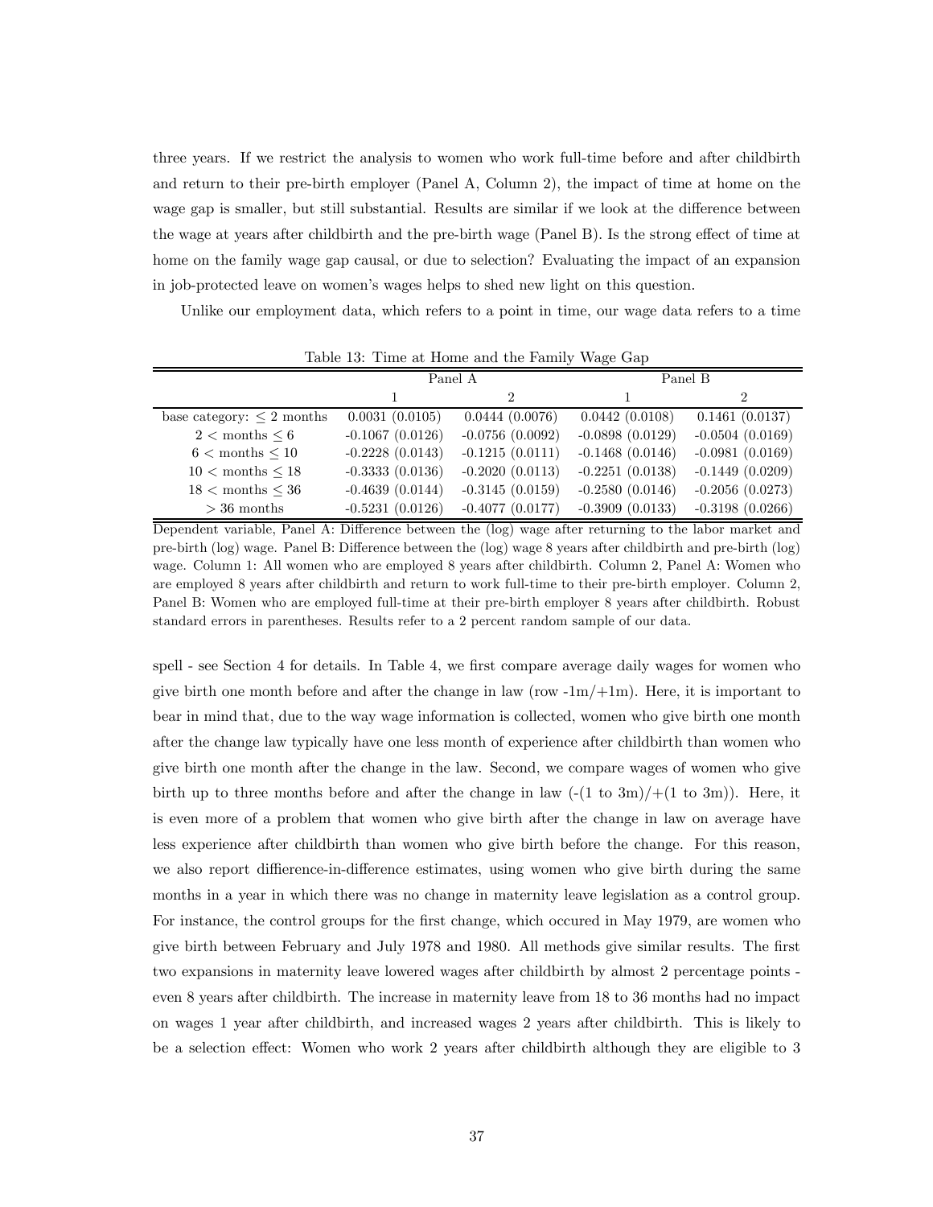three years. If we restrict the analysis to women who work full-time before and after childbirth and return to their pre-birth employer (Panel A, Column 2), the impact of time at home on the wage gap is smaller, but still substantial. Results are similar if we look at the difference between the wage at years after childbirth and the pre-birth wage (Panel B). Is the strong effect of time at home on the family wage gap causal, or due to selection? Evaluating the impact of an expansion in job-protected leave on women's wages helps to shed new light on this question.

Unlike our employment data, which refers to a point in time, our wage data refers to a time spell - see Section 4 for details. In Table 4, we first compare average daily wages for women who give birth one month before and after the change in law (row -1m/+1m). Here, it is important to bear in mind that, due to the way wage information is collected, women who give birth one month after the change law typically have one less month of experience after childbirth than women who give birth one month after the change in the law. Second, we compare wages of women who give birth up to three months before and after the change in law (-(1 to 3m)/+(1 to 3m)). Here, it is even more of a problem that women who give birth after the change in law on average have less experience after childbirth than women who give birth before the change. For this reason, we also report diffierence-in-difference estimates, using women who give birth during the same months in a year in which there was no change in maternity leave legislation as a control group. For instance, the control groups for the first change, which occured in May 1979, are women who give birth between February and July 1978 and 1980. All methods give similar results. The first two expansions in maternity leave lowered wages after childbirth by almost 2 percentage points - even 8 years after childbirth. The increase in maternity leave from 18 to 36 months had no impact on wages 1 year after childbirth, and increased wages 2 years after childbirth. This is likely to be a selection effect: Women who work 2 years after childbirth although they are eligible to 3

Table 13: Time at Home and the Family Wage Gap

| | Panel A | | Panel B | |
|---|---|---|---|---|
| | 1 | 2 | 1 | 2 |
| base category: $\leq 2$ months | 0.0031 (0.0105) | 0.0444 (0.0076) | 0.0442 (0.0108) | 0.1461 (0.0137) |
| $2 <$ months $\leq 6$ | -0.1067 (0.0126) | -0.0756 (0.0092) | -0.0898 (0.0129) | -0.0504 (0.0169) |
| $6 <$ months $\leq 10$ | -0.2228 (0.0143) | -0.1215 (0.0111) | -0.1468 (0.0146) | -0.0981 (0.0169) |
| $10 <$ months $\leq 18$ | -0.3333 (0.0136) | -0.2020 (0.0113) | -0.2251 (0.0138) | -0.1449 (0.0209) |
| $18 <$ months $\leq 36$ | -0.4639 (0.0144) | -0.3145 (0.0159) | -0.2580 (0.0146) | -0.2056 (0.0273) |
| $> 36$ months | -0.5231 (0.0126) | -0.4077 (0.0177) | -0.3909 (0.0133) | -0.3198 (0.0266) |

Dependent variable, Panel A: Difference between the (log) wage after returning to the labor market and pre-birth (log) wage. Panel B: Difference between the (log) wage 8 years after childbirth and pre-birth (log) wage. Column 1: All women who are employed 8 years after childbirth. Column 2, Panel A: Women who are employed 8 years after childbirth and return to work full-time to their pre-birth employer. Column 2, Panel B: Women who are employed full-time at their pre-birth employer 8 years after childbirth. Robust standard errors in parentheses. Results refer to a 2 percent random sample of our data.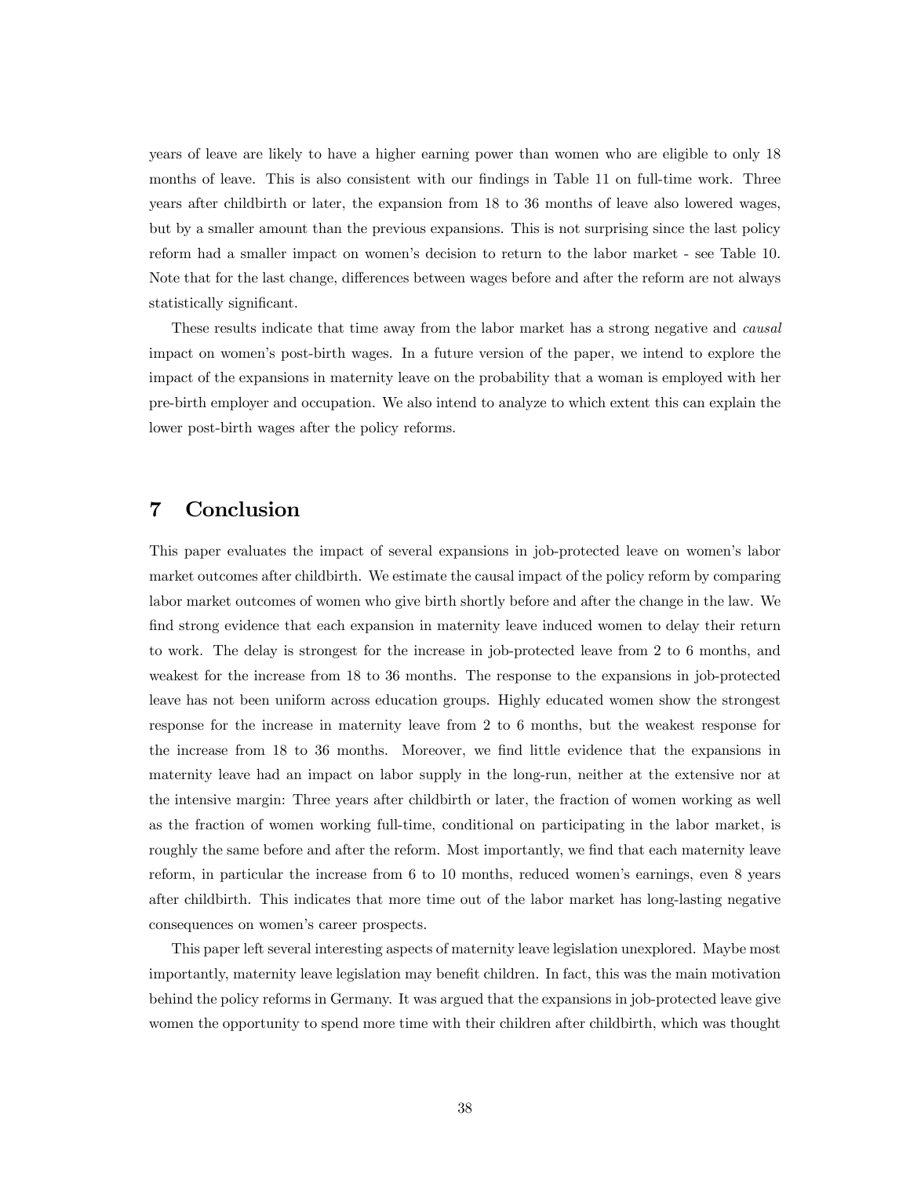years of leave are likely to have a higher earning power than women who are eligible to only 18 months of leave. This is also consistent with our findings in Table 11 on full-time work. Three years after childbirth or later, the expansion from 18 to 36 months of leave also lowered wages, but by a smaller amount than the previous expansions. This is not surprising since the last policy reform had a smaller impact on women's decision to return to the labor market - see Table 10. Note that for the last change, differences between wages before and after the reform are not always statistically significant.

These results indicate that time away from the labor market has a strong negative and *causal* impact on women's post-birth wages. In a future version of the paper, we intend to explore the impact of the expansions in maternity leave on the probability that a woman is employed with her pre-birth employer and occupation. We also intend to analyze to which extent this can explain the lower post-birth wages after the policy reforms.

# 7 Conclusion

This paper evaluates the impact of several expansions in job-protected leave on women's labor market outcomes after childbirth. We estimate the causal impact of the policy reform by comparing labor market outcomes of women who give birth shortly before and after the change in the law. We find strong evidence that each expansion in maternity leave induced women to delay their return to work. The delay is strongest for the increase in job-protected leave from 2 to 6 months, and weakest for the increase from 18 to 36 months. The response to the expansions in job-protected leave has not been uniform across education groups. Highly educated women show the strongest response for the increase in maternity leave from 2 to 6 months, but the weakest response for the increase from 18 to 36 months. Moreover, we find little evidence that the expansions in maternity leave had an impact on labor supply in the long-run, neither at the extensive nor at the intensive margin: Three years after childbirth or later, the fraction of women working as well as the fraction of women working full-time, conditional on participating in the labor market, is roughly the same before and after the reform. Most importantly, we find that each maternity leave reform, in particular the increase from 6 to 10 months, reduced women's earnings, even 8 years after childbirth. This indicates that more time out of the labor market has long-lasting negative consequences on women's career prospects.

This paper left several interesting aspects of maternity leave legislation unexplored. Maybe most importantly, maternity leave legislation may benefit children. In fact, this was the main motivation behind the policy reforms in Germany. It was argued that the expansions in job-protected leave give women the opportunity to spend more time with their children after childbirth, which was thought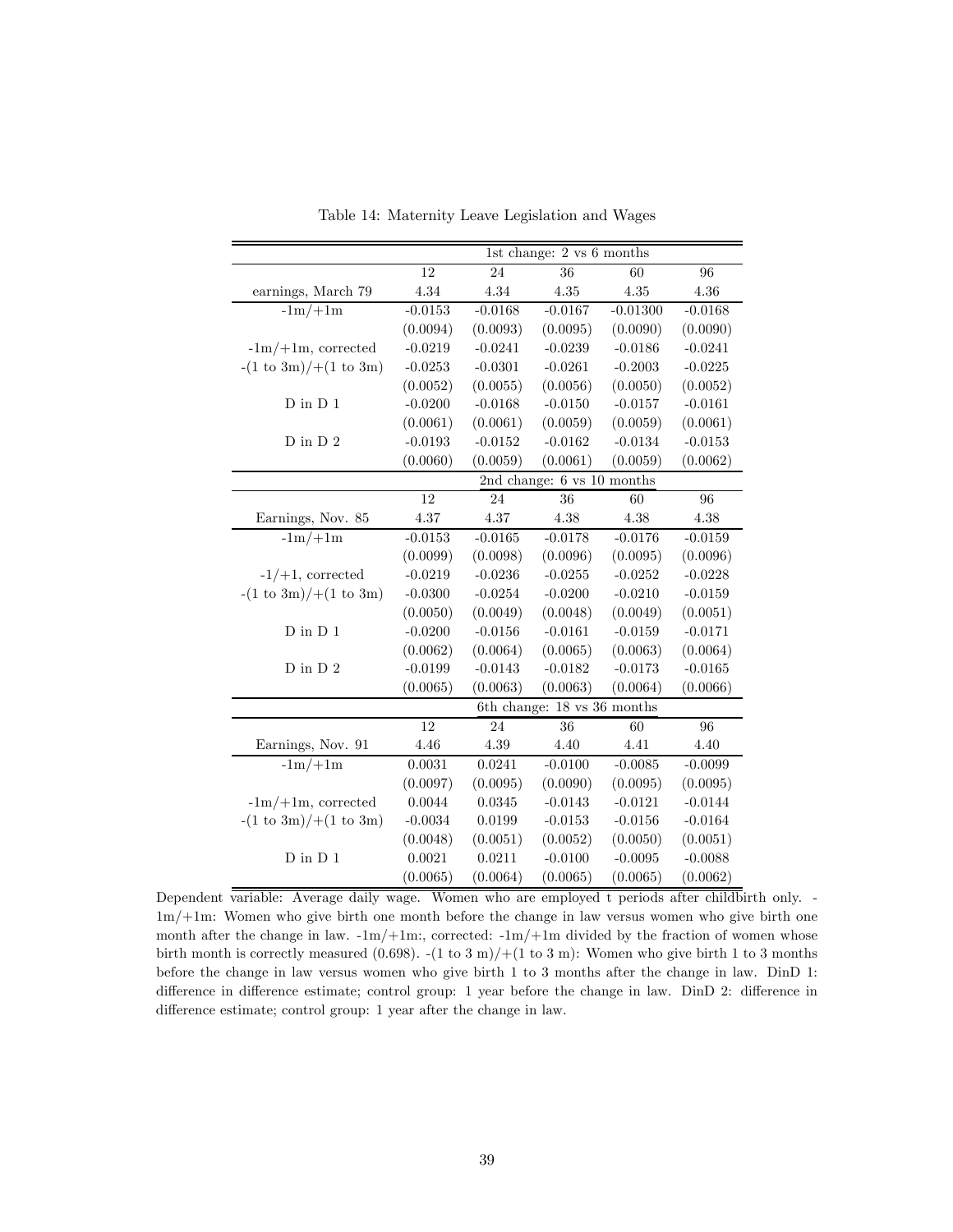Table 14: Maternity Leave Legislation and Wages

| | 1st change: 2 vs 6 months | | | | |
|---|---|---|---|---|---|
| | 12 | 24 | 36 | 60 | 96 |
| earnings, March 79 | 4.34 | 4.34 | 4.35 | 4.35 | 4.36 |
| -1m/+1m | -0.0153 | -0.0168 | -0.0167 | -0.01300 | -0.0168 |
| | (0.0094) | (0.0093) | (0.0095) | (0.0090) | (0.0090) |
| -1m/+1m, corrected | -0.0219 | -0.0241 | -0.0239 | -0.0186 | -0.0241 |
| -(1 to 3m)/+(1 to 3m) | -0.0253 | -0.0301 | -0.0261 | -0.2003 | -0.0225 |
| | (0.0052) | (0.0055) | (0.0056) | (0.0050) | (0.0052) |
| D in D 1 | -0.0200 | -0.0168 | -0.0150 | -0.0157 | -0.0161 |
| | (0.0061) | (0.0061) | (0.0059) | (0.0059) | (0.0061) |
| D in D 2 | -0.0193 | -0.0152 | -0.0162 | -0.0134 | -0.0153 |
| | (0.0060) | (0.0059) | (0.0061) | (0.0059) | (0.0062) |
| | 2nd change: 6 vs 10 months | | | | |
| | 12 | 24 | 36 | 60 | 96 |
| Earnings, Nov. 85 | 4.37 | 4.37 | 4.38 | 4.38 | 4.38 |
| -1m/+1m | -0.0153 | -0.0165 | -0.0178 | -0.0176 | -0.0159 |
| | (0.0099) | (0.0098) | (0.0096) | (0.0095) | (0.0096) |
| -1/+1, corrected | -0.0219 | -0.0236 | -0.0255 | -0.0252 | -0.0228 |
| -(1 to 3m)/+(1 to 3m) | -0.0300 | -0.0254 | -0.0200 | -0.0210 | -0.0159 |
| | (0.0050) | (0.0049) | (0.0048) | (0.0049) | (0.0051) |
| D in D 1 | -0.0200 | -0.0156 | -0.0161 | -0.0159 | -0.0171 |
| | (0.0062) | (0.0064) | (0.0065) | (0.0063) | (0.0064) |
| D in D 2 | -0.0199 | -0.0143 | -0.0182 | -0.0173 | -0.0165 |
| | (0.0065) | (0.0063) | (0.0063) | (0.0064) | (0.0066) |
| | 6th change: 18 vs 36 months | | | | |
| | 12 | 24 | 36 | 60 | 96 |
| Earnings, Nov. 91 | 4.46 | 4.39 | 4.40 | 4.41 | 4.40 |
| -1m/+1m | 0.0031 | 0.0241 | -0.0100 | -0.0085 | -0.0099 |
| | (0.0097) | (0.0095) | (0.0090) | (0.0095) | (0.0095) |
| -1m/+1m, corrected | 0.0044 | 0.0345 | -0.0143 | -0.0121 | -0.0144 |
| -(1 to 3m)/+(1 to 3m) | -0.0034 | 0.0199 | -0.0153 | -0.0156 | -0.0164 |
| | (0.0048) | (0.0051) | (0.0052) | (0.0050) | (0.0051) |
| D in D 1 | 0.0021 | 0.0211 | -0.0100 | -0.0095 | -0.0088 |
| | (0.0065) | (0.0064) | (0.0065) | (0.0065) | (0.0062) |

Dependent variable: Average daily wage. Women who are employed t periods after childbirth only. -1m/+1m: Women who give birth one month before the change in law versus women who give birth one month after the change in law. -1m/+1m:, corrected: -1m/+1m divided by the fraction of women whose birth month is correctly measured (0.698). -(1 to 3 m)/+(1 to 3 m): Women who give birth 1 to 3 months before the change in law versus women who give birth 1 to 3 months after the change in law. DinD 1: difference in difference estimate; control group: 1 year before the change in law. DinD 2: difference in difference estimate; control group: 1 year after the change in law.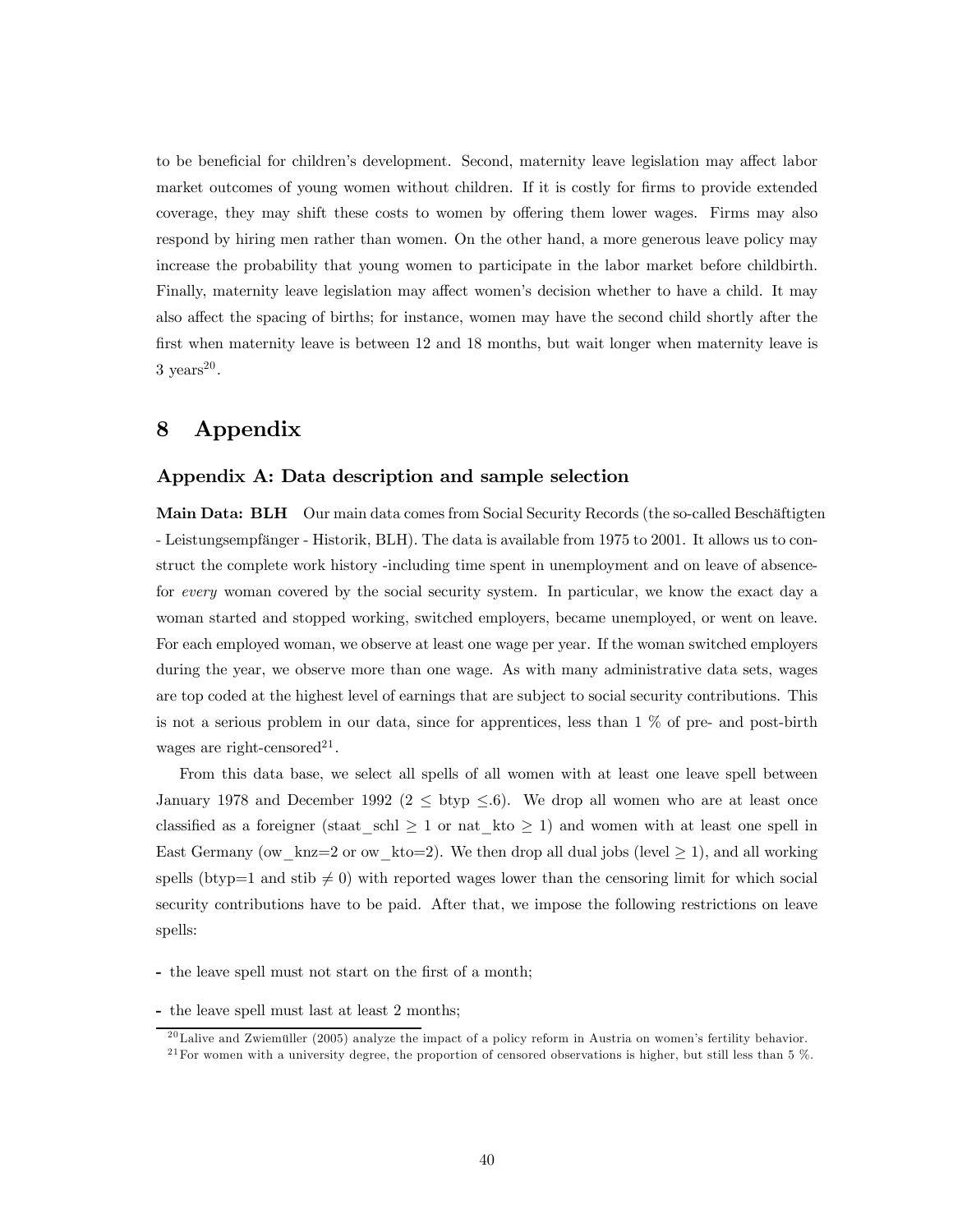to be beneficial for children's development. Second, maternity leave legislation may affect labor market outcomes of young women without children. If it is costly for firms to provide extended coverage, they may shift these costs to women by offering them lower wages. Firms may also respond by hiring men rather than women. On the other hand, a more generous leave policy may increase the probability that young women to participate in the labor market before childbirth. Finally, maternity leave legislation may affect women's decision whether to have a child. It may also affect the spacing of births; for instance, women may have the second child shortly after the first when maternity leave is between 12 and 18 months, but wait longer when maternity leave is 3 years[20].

# 8 Appendix

### Appendix A: Data description and sample selection

**Main Data: BLH** Our main data comes from Social Security Records (the so-called Beschäftigten - Leistungsempfänger - Historik, BLH). The data is available from 1975 to 2001. It allows us to construct the complete work history -including time spent in unemployment and on leave of absence- for *every* woman covered by the social security system. In particular, we know the exact day a woman started and stopped working, switched employers, became unemployed, or went on leave. For each employed woman, we observe at least one wage per year. If the woman switched employers during the year, we observe more than one wage. As with many administrative data sets, wages are top coded at the highest level of earnings that are subject to social security contributions. This is not a serious problem in our data, since for apprentices, less than 1 % of pre- and post-birth wages are right-censored[21].

From this data base, we select all spells of all women with at least one leave spell between January 1978 and December 1992 ($2 \leq$ btyp $\leq .6$). We drop all women who are at least once classified as a foreigner (staat_schl $\geq 1$ or nat_kto $\geq 1$) and women with at least one spell in East Germany (ow_knz=2 or ow_kto=2). We then drop all dual jobs (level $\geq 1$), and all working spells (btyp=1 and stib $\neq 0$) with reported wages lower than the censoring limit for which social security contributions have to be paid. After that, we impose the following restrictions on leave spells:

- the leave spell must not start on the first of a month;
- the leave spell must last at least 2 months;

[20] Lalive and Zwiemüller (2005) analyze the impact of a policy reform in Austria on women's fertility behavior.

[21] For women with a university degree, the proportion of censored observations is higher, but still less than 5 %.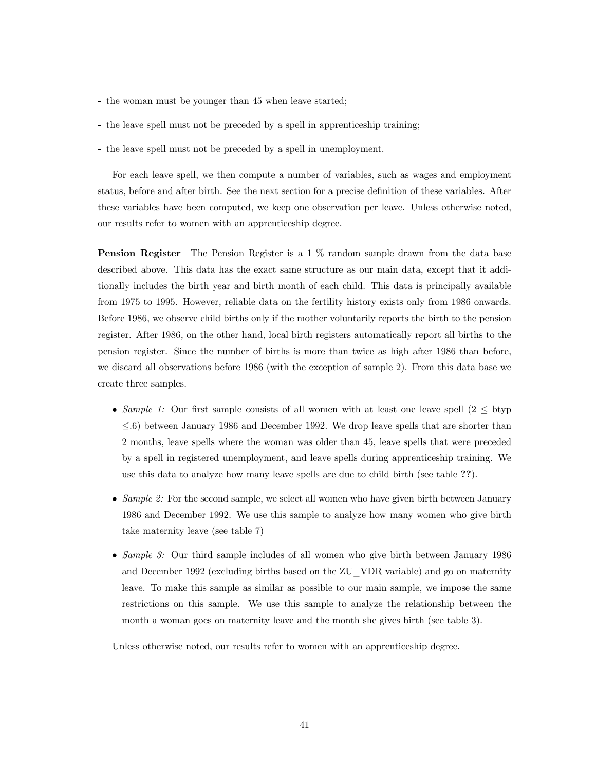- the woman must be younger than 45 when leave started;

- the leave spell must not be preceded by a spell in apprenticeship training;

- the leave spell must not be preceded by a spell in unemployment.

For each leave spell, we then compute a number of variables, such as wages and employment status, before and after birth. See the next section for a precise definition of these variables. After these variables have been computed, we keep one observation per leave. Unless otherwise noted, our results refer to women with an apprenticeship degree.

**Pension Register** The Pension Register is a 1 % random sample drawn from the data base described above. This data has the exact same structure as our main data, except that it additionally includes the birth year and birth month of each child. This data is principally available from 1975 to 1995. However, reliable data on the fertility history exists only from 1986 onwards. Before 1986, we observe child births only if the mother voluntarily reports the birth to the pension register. After 1986, on the other hand, local birth registers automatically report all births to the pension register. Since the number of births is more than twice as high after 1986 than before, we discard all observations before 1986 (with the exception of sample 2). From this data base we create three samples.

- *Sample 1:* Our first sample consists of all women with at least one leave spell ($2 \leq$ btyp $\leq .6$) between January 1986 and December 1992. We drop leave spells that are shorter than 2 months, leave spells where the woman was older than 45, leave spells that were preceded by a spell in registered unemployment, and leave spells during apprenticeship training. We use this data to analyze how many leave spells are due to child birth (see table **??**).

- *Sample 2:* For the second sample, we select all women who have given birth between January 1986 and December 1992. We use this sample to analyze how many women who give birth take maternity leave (see table 7)

- *Sample 3:* Our third sample includes of all women who give birth between January 1986 and December 1992 (excluding births based on the ZU_VDR variable) and go on maternity leave. To make this sample as similar as possible to our main sample, we impose the same restrictions on this sample. We use this sample to analyze the relationship between the month a woman goes on maternity leave and the month she gives birth (see table 3).

Unless otherwise noted, our results refer to women with an apprenticeship degree.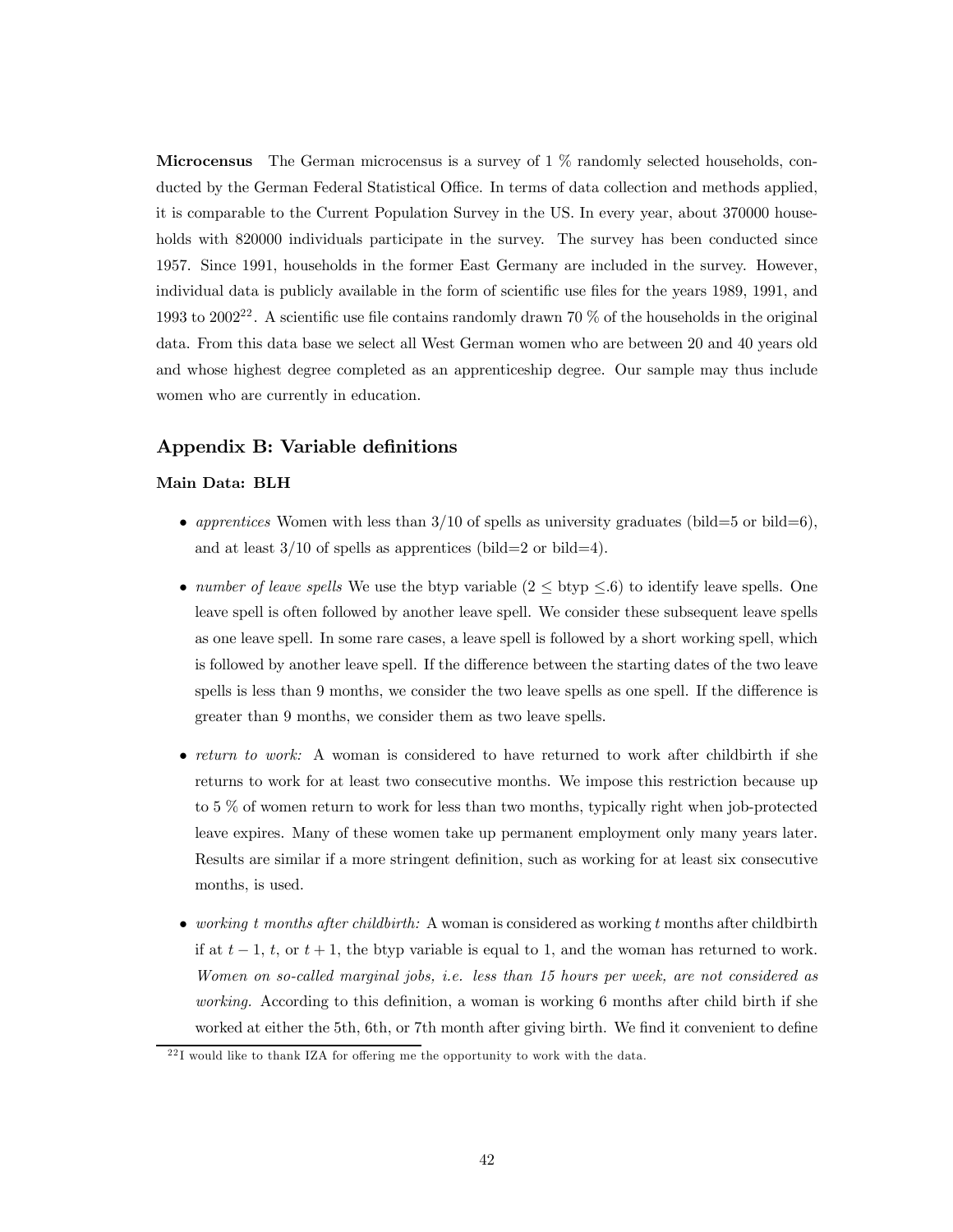**Microcensus** The German microcensus is a survey of 1 % randomly selected households, conducted by the German Federal Statistical Office. In terms of data collection and methods applied, it is comparable to the Current Population Survey in the US. In every year, about 370000 households with 820000 individuals participate in the survey. The survey has been conducted since 1957. Since 1991, households in the former East Germany are included in the survey. However, individual data is publicly available in the form of scientific use files for the years 1989, 1991, and 1993 to 2002[22]. A scientific use file contains randomly drawn 70 % of the households in the original data. From this data base we select all West German women who are between 20 and 40 years old and whose highest degree completed as an apprenticeship degree. Our sample may thus include women who are currently in education.

## Appendix B: Variable definitions

### Main Data: BLH

- *apprentices* Women with less than 3/10 of spells as university graduates (bild=5 or bild=6), and at least 3/10 of spells as apprentices (bild=2 or bild=4).
- *number of leave spells* We use the btyp variable ($2 \leq$ btyp $\leq .6$) to identify leave spells. One leave spell is often followed by another leave spell. We consider these subsequent leave spells as one leave spell. In some rare cases, a leave spell is followed by a short working spell, which is followed by another leave spell. If the difference between the starting dates of the two leave spells is less than 9 months, we consider the two leave spells as one spell. If the difference is greater than 9 months, we consider them as two leave spells.
- *return to work:* A woman is considered to have returned to work after childbirth if she returns to work for at least two consecutive months. We impose this restriction because up to 5 % of women return to work for less than two months, typically right when job-protected leave expires. Many of these women take up permanent employment only many years later. Results are similar if a more stringent definition, such as working for at least six consecutive months, is used.
- *working t months after childbirth:* A woman is considered as working $t$ months after childbirth if at $t-1$, $t$, or $t+1$, the btyp variable is equal to 1, and the woman has returned to work. *Women on so-called marginal jobs, i.e. less than 15 hours per week, are not considered as working.* According to this definition, a woman is working 6 months after child birth if she worked at either the 5th, 6th, or 7th month after giving birth. We find it convenient to define

[22] I would like to thank IZA for offering me the opportunity to work with the data.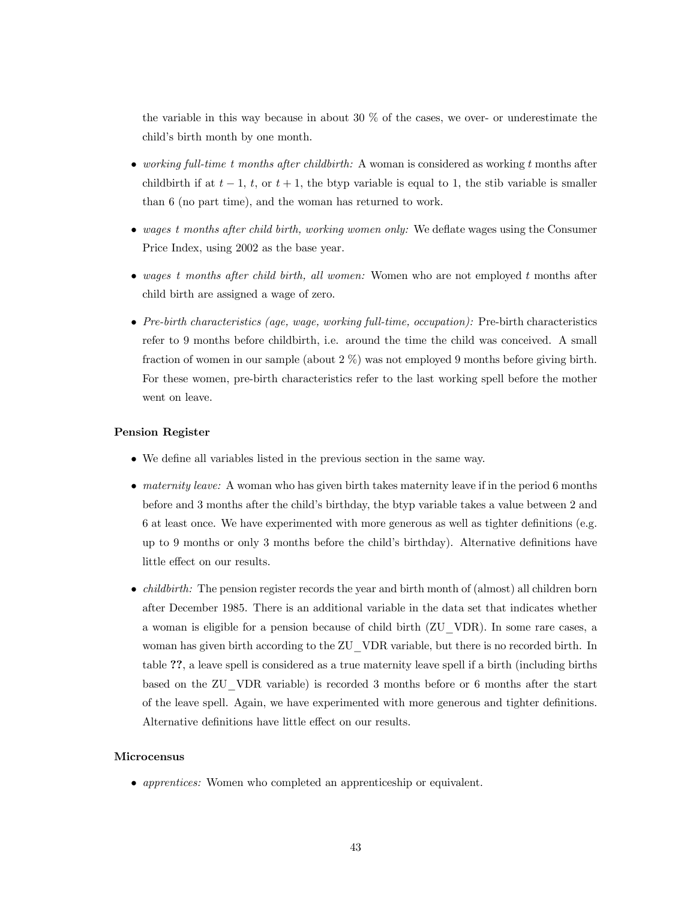the variable in this way because in about 30 % of the cases, we over- or underestimate the child's birth month by one month.

- *working full-time t months after childbirth:* A woman is considered as working $t$ months after childbirth if at $t-1$, $t$, or $t+1$, the btyp variable is equal to 1, the stib variable is smaller than 6 (no part time), and the woman has returned to work.
- *wages t months after child birth, working women only:* We deflate wages using the Consumer Price Index, using 2002 as the base year.
- *wages t months after child birth, all women:* Women who are not employed $t$ months after child birth are assigned a wage of zero.
- *Pre-birth characteristics (age, wage, working full-time, occupation):* Pre-birth characteristics refer to 9 months before childbirth, i.e. around the time the child was conceived. A small fraction of women in our sample (about 2 %) was not employed 9 months before giving birth. For these women, pre-birth characteristics refer to the last working spell before the mother went on leave.

**Pension Register**

- We define all variables listed in the previous section in the same way.
- *maternity leave:* A woman who has given birth takes maternity leave if in the period 6 months before and 3 months after the child's birthday, the btyp variable takes a value between 2 and 6 at least once. We have experimented with more generous as well as tighter definitions (e.g. up to 9 months or only 3 months before the child's birthday). Alternative definitions have little effect on our results.
- *childbirth:* The pension register records the year and birth month of (almost) all children born after December 1985. There is an additional variable in the data set that indicates whether a woman is eligible for a pension because of child birth (ZU_VDR). In some rare cases, a woman has given birth according to the ZU_VDR variable, but there is no recorded birth. In table **??**, a leave spell is considered as a true maternity leave spell if a birth (including births based on the ZU_VDR variable) is recorded 3 months before or 6 months after the start of the leave spell. Again, we have experimented with more generous and tighter definitions. Alternative definitions have little effect on our results.

**Microcensus**

- *apprentices:* Women who completed an apprenticeship or equivalent.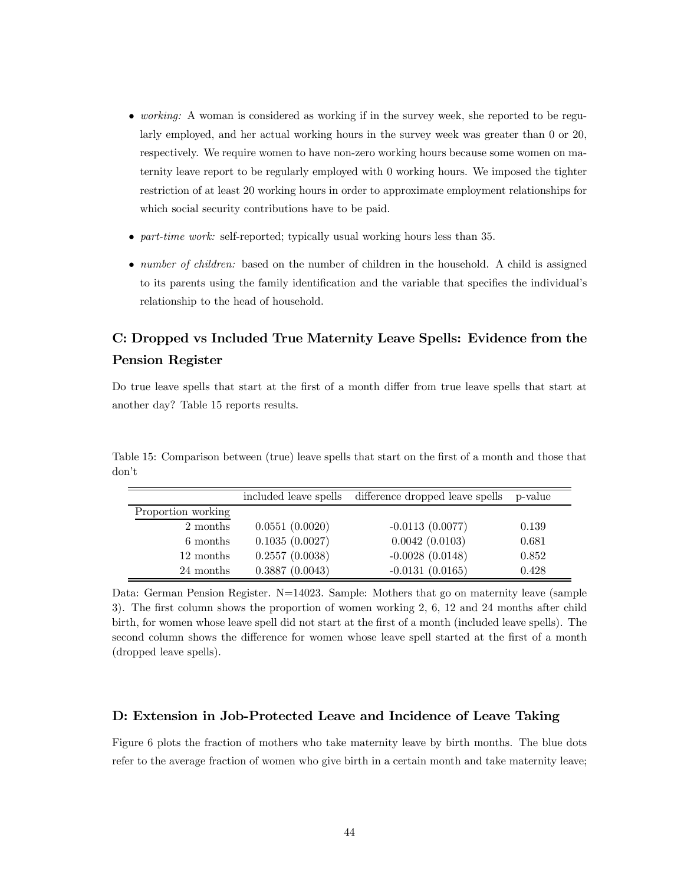- *working:* A woman is considered as working if in the survey week, she reported to be regularly employed, and her actual working hours in the survey week was greater than 0 or 20, respectively. We require women to have non-zero working hours because some women on maternity leave report to be regularly employed with 0 working hours. We imposed the tighter restriction of at least 20 working hours in order to approximate employment relationships for which social security contributions have to be paid.

- *part-time work:* self-reported; typically usual working hours less than 35.

- *number of children:* based on the number of children in the household. A child is assigned to its parents using the family identification and the variable that specifies the individual's relationship to the head of household.

## C: Dropped vs Included True Maternity Leave Spells: Evidence from the Pension Register

Do true leave spells that start at the first of a month differ from true leave spells that start at another day? Table 15 reports results.

Table 15: Comparison between (true) leave spells that start on the first of a month and those that don't

| | included leave spells | difference dropped leave spells | p-value |
|---|---|---|---|
| Proportion working | | | |
| 2 months | 0.0551 (0.0020) | -0.0113 (0.0077) | 0.139 |
| 6 months | 0.1035 (0.0027) | 0.0042 (0.0103) | 0.681 |
| 12 months | 0.2557 (0.0038) | -0.0028 (0.0148) | 0.852 |
| 24 months | 0.3887 (0.0043) | -0.0131 (0.0165) | 0.428 |

Data: German Pension Register. N=14023. Sample: Mothers that go on maternity leave (sample 3). The first column shows the proportion of women working 2, 6, 12 and 24 months after child birth, for women whose leave spell did not start at the first of a month (included leave spells). The second column shows the difference for women whose leave spell started at the first of a month (dropped leave spells).

## D: Extension in Job-Protected Leave and Incidence of Leave Taking

Figure 6 plots the fraction of mothers who take maternity leave by birth months. The blue dots refer to the average fraction of women who give birth in a certain month and take maternity leave;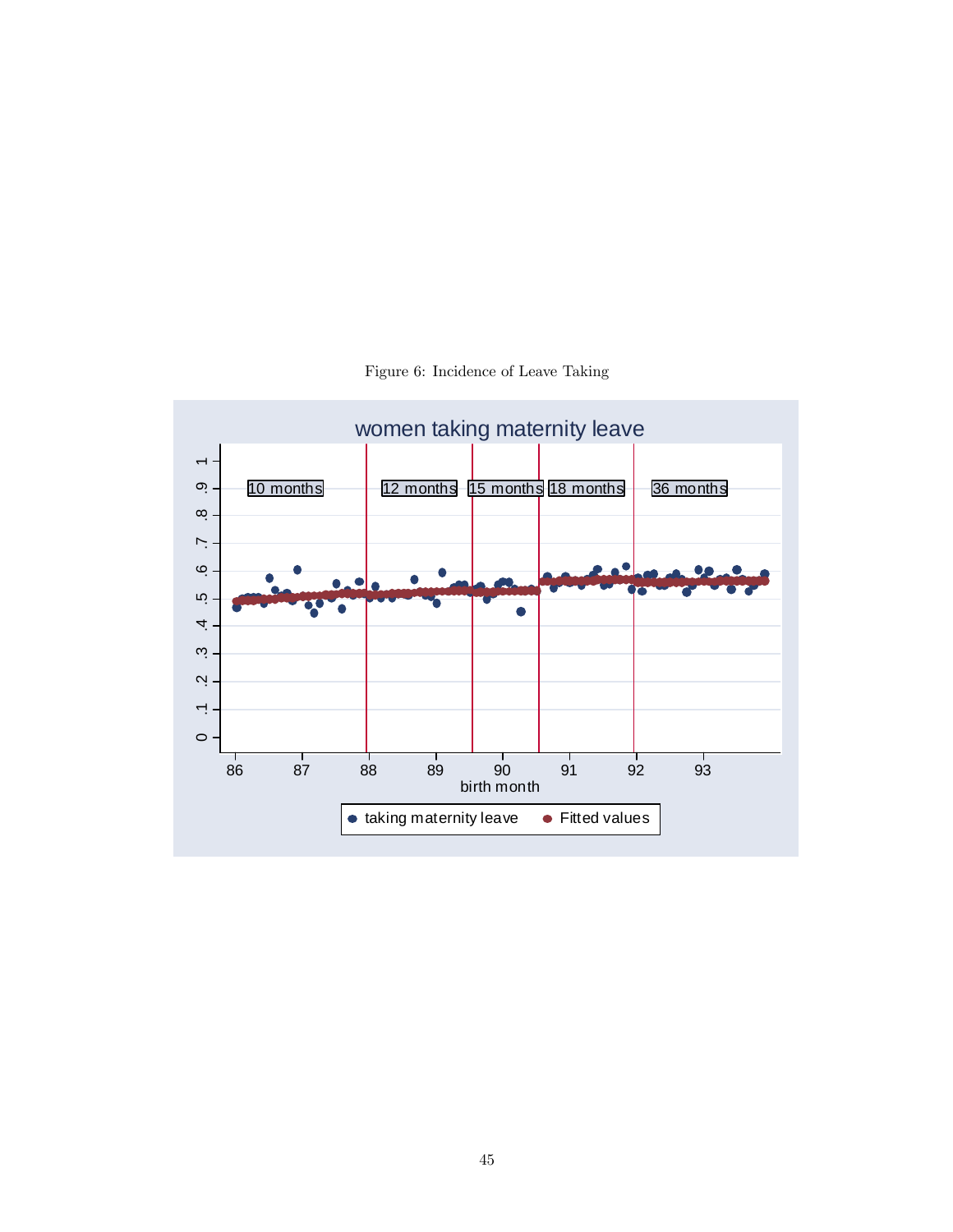Figure 6: Incidence of Leave Taking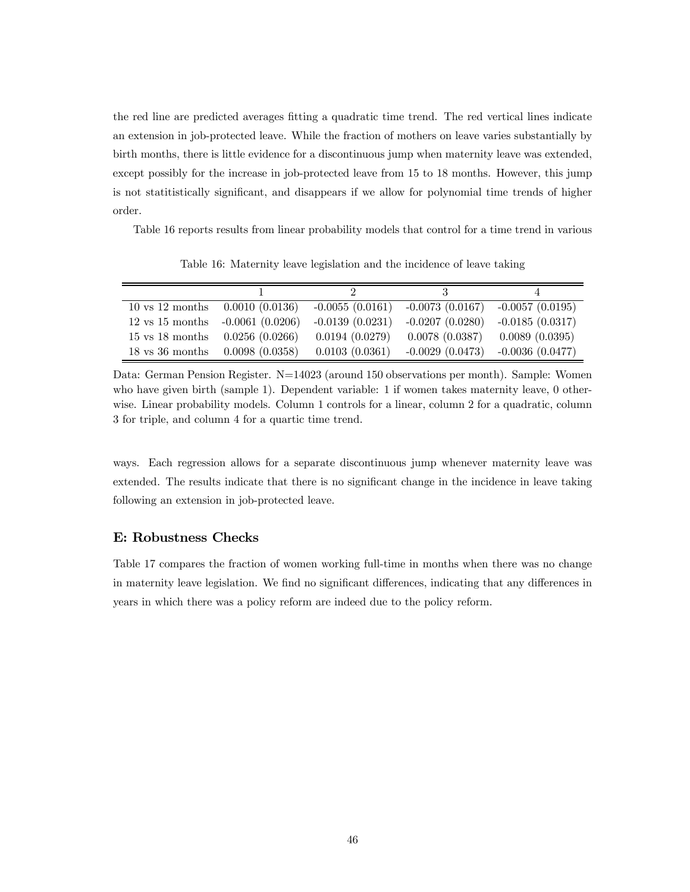the red line are predicted averages fitting a quadratic time trend. The red vertical lines indicate an extension in job-protected leave. While the fraction of mothers on leave varies substantially by birth months, there is little evidence for a discontinuous jump when maternity leave was extended, except possibly for the increase in job-protected leave from 15 to 18 months. However, this jump is not statitistically significant, and disappears if we allow for polynomial time trends of higher order.

Table 16 reports results from linear probability models that control for a time trend in various

Table 16: Maternity leave legislation and the incidence of leave taking

| | 1 | 2 | 3 | 4 |
|---|---|---|---|---|
| 10 vs 12 months | 0.0010 (0.0136) | -0.0055 (0.0161) | -0.0073 (0.0167) | -0.0057 (0.0195) |
| 12 vs 15 months | -0.0061 (0.0206) | -0.0139 (0.0231) | -0.0207 (0.0280) | -0.0185 (0.0317) |
| 15 vs 18 months | 0.0256 (0.0266) | 0.0194 (0.0279) | 0.0078 (0.0387) | 0.0089 (0.0395) |
| 18 vs 36 months | 0.0098 (0.0358) | 0.0103 (0.0361) | -0.0029 (0.0473) | -0.0036 (0.0477) |

Data: German Pension Register. N=14023 (around 150 observations per month). Sample: Women who have given birth (sample 1). Dependent variable: 1 if women takes maternity leave, 0 otherwise. Linear probability models. Column 1 controls for a linear, column 2 for a quadratic, column 3 for triple, and column 4 for a quartic time trend.

ways. Each regression allows for a separate discontinuous jump whenever maternity leave was extended. The results indicate that there is no significant change in the incidence in leave taking following an extension in job-protected leave.

## E: Robustness Checks

Table 17 compares the fraction of women working full-time in months when there was no change in maternity leave legislation. We find no significant differences, indicating that any differences in years in which there was a policy reform are indeed due to the policy reform.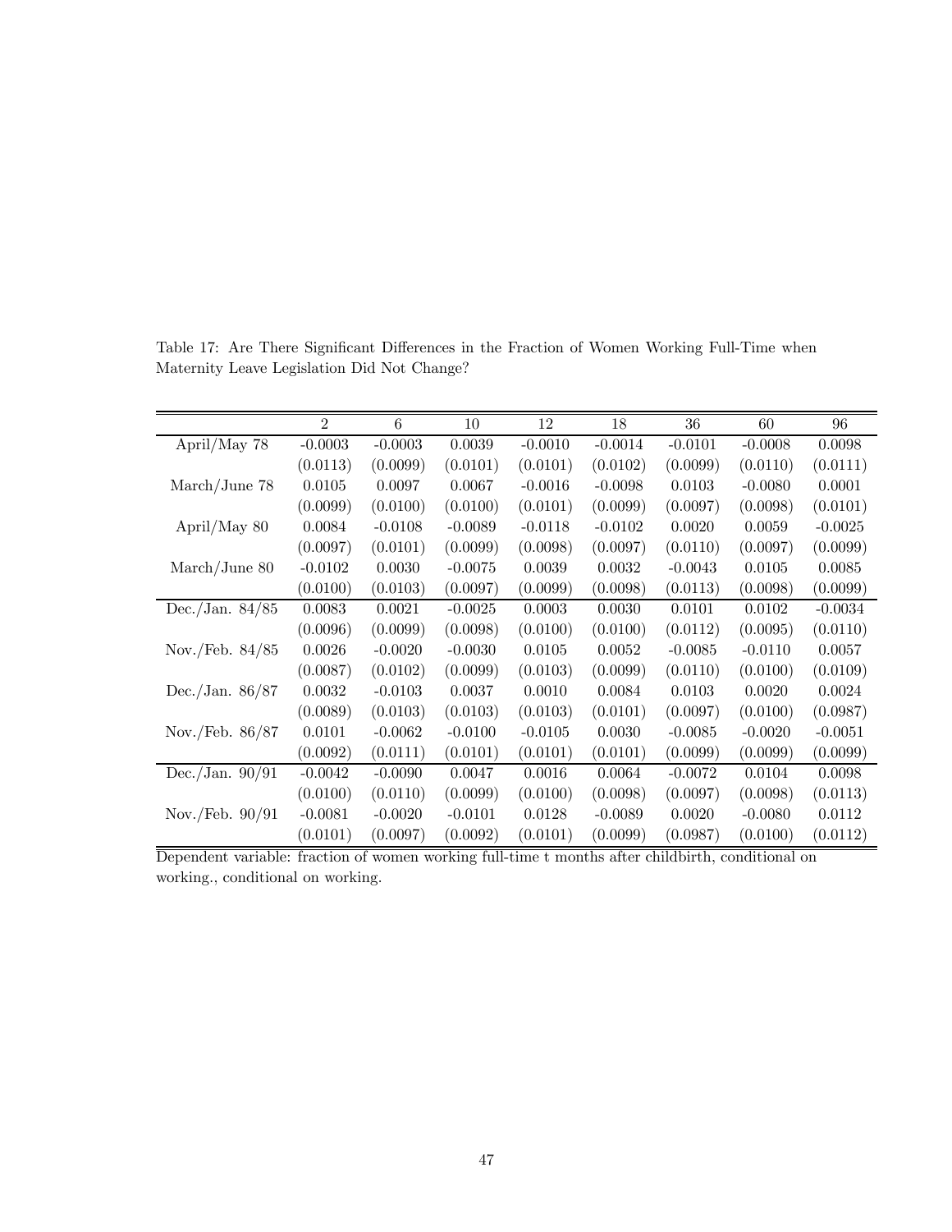Table 17: Are There Significant Differences in the Fraction of Women Working Full-Time when Maternity Leave Legislation Did Not Change?

| | 2 | 6 | 10 | 12 | 18 | 36 | 60 | 96 |
|---|---|---|---|---|---|---|---|---|
| April/May 78 | -0.0003 | -0.0003 | 0.0039 | -0.0010 | -0.0014 | -0.0101 | -0.0008 | 0.0098 |
| | (0.0113) | (0.0099) | (0.0101) | (0.0101) | (0.0102) | (0.0099) | (0.0110) | (0.0111) |
| March/June 78 | 0.0105 | 0.0097 | 0.0067 | -0.0016 | -0.0098 | 0.0103 | -0.0080 | 0.0001 |
| | (0.0099) | (0.0100) | (0.0100) | (0.0101) | (0.0099) | (0.0097) | (0.0098) | (0.0101) |
| April/May 80 | 0.0084 | -0.0108 | -0.0089 | -0.0118 | -0.0102 | 0.0020 | 0.0059 | -0.0025 |
| | (0.0097) | (0.0101) | (0.0099) | (0.0098) | (0.0097) | (0.0110) | (0.0097) | (0.0099) |
| March/June 80 | -0.0102 | 0.0030 | -0.0075 | 0.0039 | 0.0032 | -0.0043 | 0.0105 | 0.0085 |
| | (0.0100) | (0.0103) | (0.0097) | (0.0099) | (0.0098) | (0.0113) | (0.0098) | (0.0099) |
| Dec./Jan. 84/85 | 0.0083 | 0.0021 | -0.0025 | 0.0003 | 0.0030 | 0.0101 | 0.0102 | -0.0034 |
| | (0.0096) | (0.0099) | (0.0098) | (0.0100) | (0.0100) | (0.0112) | (0.0095) | (0.0110) |
| Nov./Feb. 84/85 | 0.0026 | -0.0020 | -0.0030 | 0.0105 | 0.0052 | -0.0085 | -0.0110 | 0.0057 |
| | (0.0087) | (0.0102) | (0.0099) | (0.0103) | (0.0099) | (0.0110) | (0.0100) | (0.0109) |
| Dec./Jan. 86/87 | 0.0032 | -0.0103 | 0.0037 | 0.0010 | 0.0084 | 0.0103 | 0.0020 | 0.0024 |
| | (0.0089) | (0.0103) | (0.0103) | (0.0103) | (0.0101) | (0.0097) | (0.0100) | (0.0987) |
| Nov./Feb. 86/87 | 0.0101 | -0.0062 | -0.0100 | -0.0105 | 0.0030 | -0.0085 | -0.0020 | -0.0051 |
| | (0.0092) | (0.0111) | (0.0101) | (0.0101) | (0.0101) | (0.0099) | (0.0099) | (0.0099) |
| Dec./Jan. 90/91 | -0.0042 | -0.0090 | 0.0047 | 0.0016 | 0.0064 | -0.0072 | 0.0104 | 0.0098 |
| | (0.0100) | (0.0110) | (0.0099) | (0.0100) | (0.0098) | (0.0097) | (0.0098) | (0.0113) |
| Nov./Feb. 90/91 | -0.0081 | -0.0020 | -0.0101 | 0.0128 | -0.0089 | 0.0020 | -0.0080 | 0.0112 |
| | (0.0101) | (0.0097) | (0.0092) | (0.0101) | (0.0099) | (0.0987) | (0.0100) | (0.0112) |

Dependent variable: fraction of women working full-time t months after childbirth, conditional on working., conditional on working.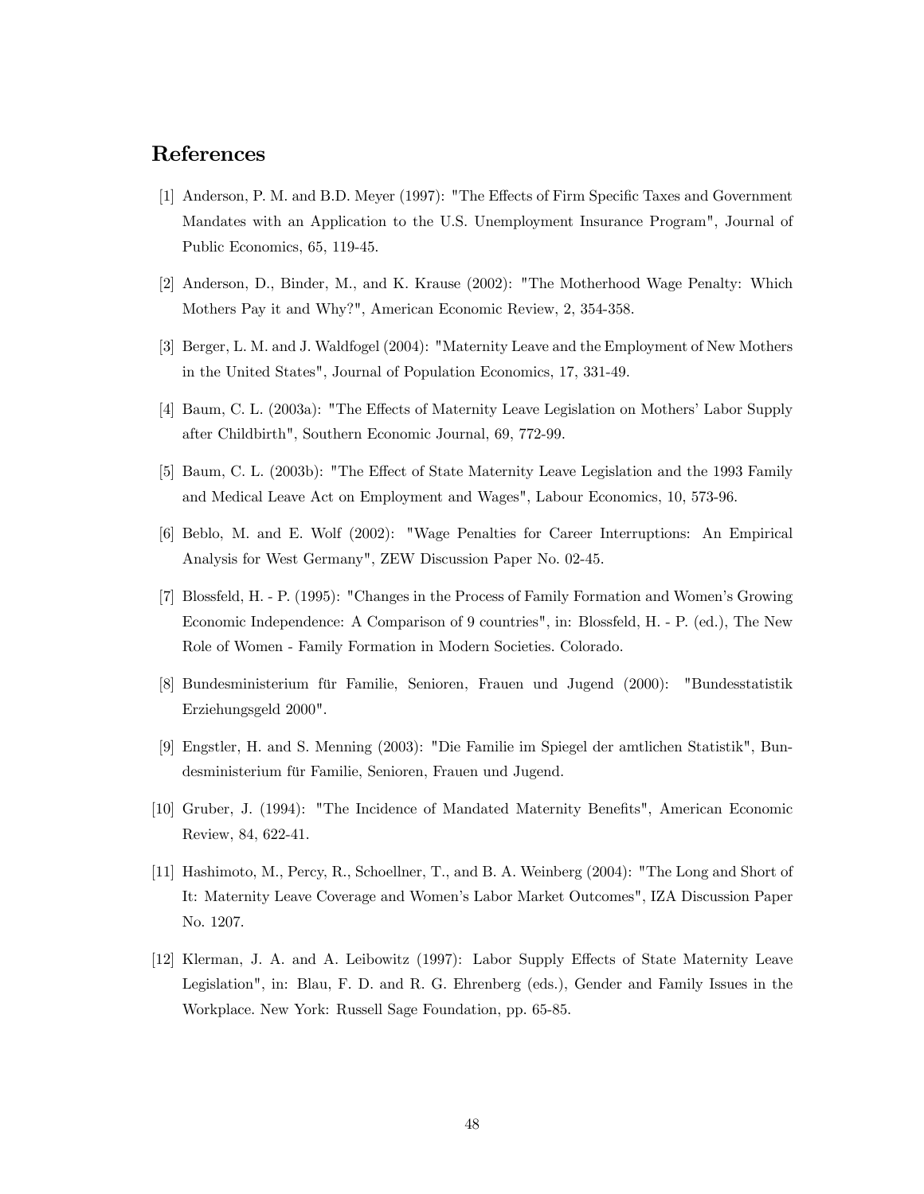# References

[1] Anderson, P. M. and B.D. Meyer (1997): "The Effects of Firm Specific Taxes and Government Mandates with an Application to the U.S. Unemployment Insurance Program", Journal of Public Economics, 65, 119-45.

[2] Anderson, D., Binder, M., and K. Krause (2002): "The Motherhood Wage Penalty: Which Mothers Pay it and Why?", American Economic Review, 2, 354-358.

[3] Berger, L. M. and J. Waldfogel (2004): "Maternity Leave and the Employment of New Mothers in the United States", Journal of Population Economics, 17, 331-49.

[4] Baum, C. L. (2003a): "The Effects of Maternity Leave Legislation on Mothers' Labor Supply after Childbirth", Southern Economic Journal, 69, 772-99.

[5] Baum, C. L. (2003b): "The Effect of State Maternity Leave Legislation and the 1993 Family and Medical Leave Act on Employment and Wages", Labour Economics, 10, 573-96.

[6] Beblo, M. and E. Wolf (2002): "Wage Penalties for Career Interruptions: An Empirical Analysis for West Germany", ZEW Discussion Paper No. 02-45.

[7] Blossfeld, H. - P. (1995): "Changes in the Process of Family Formation and Women's Growing Economic Independence: A Comparison of 9 countries", in: Blossfeld, H. - P. (ed.), The New Role of Women - Family Formation in Modern Societies. Colorado.

[8] Bundesministerium für Familie, Senioren, Frauen und Jugend (2000): "Bundesstatistik Erziehungsgeld 2000".

[9] Engstler, H. and S. Menning (2003): "Die Familie im Spiegel der amtlichen Statistik", Bundesministerium für Familie, Senioren, Frauen und Jugend.

[10] Gruber, J. (1994): "The Incidence of Mandated Maternity Benefits", American Economic Review, 84, 622-41.

[11] Hashimoto, M., Percy, R., Schoellner, T., and B. A. Weinberg (2004): "The Long and Short of It: Maternity Leave Coverage and Women's Labor Market Outcomes", IZA Discussion Paper No. 1207.

[12] Klerman, J. A. and A. Leibowitz (1997): Labor Supply Effects of State Maternity Leave Legislation", in: Blau, F. D. and R. G. Ehrenberg (eds.), Gender and Family Issues in the Workplace. New York: Russell Sage Foundation, pp. 65-85.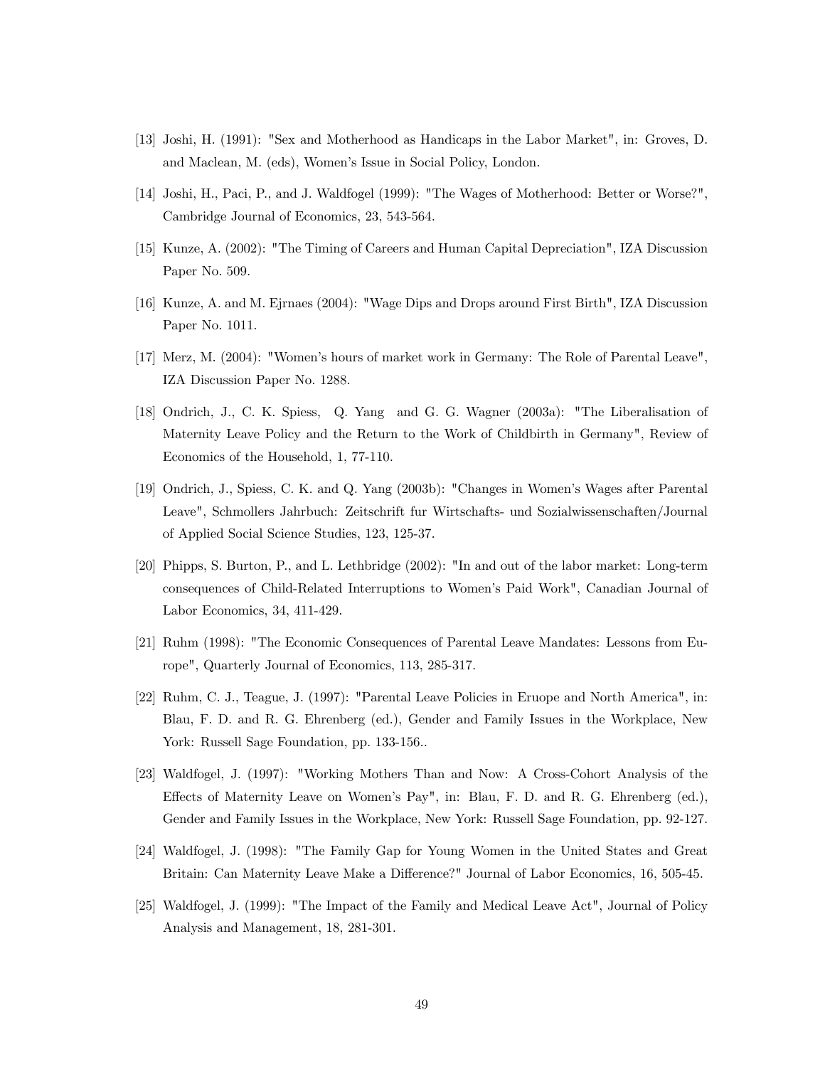[13] Joshi, H. (1991): "Sex and Motherhood as Handicaps in the Labor Market", in: Groves, D. and Maclean, M. (eds), Women's Issue in Social Policy, London.

[14] Joshi, H., Paci, P., and J. Waldfogel (1999): "The Wages of Motherhood: Better or Worse?", Cambridge Journal of Economics, 23, 543-564.

[15] Kunze, A. (2002): "The Timing of Careers and Human Capital Depreciation", IZA Discussion Paper No. 509.

[16] Kunze, A. and M. Ejrnaes (2004): "Wage Dips and Drops around First Birth", IZA Discussion Paper No. 1011.

[17] Merz, M. (2004): "Women's hours of market work in Germany: The Role of Parental Leave", IZA Discussion Paper No. 1288.

[18] Ondrich, J., C. K. Spiess, Q. Yang and G. G. Wagner (2003a): "The Liberalisation of Maternity Leave Policy and the Return to the Work of Childbirth in Germany", Review of Economics of the Household, 1, 77-110.

[19] Ondrich, J., Spiess, C. K. and Q. Yang (2003b): "Changes in Women's Wages after Parental Leave", Schmollers Jahrbuch: Zeitschrift fur Wirtschafts- und Sozialwissenschaften/Journal of Applied Social Science Studies, 123, 125-37.

[20] Phipps, S. Burton, P., and L. Lethbridge (2002): "In and out of the labor market: Long-term consequences of Child-Related Interruptions to Women's Paid Work", Canadian Journal of Labor Economics, 34, 411-429.

[21] Ruhm (1998): "The Economic Consequences of Parental Leave Mandates: Lessons from Europe", Quarterly Journal of Economics, 113, 285-317.

[22] Ruhm, C. J., Teague, J. (1997): "Parental Leave Policies in Eruope and North America", in: Blau, F. D. and R. G. Ehrenberg (ed.), Gender and Family Issues in the Workplace, New York: Russell Sage Foundation, pp. 133-156..

[23] Waldfogel, J. (1997): "Working Mothers Than and Now: A Cross-Cohort Analysis of the Effects of Maternity Leave on Women's Pay", in: Blau, F. D. and R. G. Ehrenberg (ed.), Gender and Family Issues in the Workplace, New York: Russell Sage Foundation, pp. 92-127.

[24] Waldfogel, J. (1998): "The Family Gap for Young Women in the United States and Great Britain: Can Maternity Leave Make a Difference?" Journal of Labor Economics, 16, 505-45.

[25] Waldfogel, J. (1999): "The Impact of the Family and Medical Leave Act", Journal of Policy Analysis and Management, 18, 281-301.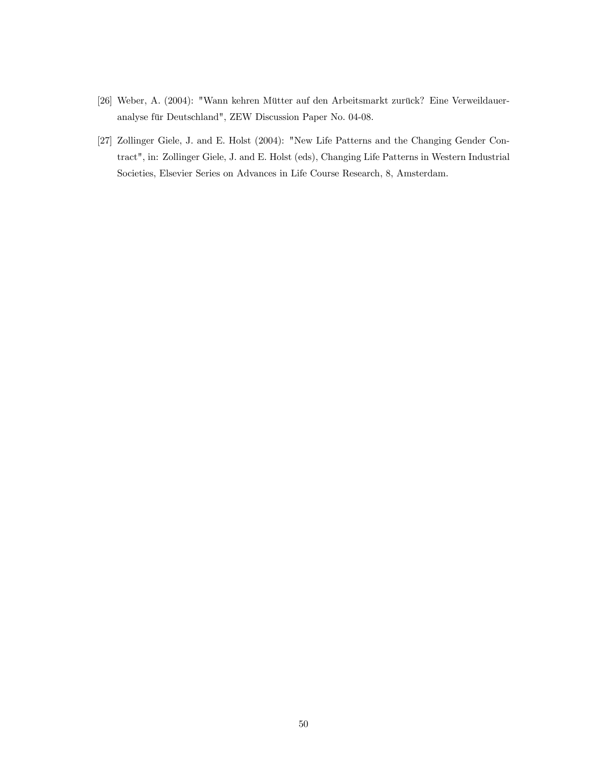[26] Weber, A. (2004): "Wann kehren Mütter auf den Arbeitsmarkt zurück? Eine Verweildaueranalyse für Deutschland", ZEW Discussion Paper No. 04-08.

[27] Zollinger Giele, J. and E. Holst (2004): "New Life Patterns and the Changing Gender Contract", in: Zollinger Giele, J. and E. Holst (eds), Changing Life Patterns in Western Industrial Societies, Elsevier Series on Advances in Life Course Research, 8, Amsterdam.